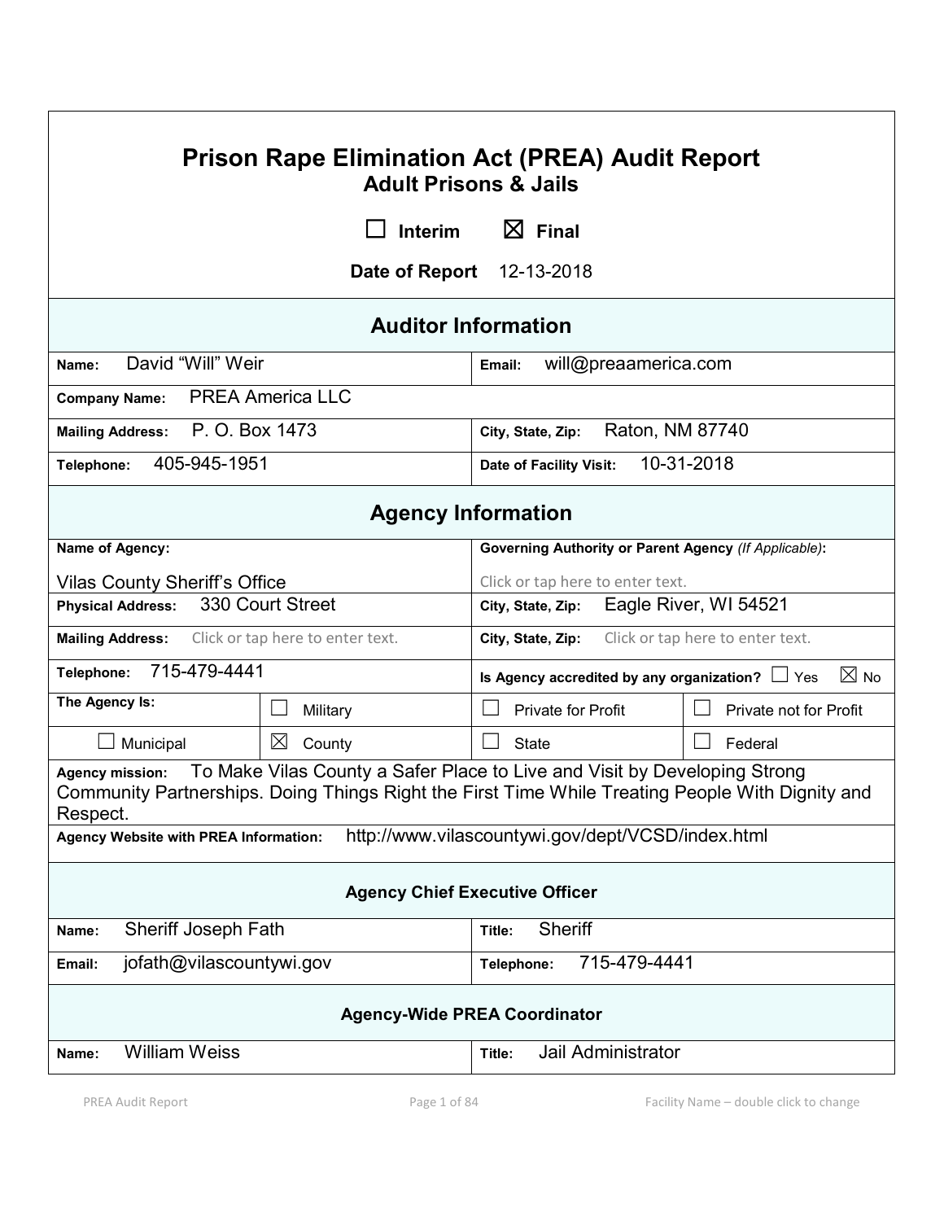# Prison Rape Elimination Act (PREA) Audit Report

## Adult Prisons & Jails

☐ Interim ☒ Final

**Date of Report** 12-13-2018

## Auditor Information

| | |
|---|---|
| **Name:** David "Will" Weir | **Email:** will@preaamerica.com |
| **Company Name:** PREA America LLC | |
| **Mailing Address:** P. O. Box 1473 | **City, State, Zip:** Raton, NM 87740 |
| **Telephone:** 405-945-1951 | **Date of Facility Visit:** 10-31-2018 |

## Agency Information

| | | | |
|---|---|---|---|
| **Name of Agency:** Vilas County Sheriff's Office | | **Governing Authority or Parent Agency** *(If Applicable)*: Click or tap here to enter text. | |
| **Physical Address:** 330 Court Street | | **City, State, Zip:** Eagle River, WI 54521 | |
| **Mailing Address:** Click or tap here to enter text. | | **City, State, Zip:** Click or tap here to enter text. | |
| **Telephone:** 715-479-4441 | | **Is Agency accredited by any organization?** ☐ Yes ☒ No | |
| **The Agency Is:** | ☐ Military | ☐ Private for Profit | ☐ Private not for Profit |
| ☐ Municipal | ☒ County | ☐ State | ☐ Federal |

**Agency mission:** To Make Vilas County a Safer Place to Live and Visit by Developing Strong Community Partnerships. Doing Things Right the First Time While Treating People With Dignity and Respect.

**Agency Website with PREA Information:** http://www.vilascountywi.gov/dept/VCSD/index.html

### Agency Chief Executive Officer

| | |
|---|---|
| **Name:** Sheriff Joseph Fath | **Title:** Sheriff |
| **Email:** jofath@vilascountywi.gov | **Telephone:** 715-479-4441 |

### Agency-Wide PREA Coordinator

| | |
|---|---|
| **Name:** William Weiss | **Title:** Jail Administrator |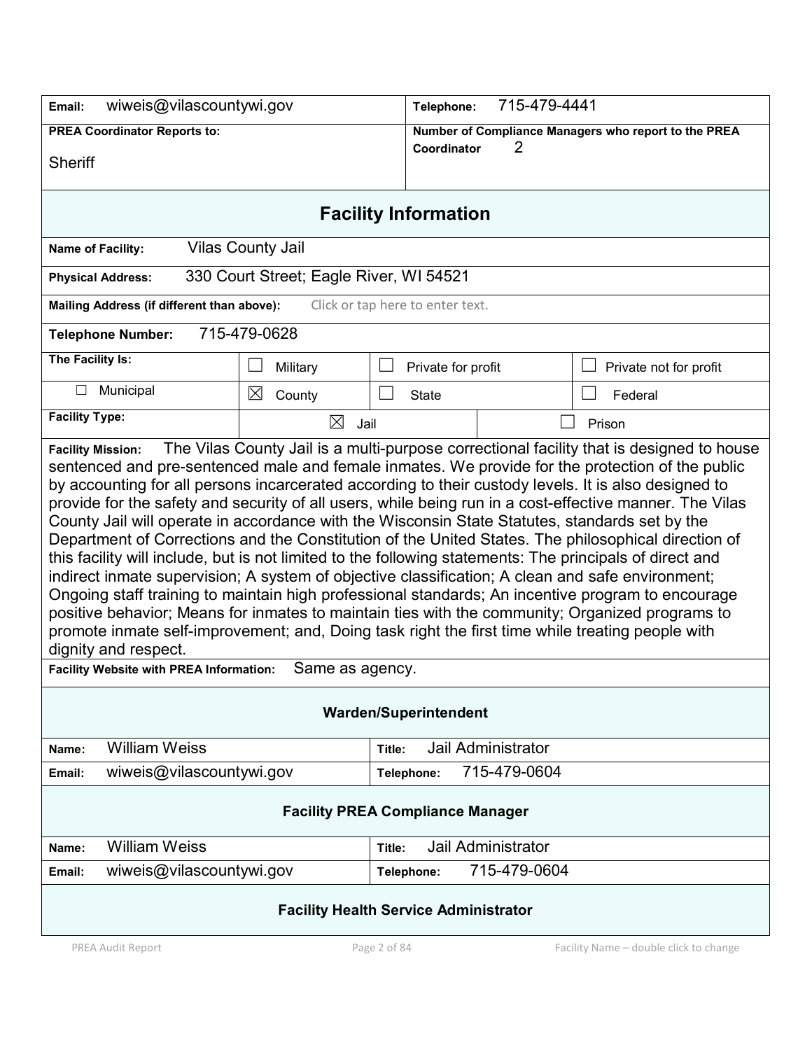| | |
|---|---|
| **Email:** wiweis@vilascountywi.gov | **Telephone:** 715-479-4441 |
| **PREA Coordinator Reports to:** Sheriff | **Number of Compliance Managers who report to the PREA Coordinator** 2 |

## Facility Information

**Name of Facility:** Vilas County Jail

**Physical Address:** 330 Court Street; Eagle River, WI 54521

**Mailing Address (if different than above):** Click or tap here to enter text.

**Telephone Number:** 715-479-0628

| **The Facility Is:** | ☐ Military | ☐ Private for profit | ☐ Private not for profit |
|---|---|---|---|
| ☐ Municipal | ☒ County | ☐ State | ☐ Federal |

| **Facility Type:** | ☒ Jail | ☐ Prison |
|---|---|---|

**Facility Mission:** The Vilas County Jail is a multi-purpose correctional facility that is designed to house sentenced and pre-sentenced male and female inmates. We provide for the protection of the public by accounting for all persons incarcerated according to their custody levels. It is also designed to provide for the safety and security of all users, while being run in a cost-effective manner. The Vilas County Jail will operate in accordance with the Wisconsin State Statutes, standards set by the Department of Corrections and the Constitution of the United States. The philosophical direction of this facility will include, but is not limited to the following statements: The principals of direct and indirect inmate supervision; A system of objective classification; A clean and safe environment; Ongoing staff training to maintain high professional standards; An incentive program to encourage positive behavior; Means for inmates to maintain ties with the community; Organized programs to promote inmate self-improvement; and, Doing task right the first time while treating people with dignity and respect.

**Facility Website with PREA Information:** Same as agency.

### Warden/Superintendent

| | |
|---|---|
| **Name:** William Weiss | **Title:** Jail Administrator |
| **Email:** wiweis@vilascountywi.gov | **Telephone:** 715-479-0604 |

### Facility PREA Compliance Manager

| | |
|---|---|
| **Name:** William Weiss | **Title:** Jail Administrator |
| **Email:** wiweis@vilascountywi.gov | **Telephone:** 715-479-0604 |

### Facility Health Service Administrator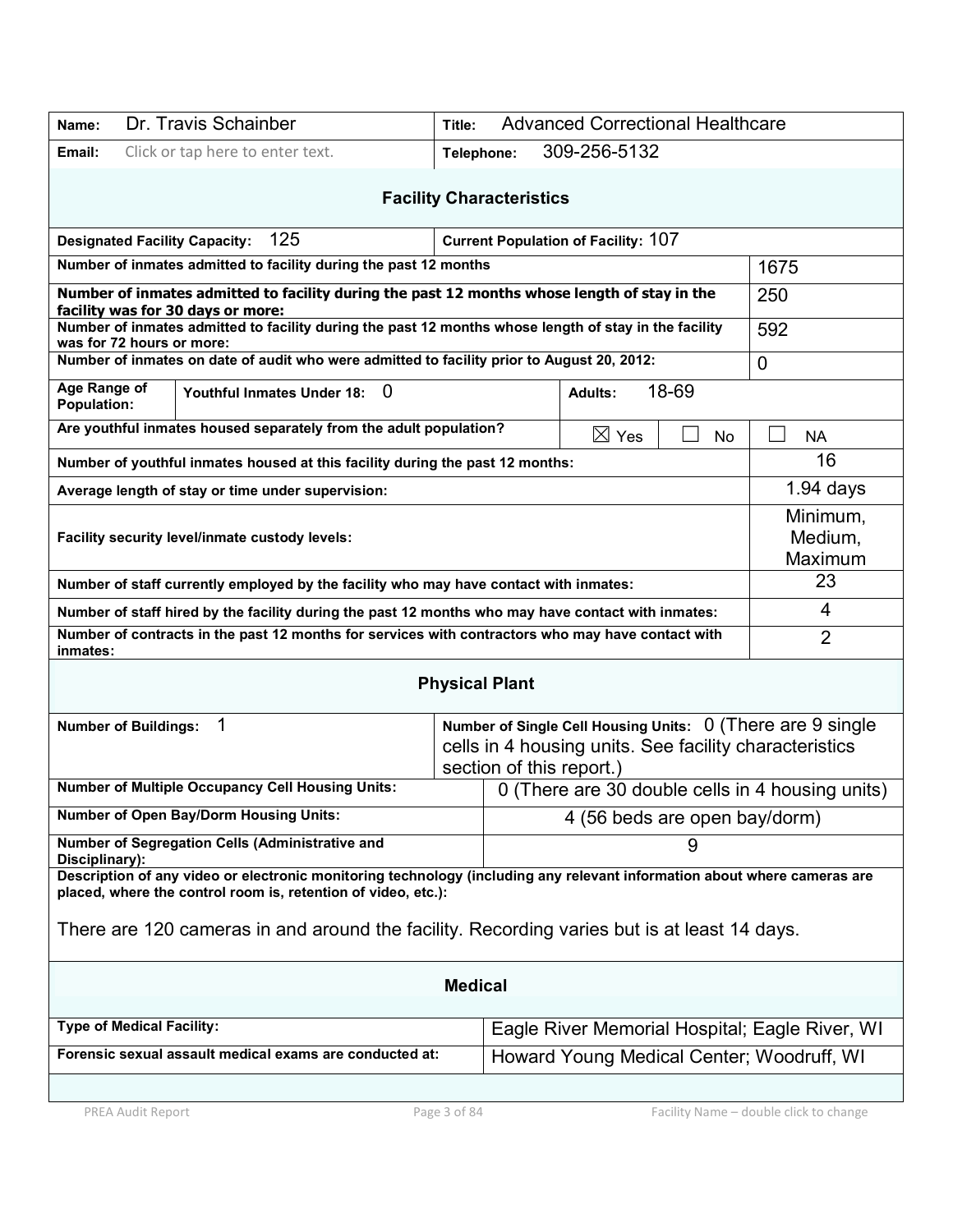| | |
|---|---|
| **Name:** Dr. Travis Schainber | **Title:** Advanced Correctional Healthcare |
| **Email:** Click or tap here to enter text. | **Telephone:** 309-256-5132 |

## Facility Characteristics

| | |
|---|---|
| **Designated Facility Capacity:** 125 | **Current Population of Facility:** 107 |

| | |
|---|---|
| **Number of inmates admitted to facility during the past 12 months** | 1675 |
| **Number of inmates admitted to facility during the past 12 months whose length of stay in the facility was for 30 days or more:** | 250 |
| **Number of inmates admitted to facility during the past 12 months whose length of stay in the facility was for 72 hours or more:** | 592 |
| **Number of inmates on date of audit who were admitted to facility prior to August 20, 2012:** | 0 |

| | | | | |
|---|---|---|---|---|
| **Age Range of Population:** | **Youthful Inmates Under 18:** 0 | **Adults:** 18-69 | | |
| **Are youthful inmates housed separately from the adult population?** | | ☒ Yes | ☐ No | ☐ NA |

| | |
|---|---|
| **Number of youthful inmates housed at this facility during the past 12 months:** | 16 |
| **Average length of stay or time under supervision:** | 1.94 days |
| **Facility security level/inmate custody levels:** | Minimum, Medium, Maximum |
| **Number of staff currently employed by the facility who may have contact with inmates:** | 23 |
| **Number of staff hired by the facility during the past 12 months who may have contact with inmates:** | 4 |
| **Number of contracts in the past 12 months for services with contractors who may have contact with inmates:** | 2 |

## Physical Plant

| | |
|---|---|
| **Number of Buildings:** 1 | **Number of Single Cell Housing Units:** 0 (There are 9 single cells in 4 housing units. See facility characteristics section of this report.) |
| **Number of Multiple Occupancy Cell Housing Units:** | 0 (There are 30 double cells in 4 housing units) |
| **Number of Open Bay/Dorm Housing Units:** | 4 (56 beds are open bay/dorm) |
| **Number of Segregation Cells (Administrative and Disciplinary):** | 9 |

**Description of any video or electronic monitoring technology (including any relevant information about where cameras are placed, where the control room is, retention of video, etc.):**

There are 120 cameras in and around the facility. Recording varies but is at least 14 days.

## Medical

| | |
|---|---|
| **Type of Medical Facility:** | Eagle River Memorial Hospital; Eagle River, WI |
| **Forensic sexual assault medical exams are conducted at:** | Howard Young Medical Center; Woodruff, WI |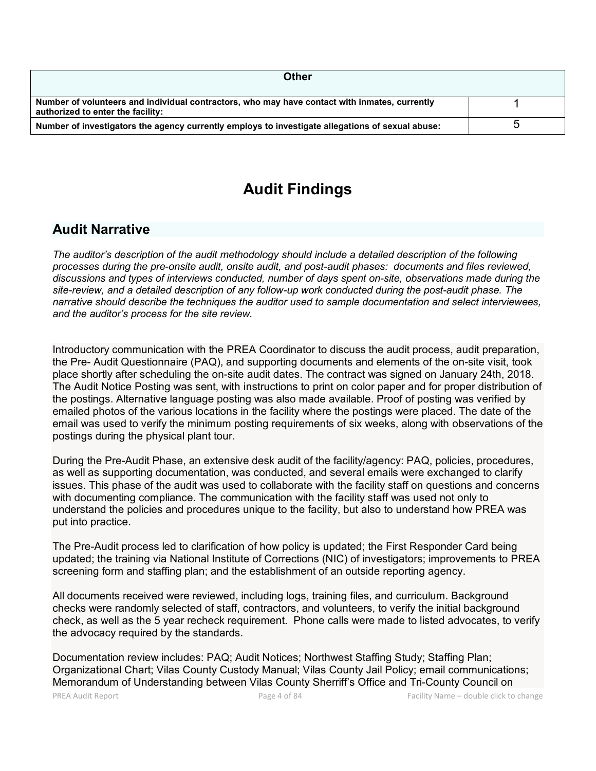| Other | |
| --- | --- |
| **Number of volunteers and individual contractors, who may have contact with inmates, currently authorized to enter the facility:** | 1 |
| **Number of investigators the agency currently employs to investigate allegations of sexual abuse:** | 5 |

# Audit Findings

## Audit Narrative

*The auditor's description of the audit methodology should include a detailed description of the following processes during the pre-onsite audit, onsite audit, and post-audit phases: documents and files reviewed, discussions and types of interviews conducted, number of days spent on-site, observations made during the site-review, and a detailed description of any follow-up work conducted during the post-audit phase. The narrative should describe the techniques the auditor used to sample documentation and select interviewees, and the auditor's process for the site review.*

Introductory communication with the PREA Coordinator to discuss the audit process, audit preparation, the Pre- Audit Questionnaire (PAQ), and supporting documents and elements of the on-site visit, took place shortly after scheduling the on-site audit dates. The contract was signed on January 24th, 2018. The Audit Notice Posting was sent, with instructions to print on color paper and for proper distribution of the postings. Alternative language posting was also made available. Proof of posting was verified by emailed photos of the various locations in the facility where the postings were placed. The date of the email was used to verify the minimum posting requirements of six weeks, along with observations of the postings during the physical plant tour.

During the Pre-Audit Phase, an extensive desk audit of the facility/agency: PAQ, policies, procedures, as well as supporting documentation, was conducted, and several emails were exchanged to clarify issues. This phase of the audit was used to collaborate with the facility staff on questions and concerns with documenting compliance. The communication with the facility staff was used not only to understand the policies and procedures unique to the facility, but also to understand how PREA was put into practice.

The Pre-Audit process led to clarification of how policy is updated; the First Responder Card being updated; the training via National Institute of Corrections (NIC) of investigators; improvements to PREA screening form and staffing plan; and the establishment of an outside reporting agency.

All documents received were reviewed, including logs, training files, and curriculum. Background checks were randomly selected of staff, contractors, and volunteers, to verify the initial background check, as well as the 5 year recheck requirement. Phone calls were made to listed advocates, to verify the advocacy required by the standards.

Documentation review includes: PAQ; Audit Notices; Northwest Staffing Study; Staffing Plan; Organizational Chart; Vilas County Custody Manual; Vilas County Jail Policy; email communications; Memorandum of Understanding between Vilas County Sherriff's Office and Tri-County Council on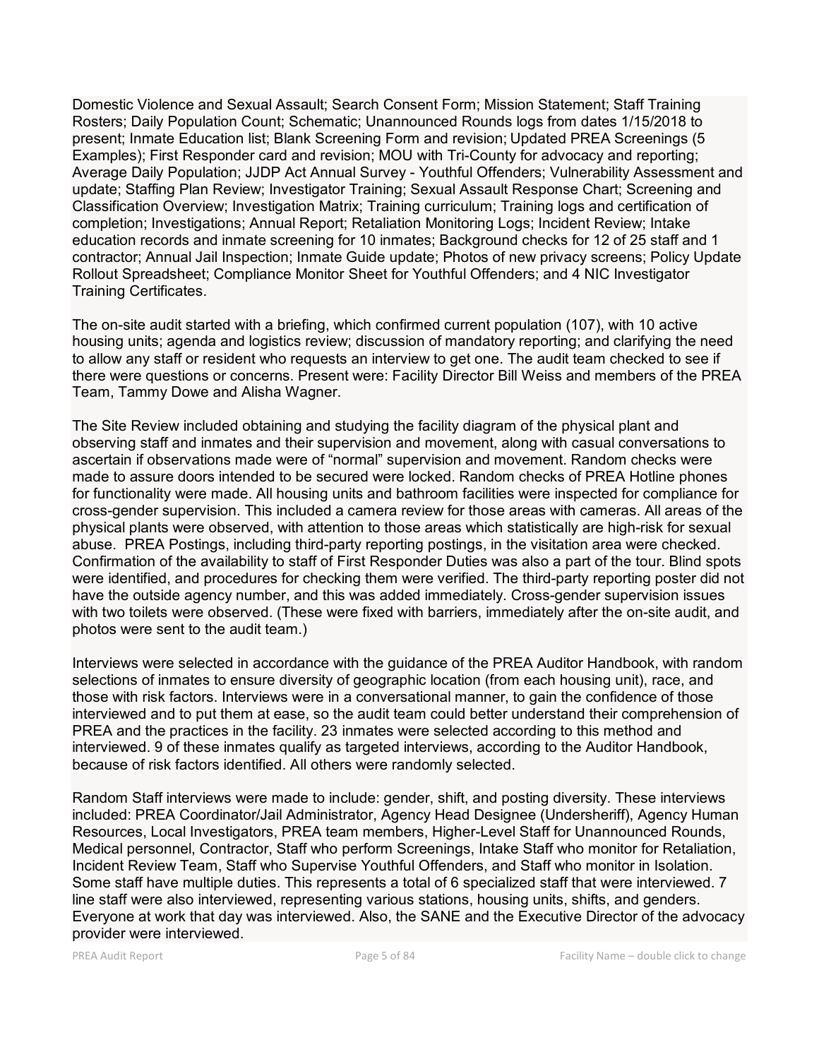Domestic Violence and Sexual Assault; Search Consent Form; Mission Statement; Staff Training Rosters; Daily Population Count; Schematic; Unannounced Rounds logs from dates 1/15/2018 to present; Inmate Education list; Blank Screening Form and revision; Updated PREA Screenings (5 Examples); First Responder card and revision; MOU with Tri-County for advocacy and reporting; Average Daily Population; JJDP Act Annual Survey - Youthful Offenders; Vulnerability Assessment and update; Staffing Plan Review; Investigator Training; Sexual Assault Response Chart; Screening and Classification Overview; Investigation Matrix; Training curriculum; Training logs and certification of completion; Investigations; Annual Report; Retaliation Monitoring Logs; Incident Review; Intake education records and inmate screening for 10 inmates; Background checks for 12 of 25 staff and 1 contractor; Annual Jail Inspection; Inmate Guide update; Photos of new privacy screens; Policy Update Rollout Spreadsheet; Compliance Monitor Sheet for Youthful Offenders; and 4 NIC Investigator Training Certificates.

The on-site audit started with a briefing, which confirmed current population (107), with 10 active housing units; agenda and logistics review; discussion of mandatory reporting; and clarifying the need to allow any staff or resident who requests an interview to get one. The audit team checked to see if there were questions or concerns. Present were: Facility Director Bill Weiss and members of the PREA Team, Tammy Dowe and Alisha Wagner.

The Site Review included obtaining and studying the facility diagram of the physical plant and observing staff and inmates and their supervision and movement, along with casual conversations to ascertain if observations made were of "normal" supervision and movement. Random checks were made to assure doors intended to be secured were locked. Random checks of PREA Hotline phones for functionality were made. All housing units and bathroom facilities were inspected for compliance for cross-gender supervision. This included a camera review for those areas with cameras. All areas of the physical plants were observed, with attention to those areas which statistically are high-risk for sexual abuse. PREA Postings, including third-party reporting postings, in the visitation area were checked. Confirmation of the availability to staff of First Responder Duties was also a part of the tour. Blind spots were identified, and procedures for checking them were verified. The third-party reporting poster did not have the outside agency number, and this was added immediately. Cross-gender supervision issues with two toilets were observed. (These were fixed with barriers, immediately after the on-site audit, and photos were sent to the audit team.)

Interviews were selected in accordance with the guidance of the PREA Auditor Handbook, with random selections of inmates to ensure diversity of geographic location (from each housing unit), race, and those with risk factors. Interviews were in a conversational manner, to gain the confidence of those interviewed and to put them at ease, so the audit team could better understand their comprehension of PREA and the practices in the facility. 23 inmates were selected according to this method and interviewed. 9 of these inmates qualify as targeted interviews, according to the Auditor Handbook, because of risk factors identified. All others were randomly selected.

Random Staff interviews were made to include: gender, shift, and posting diversity. These interviews included: PREA Coordinator/Jail Administrator, Agency Head Designee (Undersheriff), Agency Human Resources, Local Investigators, PREA team members, Higher-Level Staff for Unannounced Rounds, Medical personnel, Contractor, Staff who perform Screenings, Intake Staff who monitor for Retaliation, Incident Review Team, Staff who Supervise Youthful Offenders, and Staff who monitor in Isolation. Some staff have multiple duties. This represents a total of 6 specialized staff that were interviewed. 7 line staff were also interviewed, representing various stations, housing units, shifts, and genders. Everyone at work that day was interviewed. Also, the SANE and the Executive Director of the advocacy provider were interviewed.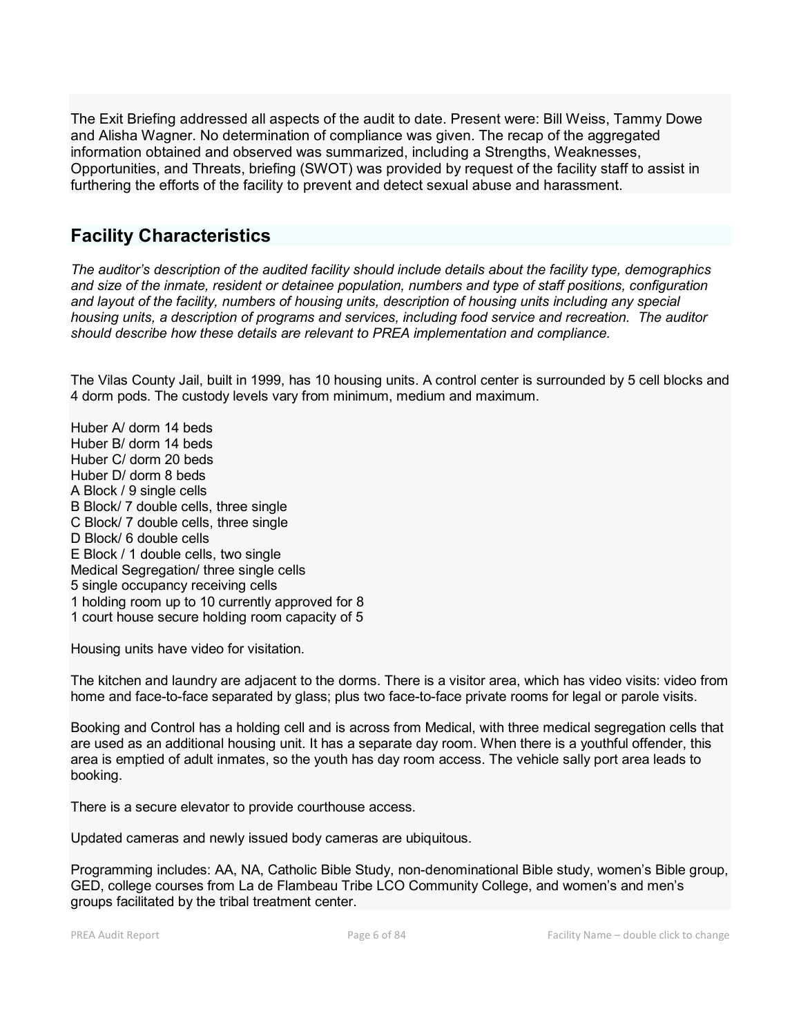The Exit Briefing addressed all aspects of the audit to date. Present were: Bill Weiss, Tammy Dowe and Alisha Wagner. No determination of compliance was given. The recap of the aggregated information obtained and observed was summarized, including a Strengths, Weaknesses, Opportunities, and Threats, briefing (SWOT) was provided by request of the facility staff to assist in furthering the efforts of the facility to prevent and detect sexual abuse and harassment.

## Facility Characteristics

*The auditor's description of the audited facility should include details about the facility type, demographics and size of the inmate, resident or detainee population, numbers and type of staff positions, configuration and layout of the facility, numbers of housing units, description of housing units including any special housing units, a description of programs and services, including food service and recreation. The auditor should describe how these details are relevant to PREA implementation and compliance.*

The Vilas County Jail, built in 1999, has 10 housing units. A control center is surrounded by 5 cell blocks and 4 dorm pods. The custody levels vary from minimum, medium and maximum.

Huber A/ dorm 14 beds
Huber B/ dorm 14 beds
Huber C/ dorm 20 beds
Huber D/ dorm 8 beds
A Block / 9 single cells
B Block/ 7 double cells, three single
C Block/ 7 double cells, three single
D Block/ 6 double cells
E Block / 1 double cells, two single
Medical Segregation/ three single cells
5 single occupancy receiving cells
1 holding room up to 10 currently approved for 8
1 court house secure holding room capacity of 5

Housing units have video for visitation.

The kitchen and laundry are adjacent to the dorms. There is a visitor area, which has video visits: video from home and face-to-face separated by glass; plus two face-to-face private rooms for legal or parole visits.

Booking and Control has a holding cell and is across from Medical, with three medical segregation cells that are used as an additional housing unit. It has a separate day room. When there is a youthful offender, this area is emptied of adult inmates, so the youth has day room access. The vehicle sally port area leads to booking.

There is a secure elevator to provide courthouse access.

Updated cameras and newly issued body cameras are ubiquitous.

Programming includes: AA, NA, Catholic Bible Study, non-denominational Bible study, women's Bible group, GED, college courses from La de Flambeau Tribe LCO Community College, and women's and men's groups facilitated by the tribal treatment center.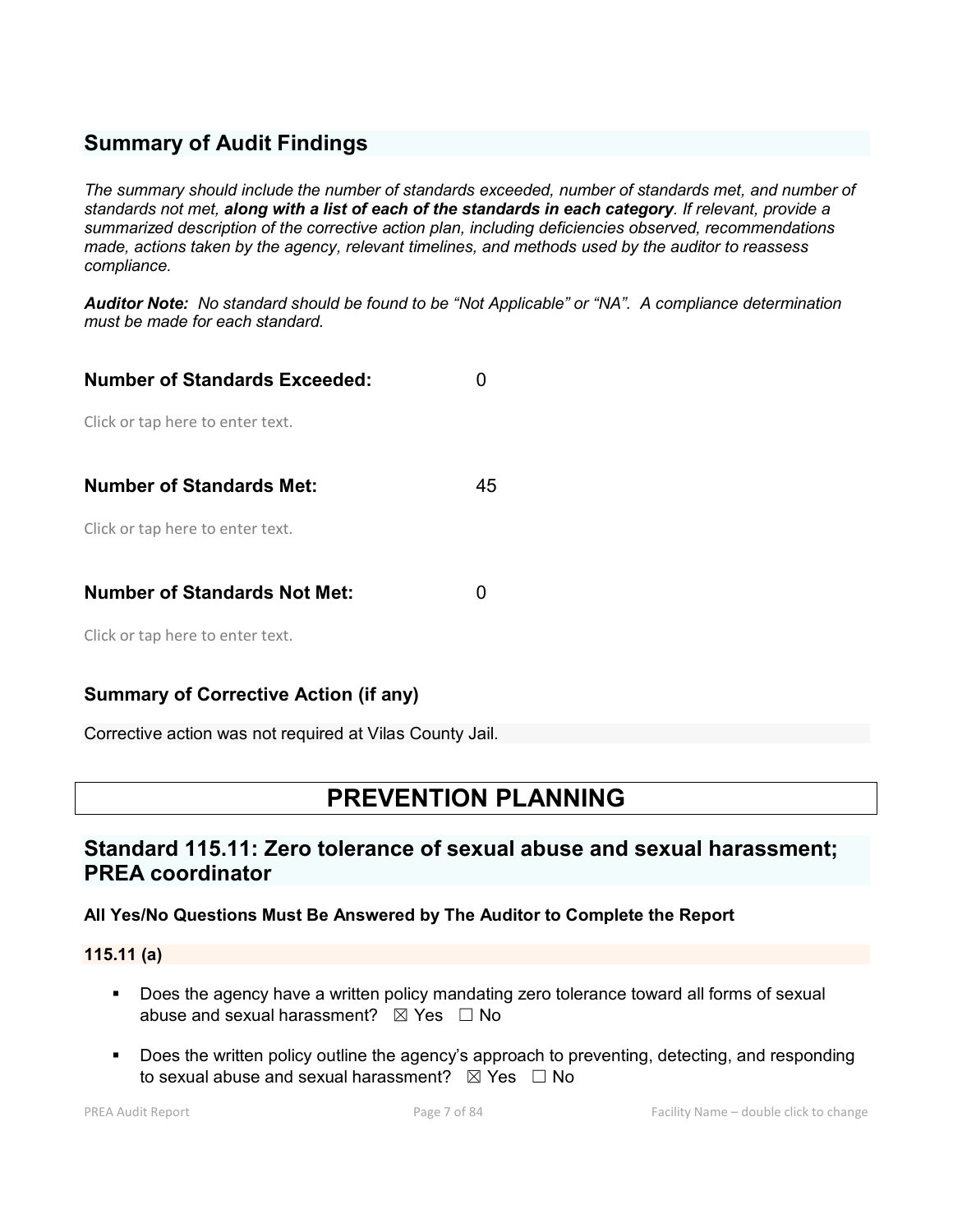## Summary of Audit Findings

*The summary should include the number of standards exceeded, number of standards met, and number of standards not met, **along with a list of each of the standards in each category**. If relevant, provide a summarized description of the corrective action plan, including deficiencies observed, recommendations made, actions taken by the agency, relevant timelines, and methods used by the auditor to reassess compliance.*

***Auditor Note:*** *No standard should be found to be "Not Applicable" or "NA". A compliance determination must be made for each standard.*

**Number of Standards Exceeded:** 0

Click or tap here to enter text.

**Number of Standards Met:** 45

Click or tap here to enter text.

**Number of Standards Not Met:** 0

Click or tap here to enter text.

### Summary of Corrective Action (if any)

Corrective action was not required at Vilas County Jail.

# PREVENTION PLANNING

## Standard 115.11: Zero tolerance of sexual abuse and sexual harassment; PREA coordinator

**All Yes/No Questions Must Be Answered by The Auditor to Complete the Report**

**115.11 (a)**

- Does the agency have a written policy mandating zero tolerance toward all forms of sexual abuse and sexual harassment? ☒ Yes ☐ No
- Does the written policy outline the agency's approach to preventing, detecting, and responding to sexual abuse and sexual harassment? ☒ Yes ☐ No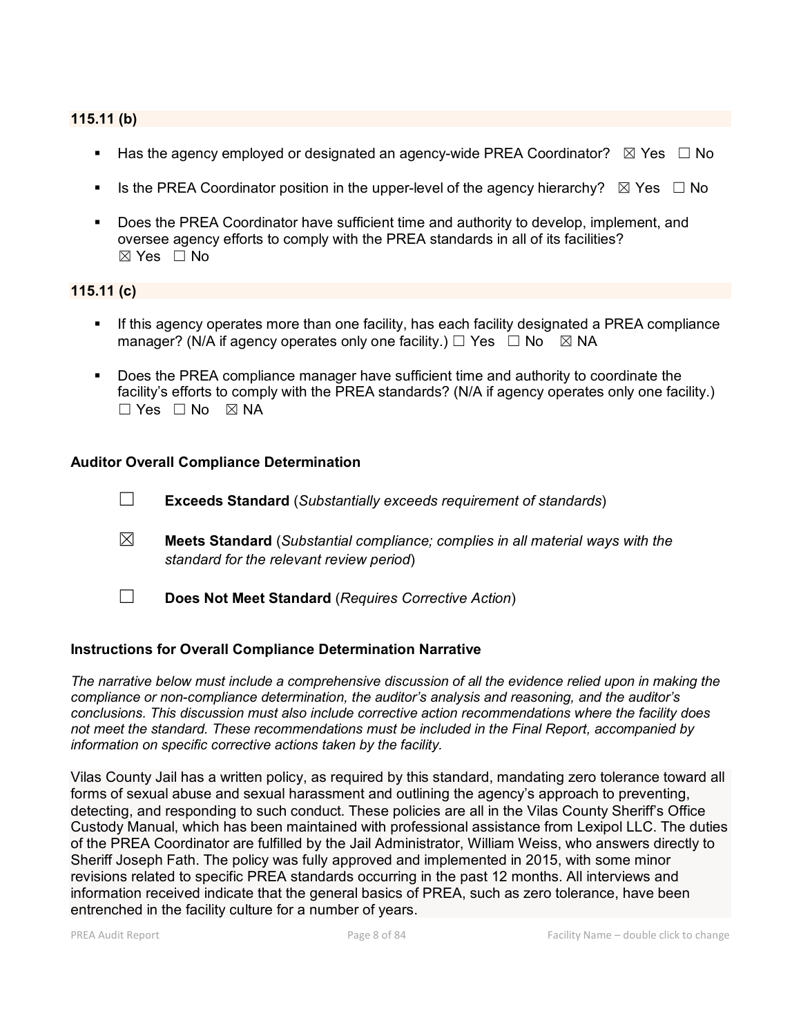### 115.11 (b)

- Has the agency employed or designated an agency-wide PREA Coordinator? ☒ Yes ☐ No
- Is the PREA Coordinator position in the upper-level of the agency hierarchy? ☒ Yes ☐ No
- Does the PREA Coordinator have sufficient time and authority to develop, implement, and oversee agency efforts to comply with the PREA standards in all of its facilities? ☒ Yes ☐ No

### 115.11 (c)

- If this agency operates more than one facility, has each facility designated a PREA compliance manager? (N/A if agency operates only one facility.) ☐ Yes ☐ No ☒ NA
- Does the PREA compliance manager have sufficient time and authority to coordinate the facility's efforts to comply with the PREA standards? (N/A if agency operates only one facility.) ☐ Yes ☐ No ☒ NA

### Auditor Overall Compliance Determination

☐ **Exceeds Standard** (*Substantially exceeds requirement of standards*)

☒ **Meets Standard** (*Substantial compliance; complies in all material ways with the standard for the relevant review period*)

☐ **Does Not Meet Standard** (*Requires Corrective Action*)

### Instructions for Overall Compliance Determination Narrative

*The narrative below must include a comprehensive discussion of all the evidence relied upon in making the compliance or non-compliance determination, the auditor's analysis and reasoning, and the auditor's conclusions. This discussion must also include corrective action recommendations where the facility does not meet the standard. These recommendations must be included in the Final Report, accompanied by information on specific corrective actions taken by the facility.*

Vilas County Jail has a written policy, as required by this standard, mandating zero tolerance toward all forms of sexual abuse and sexual harassment and outlining the agency's approach to preventing, detecting, and responding to such conduct. These policies are all in the Vilas County Sheriff's Office Custody Manual, which has been maintained with professional assistance from Lexipol LLC. The duties of the PREA Coordinator are fulfilled by the Jail Administrator, William Weiss, who answers directly to Sheriff Joseph Fath. The policy was fully approved and implemented in 2015, with some minor revisions related to specific PREA standards occurring in the past 12 months. All interviews and information received indicate that the general basics of PREA, such as zero tolerance, have been entrenched in the facility culture for a number of years.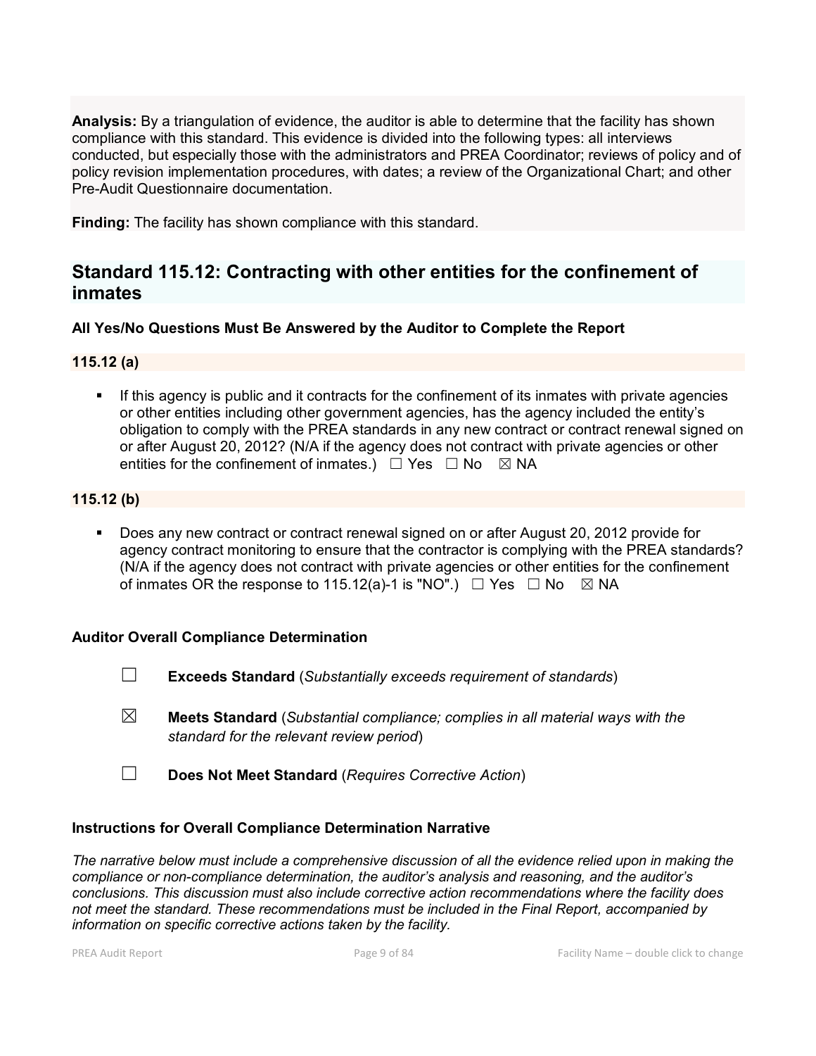**Analysis:** By a triangulation of evidence, the auditor is able to determine that the facility has shown compliance with this standard. This evidence is divided into the following types: all interviews conducted, but especially those with the administrators and PREA Coordinator; reviews of policy and of policy revision implementation procedures, with dates; a review of the Organizational Chart; and other Pre-Audit Questionnaire documentation.

**Finding:** The facility has shown compliance with this standard.

## Standard 115.12: Contracting with other entities for the confinement of inmates

**All Yes/No Questions Must Be Answered by the Auditor to Complete the Report**

**115.12 (a)**

- If this agency is public and it contracts for the confinement of its inmates with private agencies or other entities including other government agencies, has the agency included the entity's obligation to comply with the PREA standards in any new contract or contract renewal signed on or after August 20, 2012? (N/A if the agency does not contract with private agencies or other entities for the confinement of inmates.) ☐ Yes ☐ No ☒ NA

**115.12 (b)**

- Does any new contract or contract renewal signed on or after August 20, 2012 provide for agency contract monitoring to ensure that the contractor is complying with the PREA standards? (N/A if the agency does not contract with private agencies or other entities for the confinement of inmates OR the response to 115.12(a)-1 is "NO".) ☐ Yes ☐ No ☒ NA

**Auditor Overall Compliance Determination**

☐ **Exceeds Standard** (*Substantially exceeds requirement of standards*)

☒ **Meets Standard** (*Substantial compliance; complies in all material ways with the standard for the relevant review period*)

☐ **Does Not Meet Standard** (*Requires Corrective Action*)

**Instructions for Overall Compliance Determination Narrative**

*The narrative below must include a comprehensive discussion of all the evidence relied upon in making the compliance or non-compliance determination, the auditor's analysis and reasoning, and the auditor's conclusions. This discussion must also include corrective action recommendations where the facility does not meet the standard. These recommendations must be included in the Final Report, accompanied by information on specific corrective actions taken by the facility.*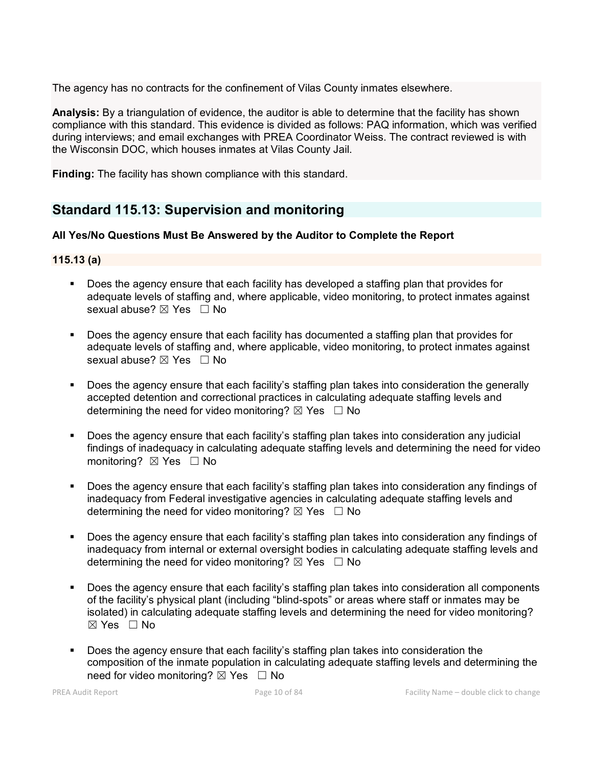The agency has no contracts for the confinement of Vilas County inmates elsewhere.

**Analysis:** By a triangulation of evidence, the auditor is able to determine that the facility has shown compliance with this standard. This evidence is divided as follows: PAQ information, which was verified during interviews; and email exchanges with PREA Coordinator Weiss. The contract reviewed is with the Wisconsin DOC, which houses inmates at Vilas County Jail.

**Finding:** The facility has shown compliance with this standard.

## Standard 115.13: Supervision and monitoring

**All Yes/No Questions Must Be Answered by the Auditor to Complete the Report**

**115.13 (a)**

- Does the agency ensure that each facility has developed a staffing plan that provides for adequate levels of staffing and, where applicable, video monitoring, to protect inmates against sexual abuse? ☒ Yes ☐ No
- Does the agency ensure that each facility has documented a staffing plan that provides for adequate levels of staffing and, where applicable, video monitoring, to protect inmates against sexual abuse? ☒ Yes ☐ No
- Does the agency ensure that each facility's staffing plan takes into consideration the generally accepted detention and correctional practices in calculating adequate staffing levels and determining the need for video monitoring? ☒ Yes ☐ No
- Does the agency ensure that each facility's staffing plan takes into consideration any judicial findings of inadequacy in calculating adequate staffing levels and determining the need for video monitoring? ☒ Yes ☐ No
- Does the agency ensure that each facility's staffing plan takes into consideration any findings of inadequacy from Federal investigative agencies in calculating adequate staffing levels and determining the need for video monitoring? ☒ Yes ☐ No
- Does the agency ensure that each facility's staffing plan takes into consideration any findings of inadequacy from internal or external oversight bodies in calculating adequate staffing levels and determining the need for video monitoring? ☒ Yes ☐ No
- Does the agency ensure that each facility's staffing plan takes into consideration all components of the facility's physical plant (including "blind-spots" or areas where staff or inmates may be isolated) in calculating adequate staffing levels and determining the need for video monitoring? ☒ Yes ☐ No
- Does the agency ensure that each facility's staffing plan takes into consideration the composition of the inmate population in calculating adequate staffing levels and determining the need for video monitoring? ☒ Yes ☐ No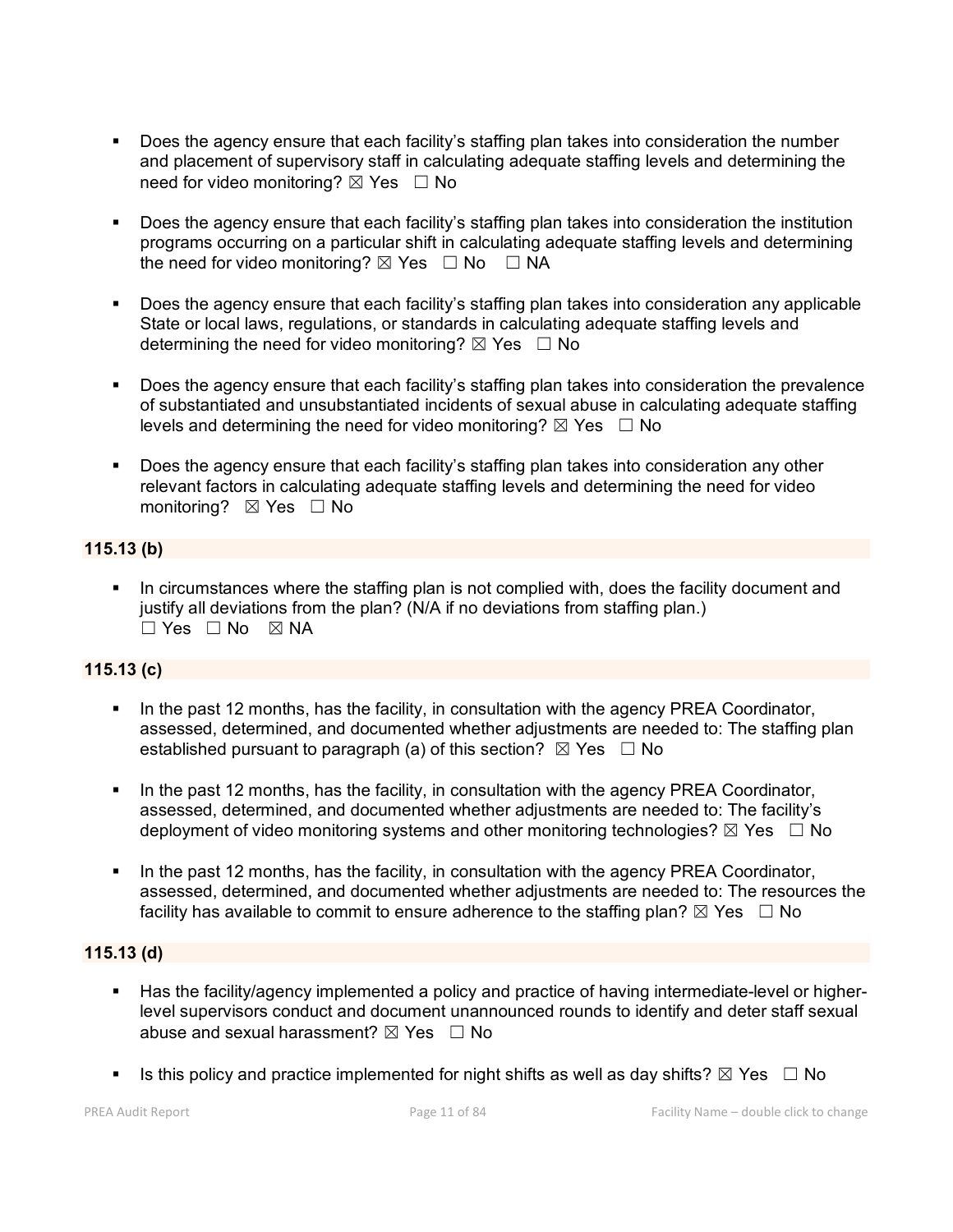- Does the agency ensure that each facility's staffing plan takes into consideration the number and placement of supervisory staff in calculating adequate staffing levels and determining the need for video monitoring? ☒ Yes ☐ No

- Does the agency ensure that each facility's staffing plan takes into consideration the institution programs occurring on a particular shift in calculating adequate staffing levels and determining the need for video monitoring? ☒ Yes ☐ No ☐ NA

- Does the agency ensure that each facility's staffing plan takes into consideration any applicable State or local laws, regulations, or standards in calculating adequate staffing levels and determining the need for video monitoring? ☒ Yes ☐ No

- Does the agency ensure that each facility's staffing plan takes into consideration the prevalence of substantiated and unsubstantiated incidents of sexual abuse in calculating adequate staffing levels and determining the need for video monitoring? ☒ Yes ☐ No

- Does the agency ensure that each facility's staffing plan takes into consideration any other relevant factors in calculating adequate staffing levels and determining the need for video monitoring? ☒ Yes ☐ No

**115.13 (b)**

- In circumstances where the staffing plan is not complied with, does the facility document and justify all deviations from the plan? (N/A if no deviations from staffing plan.) ☐ Yes ☐ No ☒ NA

**115.13 (c)**

- In the past 12 months, has the facility, in consultation with the agency PREA Coordinator, assessed, determined, and documented whether adjustments are needed to: The staffing plan established pursuant to paragraph (a) of this section? ☒ Yes ☐ No

- In the past 12 months, has the facility, in consultation with the agency PREA Coordinator, assessed, determined, and documented whether adjustments are needed to: The facility's deployment of video monitoring systems and other monitoring technologies? ☒ Yes ☐ No

- In the past 12 months, has the facility, in consultation with the agency PREA Coordinator, assessed, determined, and documented whether adjustments are needed to: The resources the facility has available to commit to ensure adherence to the staffing plan? ☒ Yes ☐ No

**115.13 (d)**

- Has the facility/agency implemented a policy and practice of having intermediate-level or higher-level supervisors conduct and document unannounced rounds to identify and deter staff sexual abuse and sexual harassment? ☒ Yes ☐ No

- Is this policy and practice implemented for night shifts as well as day shifts? ☒ Yes ☐ No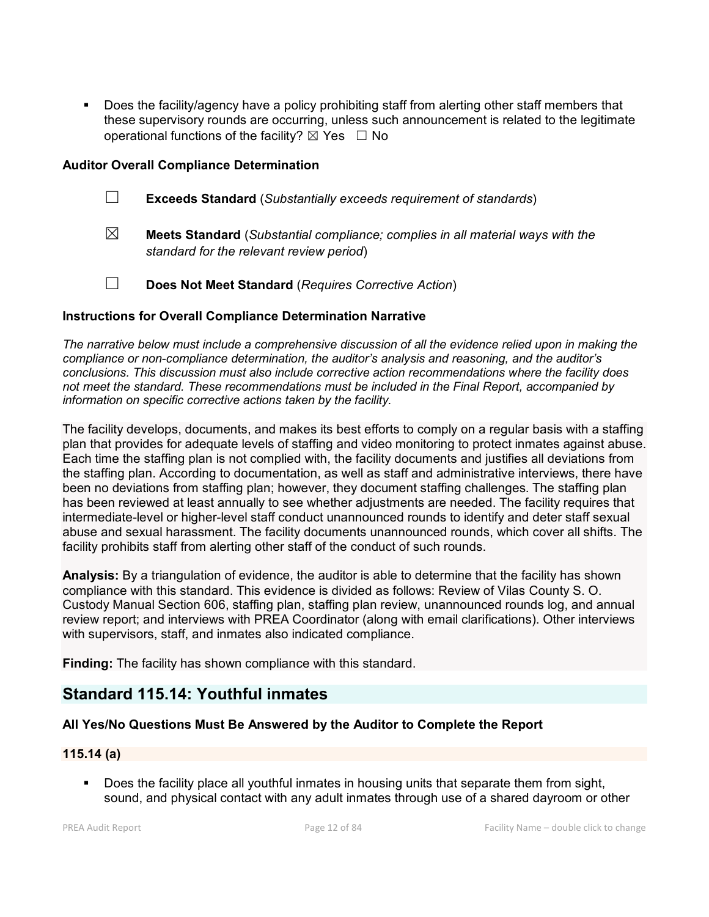- Does the facility/agency have a policy prohibiting staff from alerting other staff members that these supervisory rounds are occurring, unless such announcement is related to the legitimate operational functions of the facility? ☒ Yes ☐ No

**Auditor Overall Compliance Determination**

☐ **Exceeds Standard** (*Substantially exceeds requirement of standards*)

☒ **Meets Standard** (*Substantial compliance; complies in all material ways with the standard for the relevant review period*)

☐ **Does Not Meet Standard** (*Requires Corrective Action*)

**Instructions for Overall Compliance Determination Narrative**

*The narrative below must include a comprehensive discussion of all the evidence relied upon in making the compliance or non-compliance determination, the auditor's analysis and reasoning, and the auditor's conclusions. This discussion must also include corrective action recommendations where the facility does not meet the standard. These recommendations must be included in the Final Report, accompanied by information on specific corrective actions taken by the facility.*

The facility develops, documents, and makes its best efforts to comply on a regular basis with a staffing plan that provides for adequate levels of staffing and video monitoring to protect inmates against abuse. Each time the staffing plan is not complied with, the facility documents and justifies all deviations from the staffing plan. According to documentation, as well as staff and administrative interviews, there have been no deviations from staffing plan; however, they document staffing challenges. The staffing plan has been reviewed at least annually to see whether adjustments are needed. The facility requires that intermediate-level or higher-level staff conduct unannounced rounds to identify and deter staff sexual abuse and sexual harassment. The facility documents unannounced rounds, which cover all shifts. The facility prohibits staff from alerting other staff of the conduct of such rounds.

**Analysis:** By a triangulation of evidence, the auditor is able to determine that the facility has shown compliance with this standard. This evidence is divided as follows: Review of Vilas County S. O. Custody Manual Section 606, staffing plan, staffing plan review, unannounced rounds log, and annual review report; and interviews with PREA Coordinator (along with email clarifications). Other interviews with supervisors, staff, and inmates also indicated compliance.

**Finding:** The facility has shown compliance with this standard.

## Standard 115.14: Youthful inmates

**All Yes/No Questions Must Be Answered by the Auditor to Complete the Report**

**115.14 (a)**

- Does the facility place all youthful inmates in housing units that separate them from sight, sound, and physical contact with any adult inmates through use of a shared dayroom or other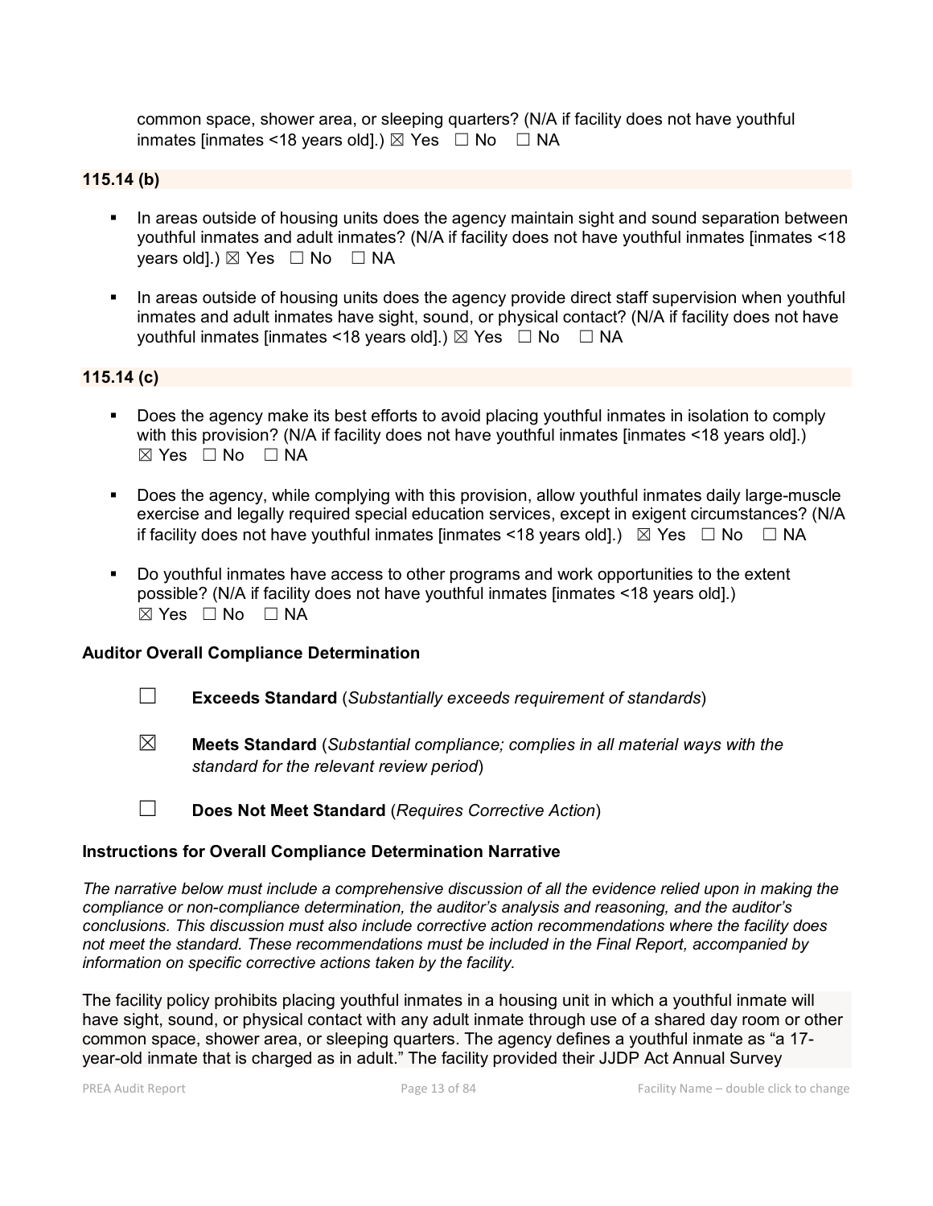common space, shower area, or sleeping quarters? (N/A if facility does not have youthful inmates [inmates <18 years old].) ☒ Yes ☐ No ☐ NA

**115.14 (b)**

- In areas outside of housing units does the agency maintain sight and sound separation between youthful inmates and adult inmates? (N/A if facility does not have youthful inmates [inmates <18 years old].) ☒ Yes ☐ No ☐ NA
- In areas outside of housing units does the agency provide direct staff supervision when youthful inmates and adult inmates have sight, sound, or physical contact? (N/A if facility does not have youthful inmates [inmates <18 years old].) ☒ Yes ☐ No ☐ NA

**115.14 (c)**

- Does the agency make its best efforts to avoid placing youthful inmates in isolation to comply with this provision? (N/A if facility does not have youthful inmates [inmates <18 years old].) ☒ Yes ☐ No ☐ NA
- Does the agency, while complying with this provision, allow youthful inmates daily large-muscle exercise and legally required special education services, except in exigent circumstances? (N/A if facility does not have youthful inmates [inmates <18 years old].) ☒ Yes ☐ No ☐ NA
- Do youthful inmates have access to other programs and work opportunities to the extent possible? (N/A if facility does not have youthful inmates [inmates <18 years old].) ☒ Yes ☐ No ☐ NA

**Auditor Overall Compliance Determination**

☐ **Exceeds Standard** (*Substantially exceeds requirement of standards*)

☒ **Meets Standard** (*Substantial compliance; complies in all material ways with the standard for the relevant review period*)

☐ **Does Not Meet Standard** (*Requires Corrective Action*)

**Instructions for Overall Compliance Determination Narrative**

*The narrative below must include a comprehensive discussion of all the evidence relied upon in making the compliance or non-compliance determination, the auditor's analysis and reasoning, and the auditor's conclusions. This discussion must also include corrective action recommendations where the facility does not meet the standard. These recommendations must be included in the Final Report, accompanied by information on specific corrective actions taken by the facility.*

The facility policy prohibits placing youthful inmates in a housing unit in which a youthful inmate will have sight, sound, or physical contact with any adult inmate through use of a shared day room or other common space, shower area, or sleeping quarters. The agency defines a youthful inmate as "a 17-year-old inmate that is charged as in adult." The facility provided their JJDP Act Annual Survey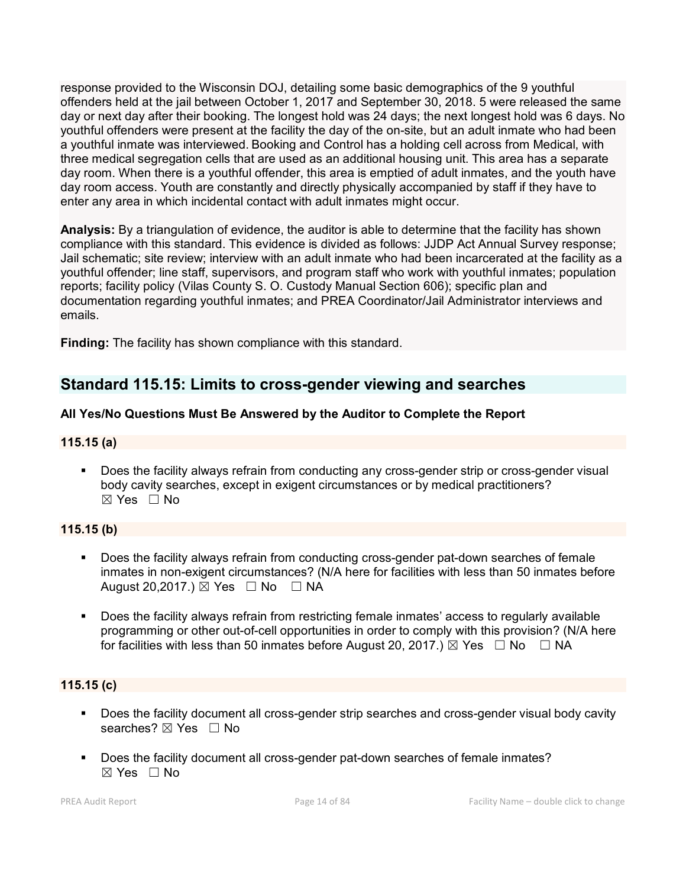response provided to the Wisconsin DOJ, detailing some basic demographics of the 9 youthful offenders held at the jail between October 1, 2017 and September 30, 2018. 5 were released the same day or next day after their booking. The longest hold was 24 days; the next longest hold was 6 days. No youthful offenders were present at the facility the day of the on-site, but an adult inmate who had been a youthful inmate was interviewed. Booking and Control has a holding cell across from Medical, with three medical segregation cells that are used as an additional housing unit. This area has a separate day room. When there is a youthful offender, this area is emptied of adult inmates, and the youth have day room access. Youth are constantly and directly physically accompanied by staff if they have to enter any area in which incidental contact with adult inmates might occur.

**Analysis:** By a triangulation of evidence, the auditor is able to determine that the facility has shown compliance with this standard. This evidence is divided as follows: JJDP Act Annual Survey response; Jail schematic; site review; interview with an adult inmate who had been incarcerated at the facility as a youthful offender; line staff, supervisors, and program staff who work with youthful inmates; population reports; facility policy (Vilas County S. O. Custody Manual Section 606); specific plan and documentation regarding youthful inmates; and PREA Coordinator/Jail Administrator interviews and emails.

**Finding:** The facility has shown compliance with this standard.

## Standard 115.15: Limits to cross-gender viewing and searches

**All Yes/No Questions Must Be Answered by the Auditor to Complete the Report**

**115.15 (a)**

- Does the facility always refrain from conducting any cross-gender strip or cross-gender visual body cavity searches, except in exigent circumstances or by medical practitioners? ☒ Yes ☐ No

**115.15 (b)**

- Does the facility always refrain from conducting cross-gender pat-down searches of female inmates in non-exigent circumstances? (N/A here for facilities with less than 50 inmates before August 20,2017.) ☒ Yes ☐ No ☐ NA
- Does the facility always refrain from restricting female inmates' access to regularly available programming or other out-of-cell opportunities in order to comply with this provision? (N/A here for facilities with less than 50 inmates before August 20, 2017.) ☒ Yes ☐ No ☐ NA

**115.15 (c)**

- Does the facility document all cross-gender strip searches and cross-gender visual body cavity searches? ☒ Yes ☐ No
- Does the facility document all cross-gender pat-down searches of female inmates? ☒ Yes ☐ No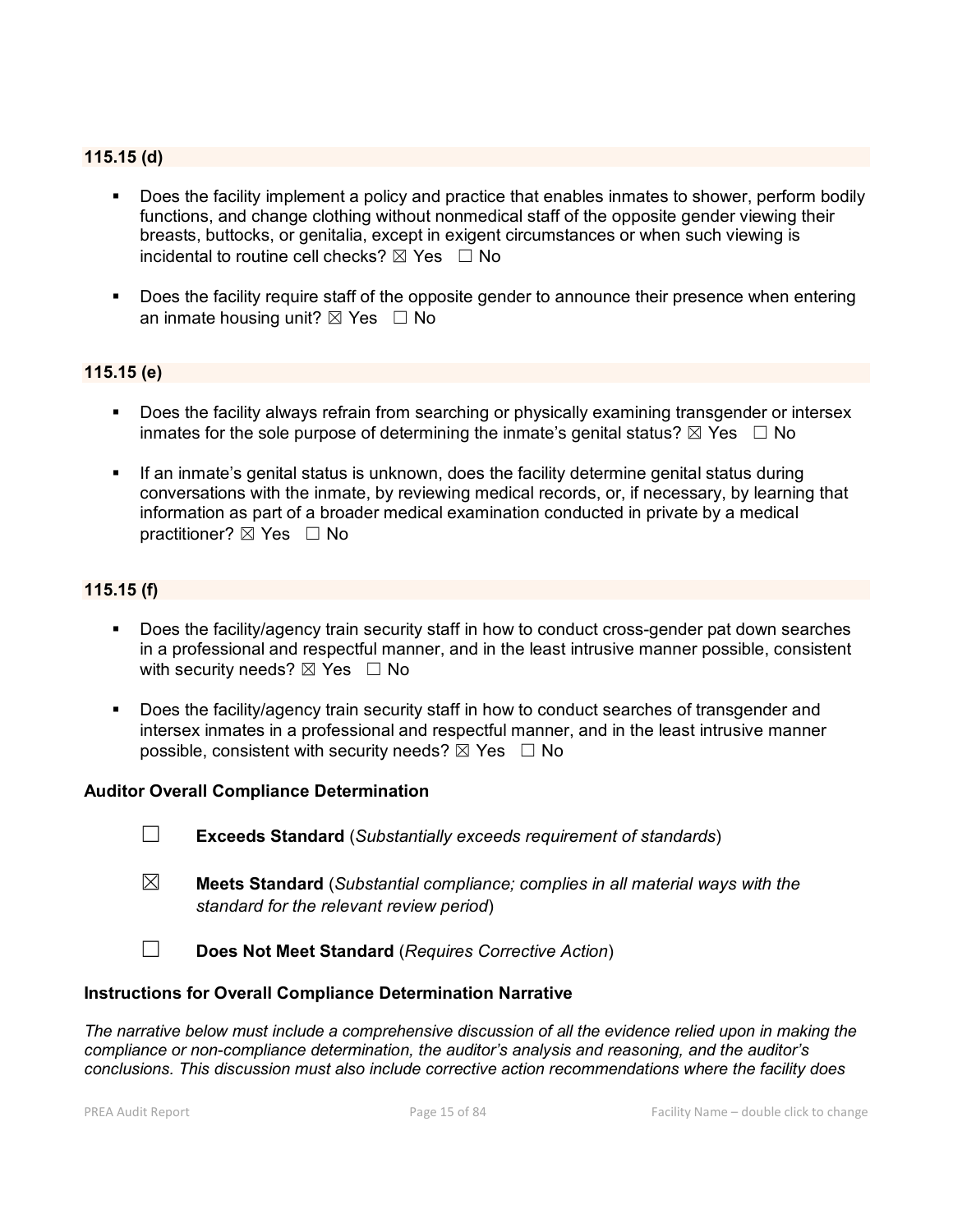**115.15 (d)**

- Does the facility implement a policy and practice that enables inmates to shower, perform bodily functions, and change clothing without nonmedical staff of the opposite gender viewing their breasts, buttocks, or genitalia, except in exigent circumstances or when such viewing is incidental to routine cell checks? ☒ Yes ☐ No

- Does the facility require staff of the opposite gender to announce their presence when entering an inmate housing unit? ☒ Yes ☐ No

**115.15 (e)**

- Does the facility always refrain from searching or physically examining transgender or intersex inmates for the sole purpose of determining the inmate's genital status? ☒ Yes ☐ No

- If an inmate's genital status is unknown, does the facility determine genital status during conversations with the inmate, by reviewing medical records, or, if necessary, by learning that information as part of a broader medical examination conducted in private by a medical practitioner? ☒ Yes ☐ No

**115.15 (f)**

- Does the facility/agency train security staff in how to conduct cross-gender pat down searches in a professional and respectful manner, and in the least intrusive manner possible, consistent with security needs? ☒ Yes ☐ No

- Does the facility/agency train security staff in how to conduct searches of transgender and intersex inmates in a professional and respectful manner, and in the least intrusive manner possible, consistent with security needs? ☒ Yes ☐ No

**Auditor Overall Compliance Determination**

☐ **Exceeds Standard** (*Substantially exceeds requirement of standards*)

☒ **Meets Standard** (*Substantial compliance; complies in all material ways with the standard for the relevant review period*)

☐ **Does Not Meet Standard** (*Requires Corrective Action*)

**Instructions for Overall Compliance Determination Narrative**

*The narrative below must include a comprehensive discussion of all the evidence relied upon in making the compliance or non-compliance determination, the auditor's analysis and reasoning, and the auditor's conclusions. This discussion must also include corrective action recommendations where the facility does*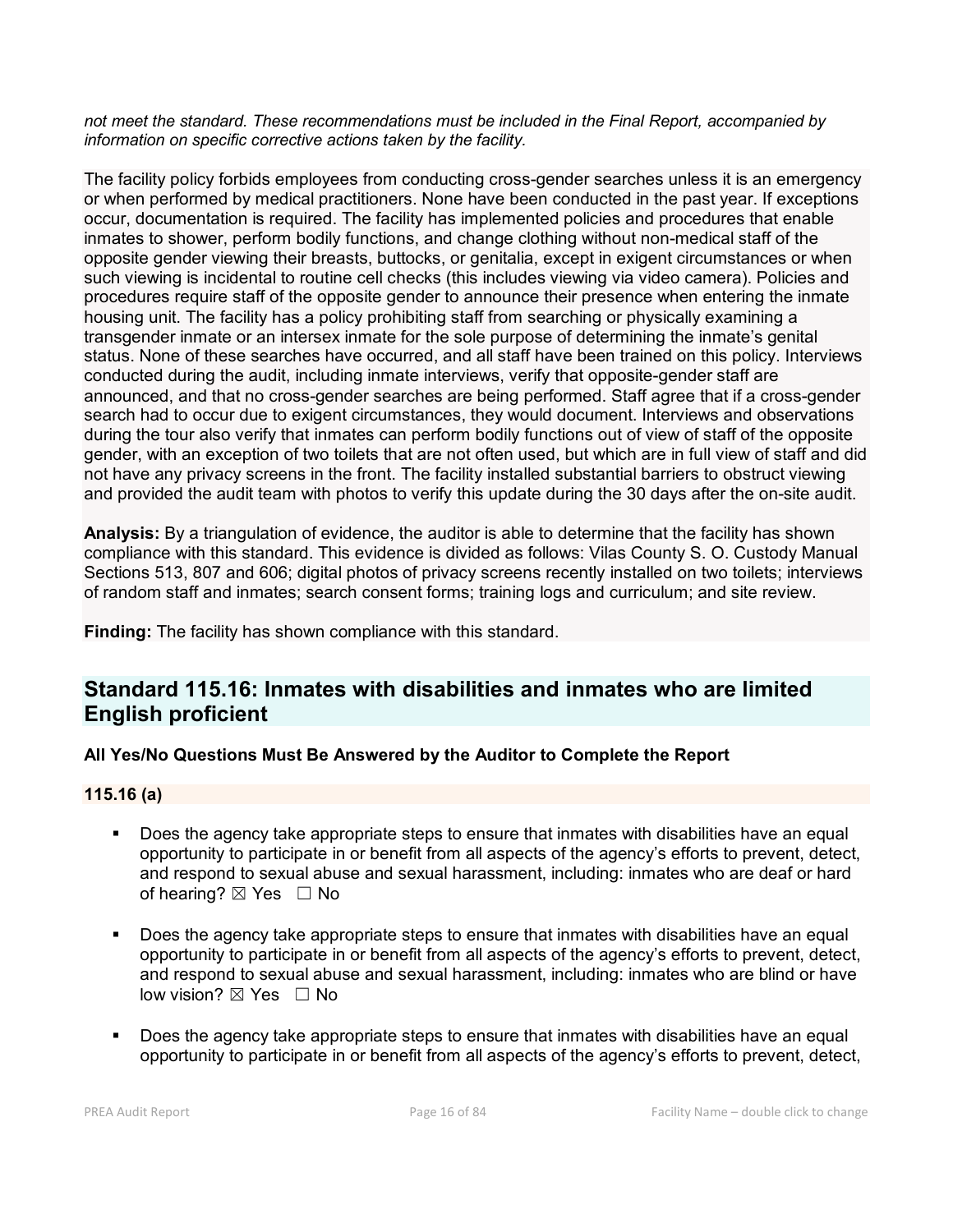*not meet the standard. These recommendations must be included in the Final Report, accompanied by information on specific corrective actions taken by the facility.*

The facility policy forbids employees from conducting cross-gender searches unless it is an emergency or when performed by medical practitioners. None have been conducted in the past year. If exceptions occur, documentation is required. The facility has implemented policies and procedures that enable inmates to shower, perform bodily functions, and change clothing without non-medical staff of the opposite gender viewing their breasts, buttocks, or genitalia, except in exigent circumstances or when such viewing is incidental to routine cell checks (this includes viewing via video camera). Policies and procedures require staff of the opposite gender to announce their presence when entering the inmate housing unit. The facility has a policy prohibiting staff from searching or physically examining a transgender inmate or an intersex inmate for the sole purpose of determining the inmate's genital status. None of these searches have occurred, and all staff have been trained on this policy. Interviews conducted during the audit, including inmate interviews, verify that opposite-gender staff are announced, and that no cross-gender searches are being performed. Staff agree that if a cross-gender search had to occur due to exigent circumstances, they would document. Interviews and observations during the tour also verify that inmates can perform bodily functions out of view of staff of the opposite gender, with an exception of two toilets that are not often used, but which are in full view of staff and did not have any privacy screens in the front. The facility installed substantial barriers to obstruct viewing and provided the audit team with photos to verify this update during the 30 days after the on-site audit.

**Analysis:** By a triangulation of evidence, the auditor is able to determine that the facility has shown compliance with this standard. This evidence is divided as follows: Vilas County S. O. Custody Manual Sections 513, 807 and 606; digital photos of privacy screens recently installed on two toilets; interviews of random staff and inmates; search consent forms; training logs and curriculum; and site review.

**Finding:** The facility has shown compliance with this standard.

## Standard 115.16: Inmates with disabilities and inmates who are limited English proficient

**All Yes/No Questions Must Be Answered by the Auditor to Complete the Report**

**115.16 (a)**

- Does the agency take appropriate steps to ensure that inmates with disabilities have an equal opportunity to participate in or benefit from all aspects of the agency's efforts to prevent, detect, and respond to sexual abuse and sexual harassment, including: inmates who are deaf or hard of hearing? ☒ Yes ☐ No

- Does the agency take appropriate steps to ensure that inmates with disabilities have an equal opportunity to participate in or benefit from all aspects of the agency's efforts to prevent, detect, and respond to sexual abuse and sexual harassment, including: inmates who are blind or have low vision? ☒ Yes ☐ No

- Does the agency take appropriate steps to ensure that inmates with disabilities have an equal opportunity to participate in or benefit from all aspects of the agency's efforts to prevent, detect,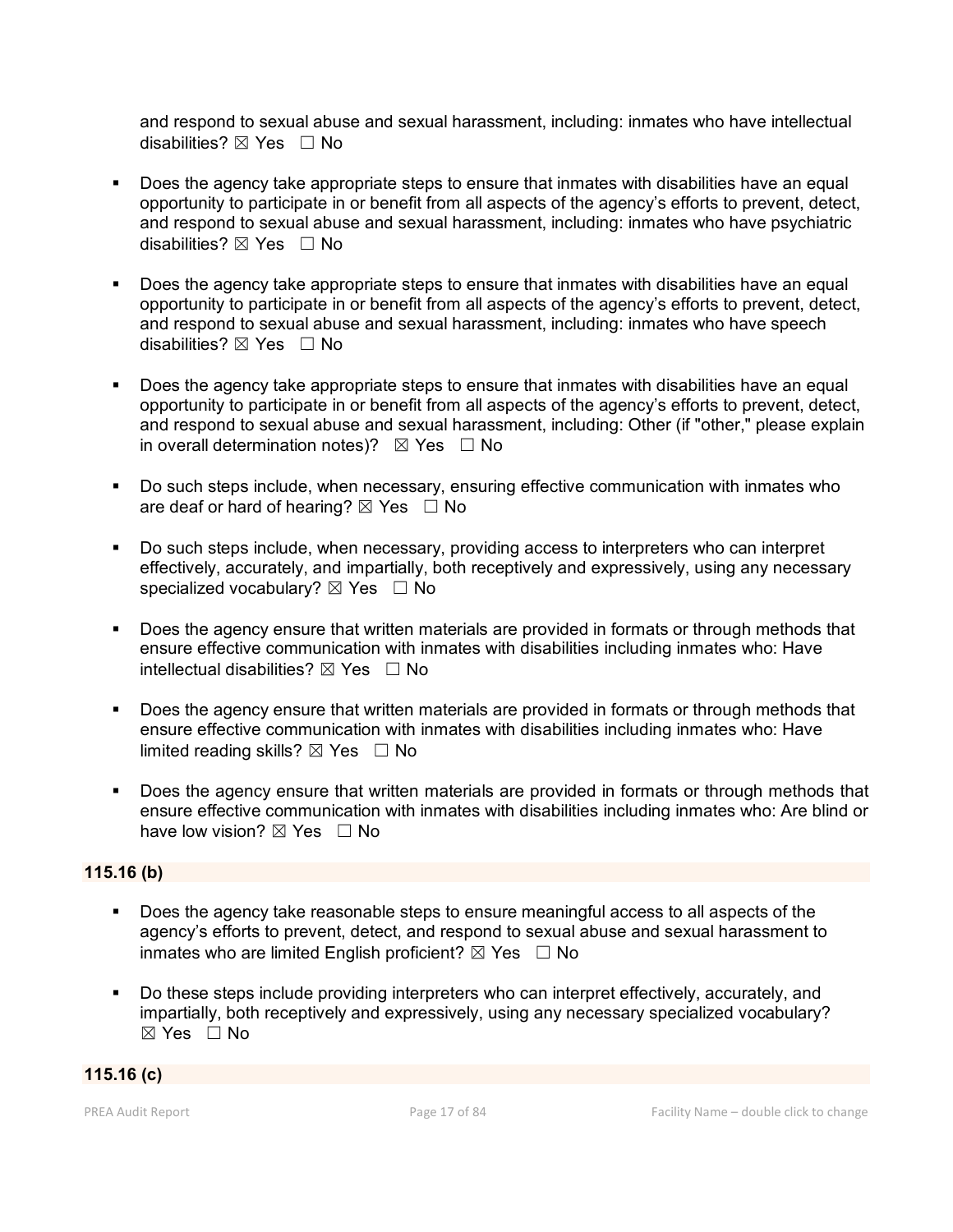and respond to sexual abuse and sexual harassment, including: inmates who have intellectual disabilities? ☒ Yes ☐ No

- Does the agency take appropriate steps to ensure that inmates with disabilities have an equal opportunity to participate in or benefit from all aspects of the agency's efforts to prevent, detect, and respond to sexual abuse and sexual harassment, including: inmates who have psychiatric disabilities? ☒ Yes ☐ No

- Does the agency take appropriate steps to ensure that inmates with disabilities have an equal opportunity to participate in or benefit from all aspects of the agency's efforts to prevent, detect, and respond to sexual abuse and sexual harassment, including: inmates who have speech disabilities? ☒ Yes ☐ No

- Does the agency take appropriate steps to ensure that inmates with disabilities have an equal opportunity to participate in or benefit from all aspects of the agency's efforts to prevent, detect, and respond to sexual abuse and sexual harassment, including: Other (if "other," please explain in overall determination notes)? ☒ Yes ☐ No

- Do such steps include, when necessary, ensuring effective communication with inmates who are deaf or hard of hearing? ☒ Yes ☐ No

- Do such steps include, when necessary, providing access to interpreters who can interpret effectively, accurately, and impartially, both receptively and expressively, using any necessary specialized vocabulary? ☒ Yes ☐ No

- Does the agency ensure that written materials are provided in formats or through methods that ensure effective communication with inmates with disabilities including inmates who: Have intellectual disabilities? ☒ Yes ☐ No

- Does the agency ensure that written materials are provided in formats or through methods that ensure effective communication with inmates with disabilities including inmates who: Have limited reading skills? ☒ Yes ☐ No

- Does the agency ensure that written materials are provided in formats or through methods that ensure effective communication with inmates with disabilities including inmates who: Are blind or have low vision? ☒ Yes ☐ No

**115.16 (b)**

- Does the agency take reasonable steps to ensure meaningful access to all aspects of the agency's efforts to prevent, detect, and respond to sexual abuse and sexual harassment to inmates who are limited English proficient? ☒ Yes ☐ No

- Do these steps include providing interpreters who can interpret effectively, accurately, and impartially, both receptively and expressively, using any necessary specialized vocabulary? ☒ Yes ☐ No

**115.16 (c)**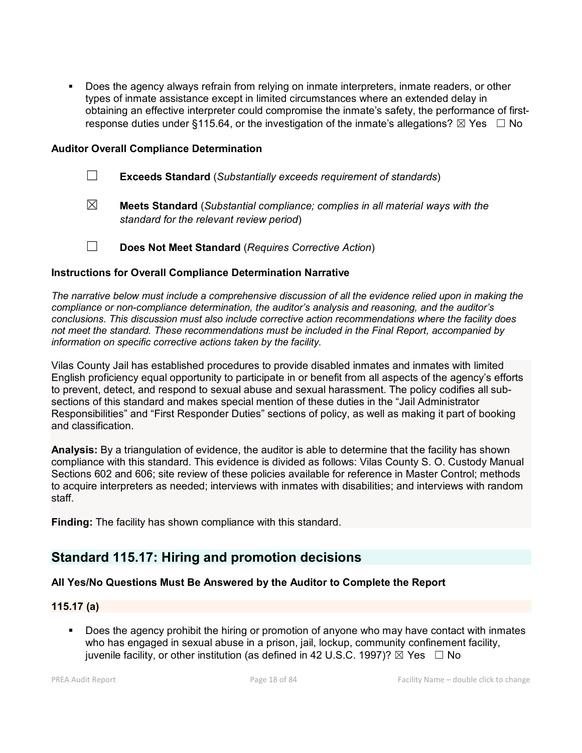- Does the agency always refrain from relying on inmate interpreters, inmate readers, or other types of inmate assistance except in limited circumstances where an extended delay in obtaining an effective interpreter could compromise the inmate's safety, the performance of first-response duties under §115.64, or the investigation of the inmate's allegations? ☒ Yes ☐ No

**Auditor Overall Compliance Determination**

☐ **Exceeds Standard** (*Substantially exceeds requirement of standards*)

☒ **Meets Standard** (*Substantial compliance; complies in all material ways with the standard for the relevant review period*)

☐ **Does Not Meet Standard** (*Requires Corrective Action*)

**Instructions for Overall Compliance Determination Narrative**

*The narrative below must include a comprehensive discussion of all the evidence relied upon in making the compliance or non-compliance determination, the auditor's analysis and reasoning, and the auditor's conclusions. This discussion must also include corrective action recommendations where the facility does not meet the standard. These recommendations must be included in the Final Report, accompanied by information on specific corrective actions taken by the facility.*

Vilas County Jail has established procedures to provide disabled inmates and inmates with limited English proficiency equal opportunity to participate in or benefit from all aspects of the agency's efforts to prevent, detect, and respond to sexual abuse and sexual harassment. The policy codifies all sub-sections of this standard and makes special mention of these duties in the "Jail Administrator Responsibilities" and "First Responder Duties" sections of policy, as well as making it part of booking and classification.

**Analysis:** By a triangulation of evidence, the auditor is able to determine that the facility has shown compliance with this standard. This evidence is divided as follows: Vilas County S. O. Custody Manual Sections 602 and 606; site review of these policies available for reference in Master Control; methods to acquire interpreters as needed; interviews with inmates with disabilities; and interviews with random staff.

**Finding:** The facility has shown compliance with this standard.

## Standard 115.17: Hiring and promotion decisions

**All Yes/No Questions Must Be Answered by the Auditor to Complete the Report**

**115.17 (a)**

- Does the agency prohibit the hiring or promotion of anyone who may have contact with inmates who has engaged in sexual abuse in a prison, jail, lockup, community confinement facility, juvenile facility, or other institution (as defined in 42 U.S.C. 1997)? ☒ Yes ☐ No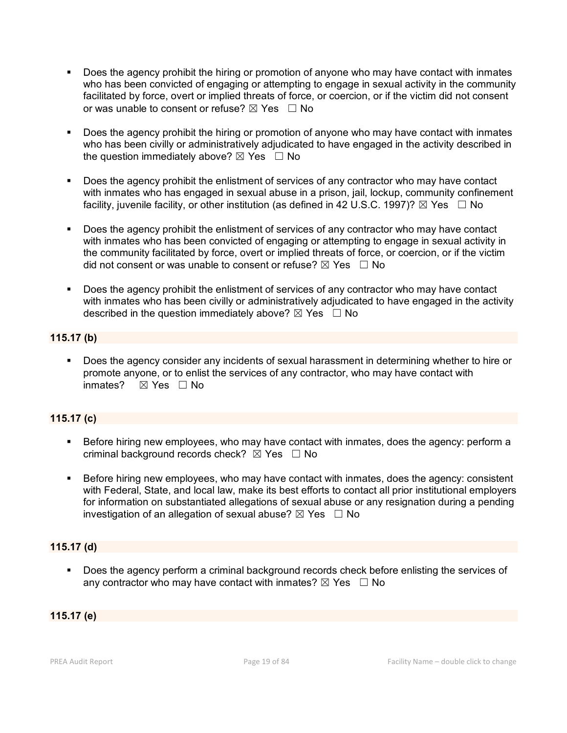- Does the agency prohibit the hiring or promotion of anyone who may have contact with inmates who has been convicted of engaging or attempting to engage in sexual activity in the community facilitated by force, overt or implied threats of force, or coercion, or if the victim did not consent or was unable to consent or refuse? ☒ Yes ☐ No

- Does the agency prohibit the hiring or promotion of anyone who may have contact with inmates who has been civilly or administratively adjudicated to have engaged in the activity described in the question immediately above? ☒ Yes ☐ No

- Does the agency prohibit the enlistment of services of any contractor who may have contact with inmates who has engaged in sexual abuse in a prison, jail, lockup, community confinement facility, juvenile facility, or other institution (as defined in 42 U.S.C. 1997)? ☒ Yes ☐ No

- Does the agency prohibit the enlistment of services of any contractor who may have contact with inmates who has been convicted of engaging or attempting to engage in sexual activity in the community facilitated by force, overt or implied threats of force, or coercion, or if the victim did not consent or was unable to consent or refuse? ☒ Yes ☐ No

- Does the agency prohibit the enlistment of services of any contractor who may have contact with inmates who has been civilly or administratively adjudicated to have engaged in the activity described in the question immediately above? ☒ Yes ☐ No

**115.17 (b)**

- Does the agency consider any incidents of sexual harassment in determining whether to hire or promote anyone, or to enlist the services of any contractor, who may have contact with inmates? ☒ Yes ☐ No

**115.17 (c)**

- Before hiring new employees, who may have contact with inmates, does the agency: perform a criminal background records check? ☒ Yes ☐ No

- Before hiring new employees, who may have contact with inmates, does the agency: consistent with Federal, State, and local law, make its best efforts to contact all prior institutional employers for information on substantiated allegations of sexual abuse or any resignation during a pending investigation of an allegation of sexual abuse? ☒ Yes ☐ No

**115.17 (d)**

- Does the agency perform a criminal background records check before enlisting the services of any contractor who may have contact with inmates? ☒ Yes ☐ No

**115.17 (e)**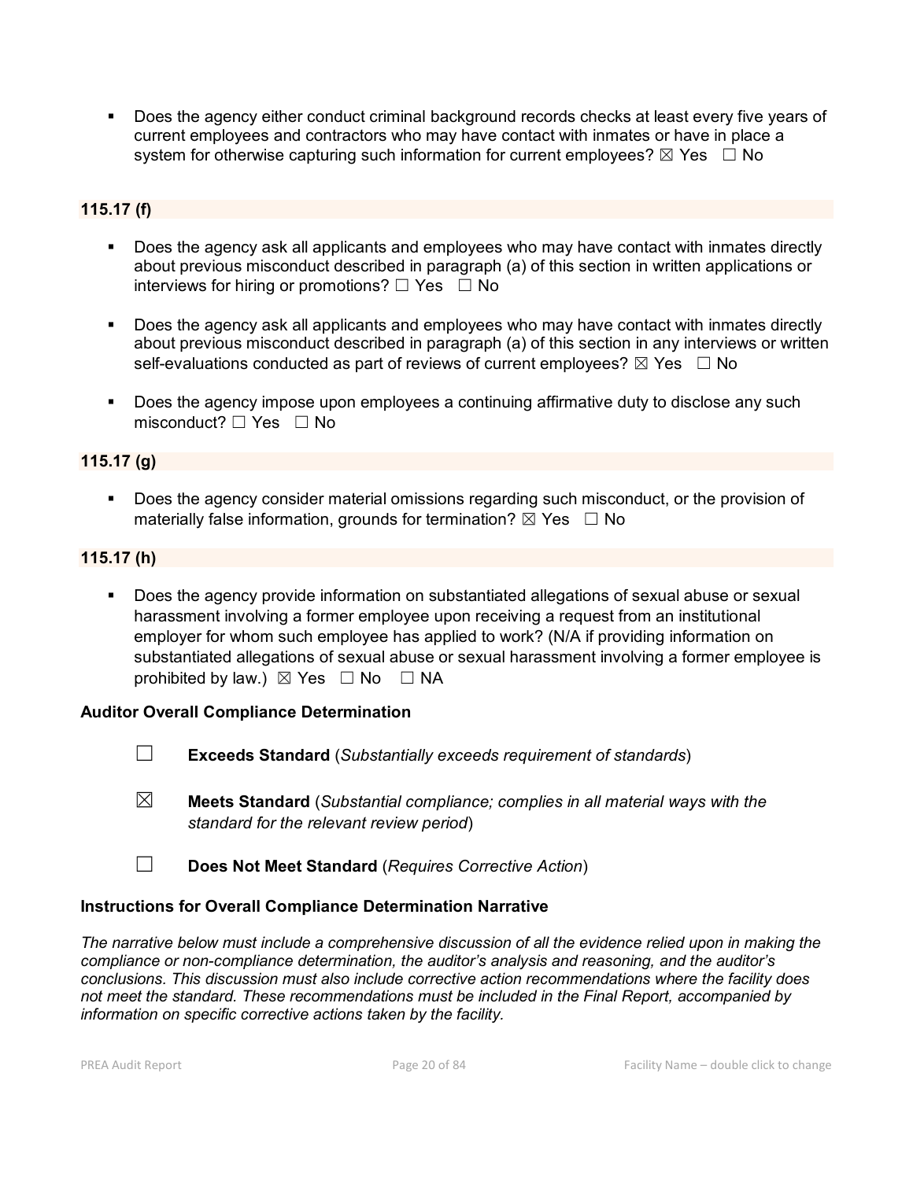- Does the agency either conduct criminal background records checks at least every five years of current employees and contractors who may have contact with inmates or have in place a system for otherwise capturing such information for current employees? ☒ Yes ☐ No

### 115.17 (f)

- Does the agency ask all applicants and employees who may have contact with inmates directly about previous misconduct described in paragraph (a) of this section in written applications or interviews for hiring or promotions? ☐ Yes ☐ No

- Does the agency ask all applicants and employees who may have contact with inmates directly about previous misconduct described in paragraph (a) of this section in any interviews or written self-evaluations conducted as part of reviews of current employees? ☒ Yes ☐ No

- Does the agency impose upon employees a continuing affirmative duty to disclose any such misconduct? ☐ Yes ☐ No

### 115.17 (g)

- Does the agency consider material omissions regarding such misconduct, or the provision of materially false information, grounds for termination? ☒ Yes ☐ No

### 115.17 (h)

- Does the agency provide information on substantiated allegations of sexual abuse or sexual harassment involving a former employee upon receiving a request from an institutional employer for whom such employee has applied to work? (N/A if providing information on substantiated allegations of sexual abuse or sexual harassment involving a former employee is prohibited by law.) ☒ Yes ☐ No ☐ NA

### Auditor Overall Compliance Determination

☐ **Exceeds Standard** (*Substantially exceeds requirement of standards*)

☒ **Meets Standard** (*Substantial compliance; complies in all material ways with the standard for the relevant review period*)

☐ **Does Not Meet Standard** (*Requires Corrective Action*)

### Instructions for Overall Compliance Determination Narrative

*The narrative below must include a comprehensive discussion of all the evidence relied upon in making the compliance or non-compliance determination, the auditor's analysis and reasoning, and the auditor's conclusions. This discussion must also include corrective action recommendations where the facility does not meet the standard. These recommendations must be included in the Final Report, accompanied by information on specific corrective actions taken by the facility.*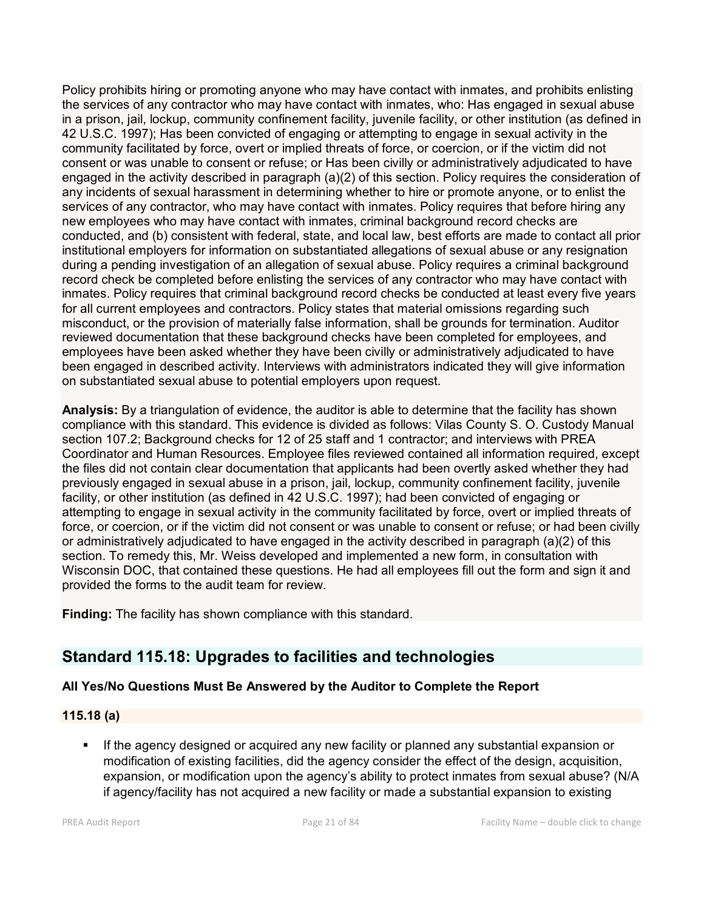Policy prohibits hiring or promoting anyone who may have contact with inmates, and prohibits enlisting the services of any contractor who may have contact with inmates, who: Has engaged in sexual abuse in a prison, jail, lockup, community confinement facility, juvenile facility, or other institution (as defined in 42 U.S.C. 1997); Has been convicted of engaging or attempting to engage in sexual activity in the community facilitated by force, overt or implied threats of force, or coercion, or if the victim did not consent or was unable to consent or refuse; or Has been civilly or administratively adjudicated to have engaged in the activity described in paragraph (a)(2) of this section. Policy requires the consideration of any incidents of sexual harassment in determining whether to hire or promote anyone, or to enlist the services of any contractor, who may have contact with inmates. Policy requires that before hiring any new employees who may have contact with inmates, criminal background record checks are conducted, and (b) consistent with federal, state, and local law, best efforts are made to contact all prior institutional employers for information on substantiated allegations of sexual abuse or any resignation during a pending investigation of an allegation of sexual abuse. Policy requires a criminal background record check be completed before enlisting the services of any contractor who may have contact with inmates. Policy requires that criminal background record checks be conducted at least every five years for all current employees and contractors. Policy states that material omissions regarding such misconduct, or the provision of materially false information, shall be grounds for termination. Auditor reviewed documentation that these background checks have been completed for employees, and employees have been asked whether they have been civilly or administratively adjudicated to have been engaged in described activity. Interviews with administrators indicated they will give information on substantiated sexual abuse to potential employers upon request.

**Analysis:** By a triangulation of evidence, the auditor is able to determine that the facility has shown compliance with this standard. This evidence is divided as follows: Vilas County S. O. Custody Manual section 107.2; Background checks for 12 of 25 staff and 1 contractor; and interviews with PREA Coordinator and Human Resources. Employee files reviewed contained all information required, except the files did not contain clear documentation that applicants had been overtly asked whether they had previously engaged in sexual abuse in a prison, jail, lockup, community confinement facility, juvenile facility, or other institution (as defined in 42 U.S.C. 1997); had been convicted of engaging or attempting to engage in sexual activity in the community facilitated by force, overt or implied threats of force, or coercion, or if the victim did not consent or was unable to consent or refuse; or had been civilly or administratively adjudicated to have engaged in the activity described in paragraph (a)(2) of this section. To remedy this, Mr. Weiss developed and implemented a new form, in consultation with Wisconsin DOC, that contained these questions. He had all employees fill out the form and sign it and provided the forms to the audit team for review.

**Finding:** The facility has shown compliance with this standard.

## Standard 115.18: Upgrades to facilities and technologies

**All Yes/No Questions Must Be Answered by the Auditor to Complete the Report**

**115.18 (a)**

- If the agency designed or acquired any new facility or planned any substantial expansion or modification of existing facilities, did the agency consider the effect of the design, acquisition, expansion, or modification upon the agency's ability to protect inmates from sexual abuse? (N/A if agency/facility has not acquired a new facility or made a substantial expansion to existing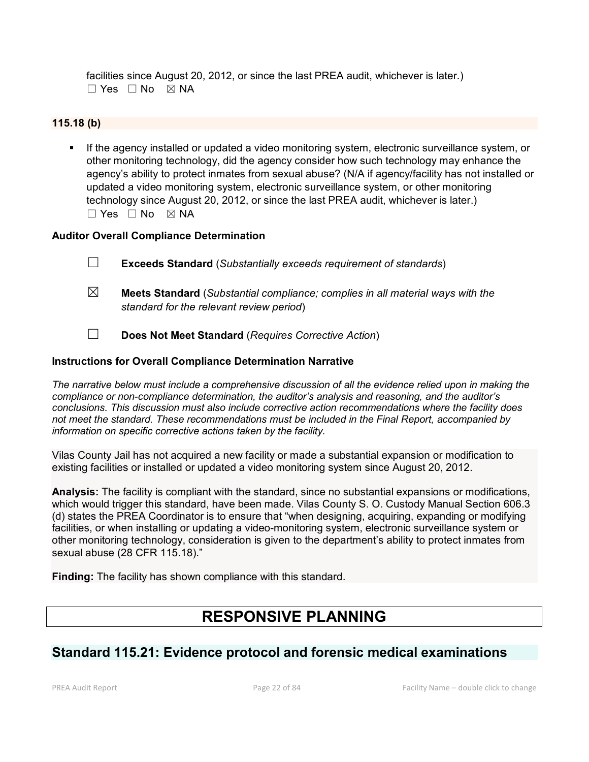facilities since August 20, 2012, or since the last PREA audit, whichever is later.)
☐ Yes ☐ No ☒ NA

### 115.18 (b)

- If the agency installed or updated a video monitoring system, electronic surveillance system, or other monitoring technology, did the agency consider how such technology may enhance the agency's ability to protect inmates from sexual abuse? (N/A if agency/facility has not installed or updated a video monitoring system, electronic surveillance system, or other monitoring technology since August 20, 2012, or since the last PREA audit, whichever is later.)
  ☐ Yes ☐ No ☒ NA

**Auditor Overall Compliance Determination**

☐ **Exceeds Standard** (*Substantially exceeds requirement of standards*)

☒ **Meets Standard** (*Substantial compliance; complies in all material ways with the standard for the relevant review period*)

☐ **Does Not Meet Standard** (*Requires Corrective Action*)

**Instructions for Overall Compliance Determination Narrative**

*The narrative below must include a comprehensive discussion of all the evidence relied upon in making the compliance or non-compliance determination, the auditor's analysis and reasoning, and the auditor's conclusions. This discussion must also include corrective action recommendations where the facility does not meet the standard. These recommendations must be included in the Final Report, accompanied by information on specific corrective actions taken by the facility.*

Vilas County Jail has not acquired a new facility or made a substantial expansion or modification to existing facilities or installed or updated a video monitoring system since August 20, 2012.

**Analysis:** The facility is compliant with the standard, since no substantial expansions or modifications, which would trigger this standard, have been made. Vilas County S. O. Custody Manual Section 606.3 (d) states the PREA Coordinator is to ensure that "when designing, acquiring, expanding or modifying facilities, or when installing or updating a video-monitoring system, electronic surveillance system or other monitoring technology, consideration is given to the department's ability to protect inmates from sexual abuse (28 CFR 115.18)."

**Finding:** The facility has shown compliance with this standard.

# RESPONSIVE PLANNING

## Standard 115.21: Evidence protocol and forensic medical examinations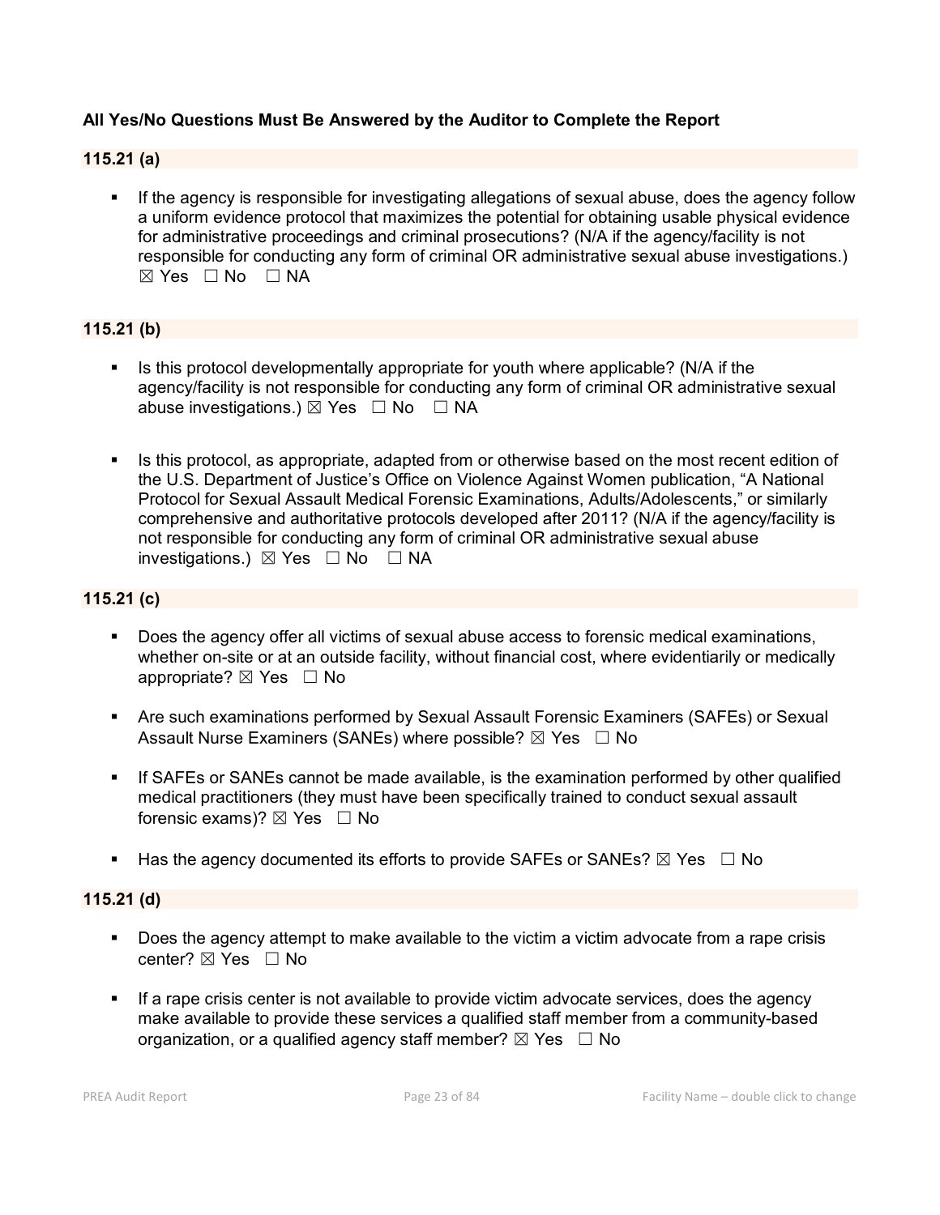**All Yes/No Questions Must Be Answered by the Auditor to Complete the Report**

**115.21 (a)**

- If the agency is responsible for investigating allegations of sexual abuse, does the agency follow a uniform evidence protocol that maximizes the potential for obtaining usable physical evidence for administrative proceedings and criminal prosecutions? (N/A if the agency/facility is not responsible for conducting any form of criminal OR administrative sexual abuse investigations.) ☒ Yes ☐ No ☐ NA

**115.21 (b)**

- Is this protocol developmentally appropriate for youth where applicable? (N/A if the agency/facility is not responsible for conducting any form of criminal OR administrative sexual abuse investigations.) ☒ Yes ☐ No ☐ NA

- Is this protocol, as appropriate, adapted from or otherwise based on the most recent edition of the U.S. Department of Justice's Office on Violence Against Women publication, "A National Protocol for Sexual Assault Medical Forensic Examinations, Adults/Adolescents," or similarly comprehensive and authoritative protocols developed after 2011? (N/A if the agency/facility is not responsible for conducting any form of criminal OR administrative sexual abuse investigations.) ☒ Yes ☐ No ☐ NA

**115.21 (c)**

- Does the agency offer all victims of sexual abuse access to forensic medical examinations, whether on-site or at an outside facility, without financial cost, where evidentiarily or medically appropriate? ☒ Yes ☐ No

- Are such examinations performed by Sexual Assault Forensic Examiners (SAFEs) or Sexual Assault Nurse Examiners (SANEs) where possible? ☒ Yes ☐ No

- If SAFEs or SANEs cannot be made available, is the examination performed by other qualified medical practitioners (they must have been specifically trained to conduct sexual assault forensic exams)? ☒ Yes ☐ No

- Has the agency documented its efforts to provide SAFEs or SANEs? ☒ Yes ☐ No

**115.21 (d)**

- Does the agency attempt to make available to the victim a victim advocate from a rape crisis center? ☒ Yes ☐ No

- If a rape crisis center is not available to provide victim advocate services, does the agency make available to provide these services a qualified staff member from a community-based organization, or a qualified agency staff member? ☒ Yes ☐ No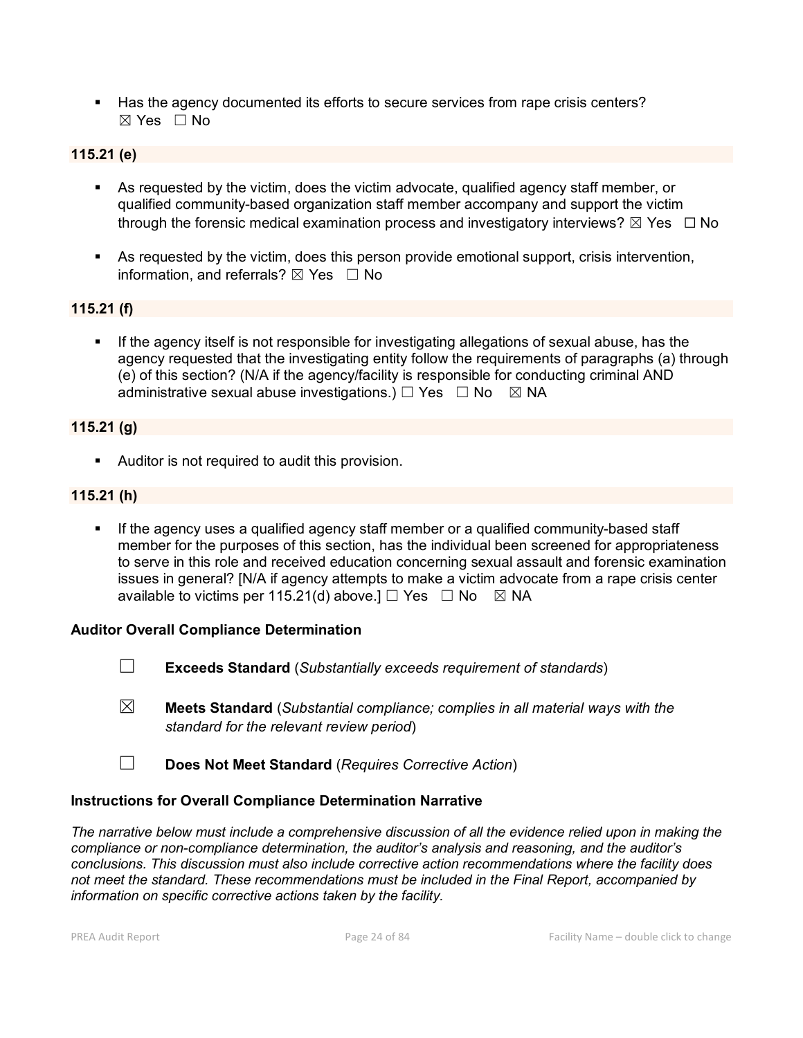- Has the agency documented its efforts to secure services from rape crisis centers? ☒ Yes ☐ No

**115.21 (e)**

- As requested by the victim, does the victim advocate, qualified agency staff member, or qualified community-based organization staff member accompany and support the victim through the forensic medical examination process and investigatory interviews? ☒ Yes ☐ No
- As requested by the victim, does this person provide emotional support, crisis intervention, information, and referrals? ☒ Yes ☐ No

**115.21 (f)**

- If the agency itself is not responsible for investigating allegations of sexual abuse, has the agency requested that the investigating entity follow the requirements of paragraphs (a) through (e) of this section? (N/A if the agency/facility is responsible for conducting criminal AND administrative sexual abuse investigations.) ☐ Yes ☐ No ☒ NA

**115.21 (g)**

- Auditor is not required to audit this provision.

**115.21 (h)**

- If the agency uses a qualified agency staff member or a qualified community-based staff member for the purposes of this section, has the individual been screened for appropriateness to serve in this role and received education concerning sexual assault and forensic examination issues in general? [N/A if agency attempts to make a victim advocate from a rape crisis center available to victims per 115.21(d) above.] ☐ Yes ☐ No ☒ NA

**Auditor Overall Compliance Determination**

☐ **Exceeds Standard** (*Substantially exceeds requirement of standards*)

☒ **Meets Standard** (*Substantial compliance; complies in all material ways with the standard for the relevant review period*)

☐ **Does Not Meet Standard** (*Requires Corrective Action*)

**Instructions for Overall Compliance Determination Narrative**

*The narrative below must include a comprehensive discussion of all the evidence relied upon in making the compliance or non-compliance determination, the auditor's analysis and reasoning, and the auditor's conclusions. This discussion must also include corrective action recommendations where the facility does not meet the standard. These recommendations must be included in the Final Report, accompanied by information on specific corrective actions taken by the facility.*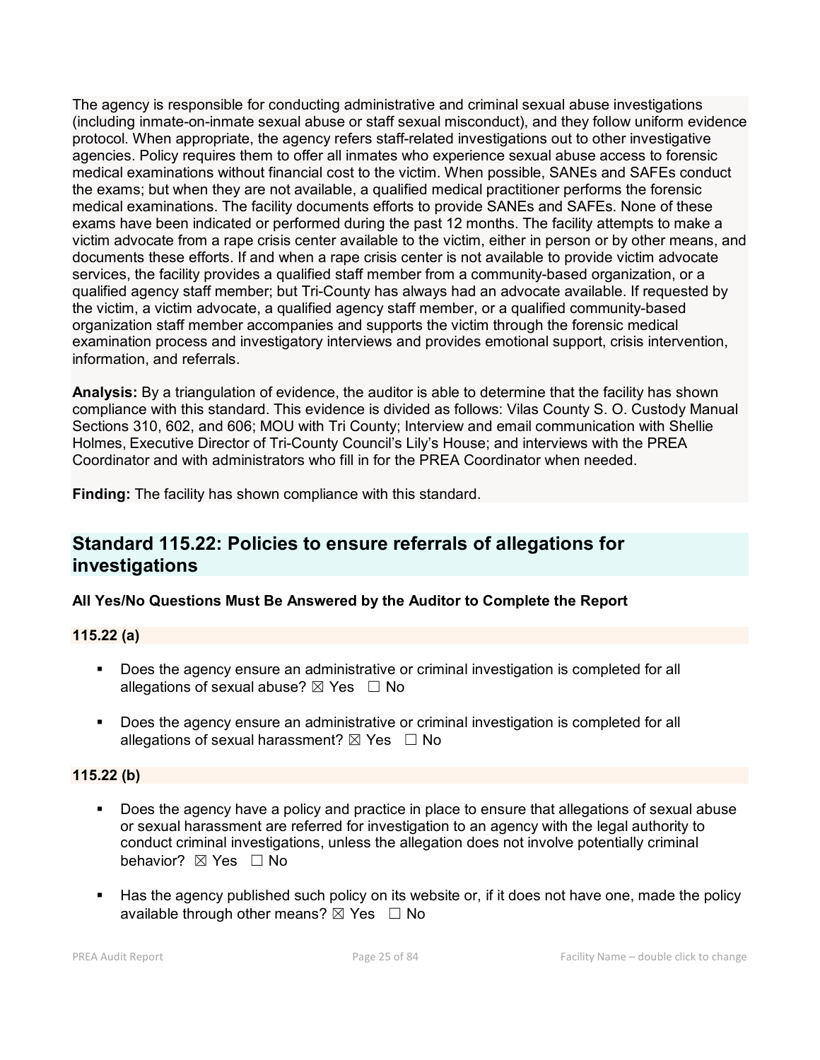The agency is responsible for conducting administrative and criminal sexual abuse investigations (including inmate-on-inmate sexual abuse or staff sexual misconduct), and they follow uniform evidence protocol. When appropriate, the agency refers staff-related investigations out to other investigative agencies. Policy requires them to offer all inmates who experience sexual abuse access to forensic medical examinations without financial cost to the victim. When possible, SANEs and SAFEs conduct the exams; but when they are not available, a qualified medical practitioner performs the forensic medical examinations. The facility documents efforts to provide SANEs and SAFEs. None of these exams have been indicated or performed during the past 12 months. The facility attempts to make a victim advocate from a rape crisis center available to the victim, either in person or by other means, and documents these efforts. If and when a rape crisis center is not available to provide victim advocate services, the facility provides a qualified staff member from a community-based organization, or a qualified agency staff member; but Tri-County has always had an advocate available. If requested by the victim, a victim advocate, a qualified agency staff member, or a qualified community-based organization staff member accompanies and supports the victim through the forensic medical examination process and investigatory interviews and provides emotional support, crisis intervention, information, and referrals.

**Analysis:** By a triangulation of evidence, the auditor is able to determine that the facility has shown compliance with this standard. This evidence is divided as follows: Vilas County S. O. Custody Manual Sections 310, 602, and 606; MOU with Tri County; Interview and email communication with Shellie Holmes, Executive Director of Tri-County Council's Lily's House; and interviews with the PREA Coordinator and with administrators who fill in for the PREA Coordinator when needed.

**Finding:** The facility has shown compliance with this standard.

## Standard 115.22: Policies to ensure referrals of allegations for investigations

**All Yes/No Questions Must Be Answered by the Auditor to Complete the Report**

### 115.22 (a)

- Does the agency ensure an administrative or criminal investigation is completed for all allegations of sexual abuse? ☒ Yes ☐ No

- Does the agency ensure an administrative or criminal investigation is completed for all allegations of sexual harassment? ☒ Yes ☐ No

### 115.22 (b)

- Does the agency have a policy and practice in place to ensure that allegations of sexual abuse or sexual harassment are referred for investigation to an agency with the legal authority to conduct criminal investigations, unless the allegation does not involve potentially criminal behavior? ☒ Yes ☐ No

- Has the agency published such policy on its website or, if it does not have one, made the policy available through other means? ☒ Yes ☐ No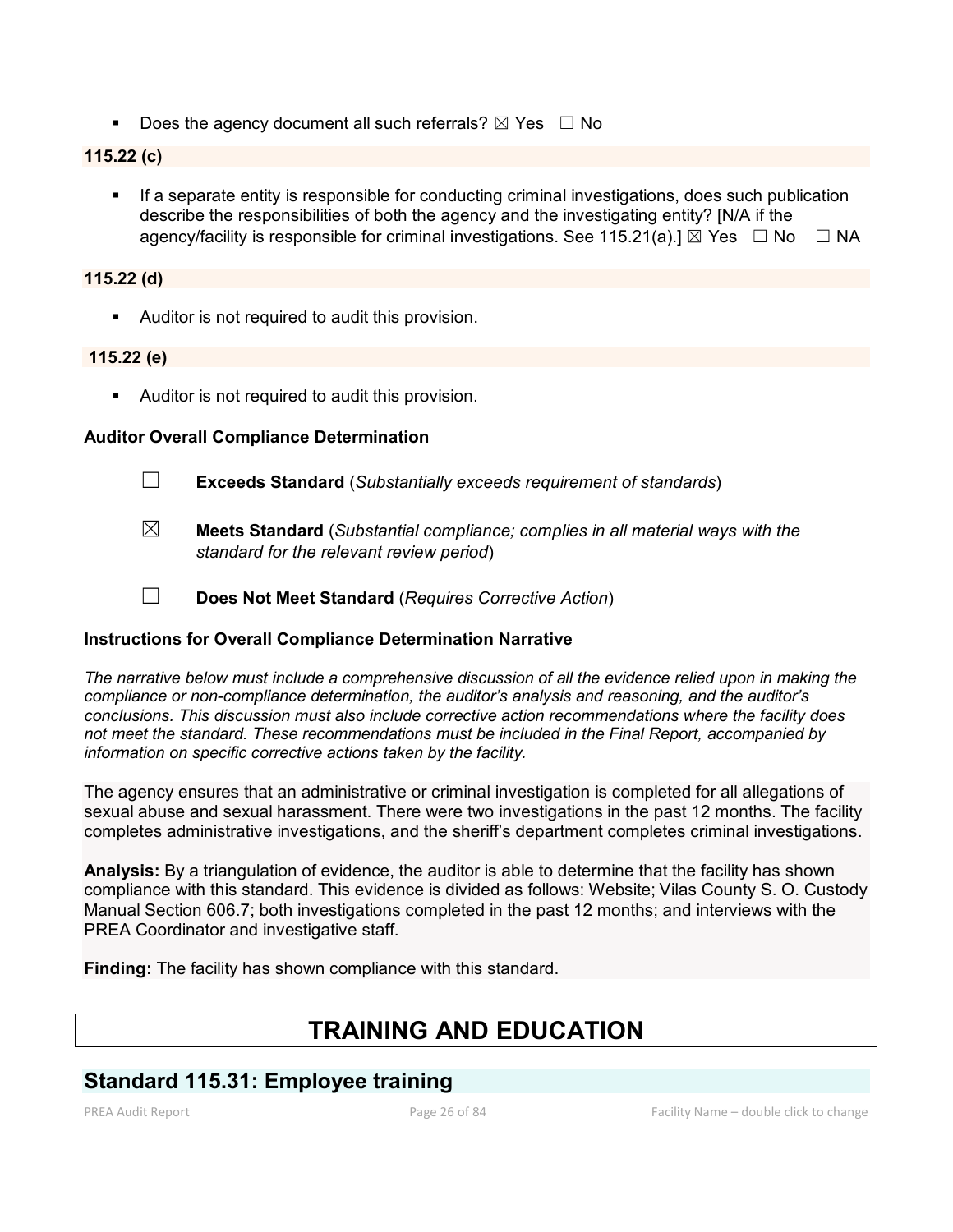- Does the agency document all such referrals? ☒ Yes ☐ No

**115.22 (c)**

- If a separate entity is responsible for conducting criminal investigations, does such publication describe the responsibilities of both the agency and the investigating entity? [N/A if the agency/facility is responsible for criminal investigations. See 115.21(a).] ☒ Yes ☐ No ☐ NA

**115.22 (d)**

- Auditor is not required to audit this provision.

**115.22 (e)**

- Auditor is not required to audit this provision.

**Auditor Overall Compliance Determination**

☐ **Exceeds Standard** (*Substantially exceeds requirement of standards*)

☒ **Meets Standard** (*Substantial compliance; complies in all material ways with the standard for the relevant review period*)

☐ **Does Not Meet Standard** (*Requires Corrective Action*)

**Instructions for Overall Compliance Determination Narrative**

*The narrative below must include a comprehensive discussion of all the evidence relied upon in making the compliance or non-compliance determination, the auditor's analysis and reasoning, and the auditor's conclusions. This discussion must also include corrective action recommendations where the facility does not meet the standard. These recommendations must be included in the Final Report, accompanied by information on specific corrective actions taken by the facility.*

The agency ensures that an administrative or criminal investigation is completed for all allegations of sexual abuse and sexual harassment. There were two investigations in the past 12 months. The facility completes administrative investigations, and the sheriff's department completes criminal investigations.

**Analysis:** By a triangulation of evidence, the auditor is able to determine that the facility has shown compliance with this standard. This evidence is divided as follows: Website; Vilas County S. O. Custody Manual Section 606.7; both investigations completed in the past 12 months; and interviews with the PREA Coordinator and investigative staff.

**Finding:** The facility has shown compliance with this standard.

# TRAINING AND EDUCATION

## Standard 115.31: Employee training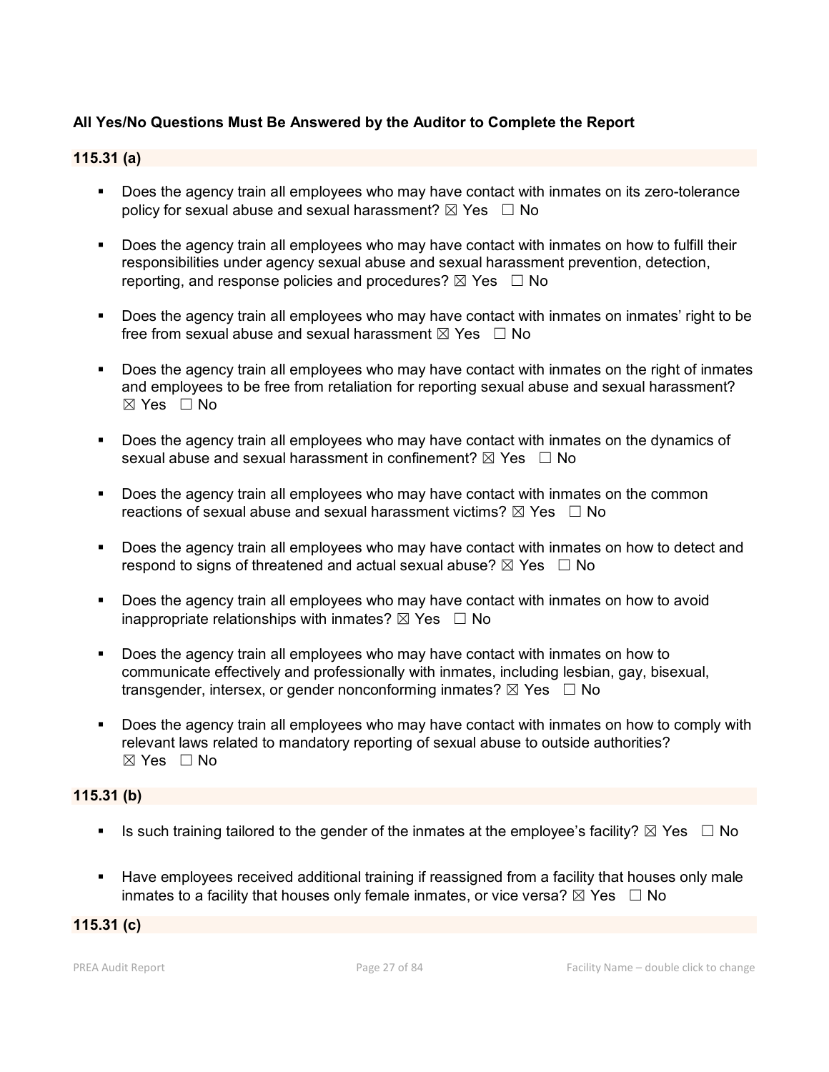**All Yes/No Questions Must Be Answered by the Auditor to Complete the Report**

**115.31 (a)**

- Does the agency train all employees who may have contact with inmates on its zero-tolerance policy for sexual abuse and sexual harassment? ☒ Yes ☐ No
- Does the agency train all employees who may have contact with inmates on how to fulfill their responsibilities under agency sexual abuse and sexual harassment prevention, detection, reporting, and response policies and procedures? ☒ Yes ☐ No
- Does the agency train all employees who may have contact with inmates on inmates' right to be free from sexual abuse and sexual harassment ☒ Yes ☐ No
- Does the agency train all employees who may have contact with inmates on the right of inmates and employees to be free from retaliation for reporting sexual abuse and sexual harassment? ☒ Yes ☐ No
- Does the agency train all employees who may have contact with inmates on the dynamics of sexual abuse and sexual harassment in confinement? ☒ Yes ☐ No
- Does the agency train all employees who may have contact with inmates on the common reactions of sexual abuse and sexual harassment victims? ☒ Yes ☐ No
- Does the agency train all employees who may have contact with inmates on how to detect and respond to signs of threatened and actual sexual abuse? ☒ Yes ☐ No
- Does the agency train all employees who may have contact with inmates on how to avoid inappropriate relationships with inmates? ☒ Yes ☐ No
- Does the agency train all employees who may have contact with inmates on how to communicate effectively and professionally with inmates, including lesbian, gay, bisexual, transgender, intersex, or gender nonconforming inmates? ☒ Yes ☐ No
- Does the agency train all employees who may have contact with inmates on how to comply with relevant laws related to mandatory reporting of sexual abuse to outside authorities? ☒ Yes ☐ No

**115.31 (b)**

- Is such training tailored to the gender of the inmates at the employee's facility? ☒ Yes ☐ No
- Have employees received additional training if reassigned from a facility that houses only male inmates to a facility that houses only female inmates, or vice versa? ☒ Yes ☐ No

**115.31 (c)**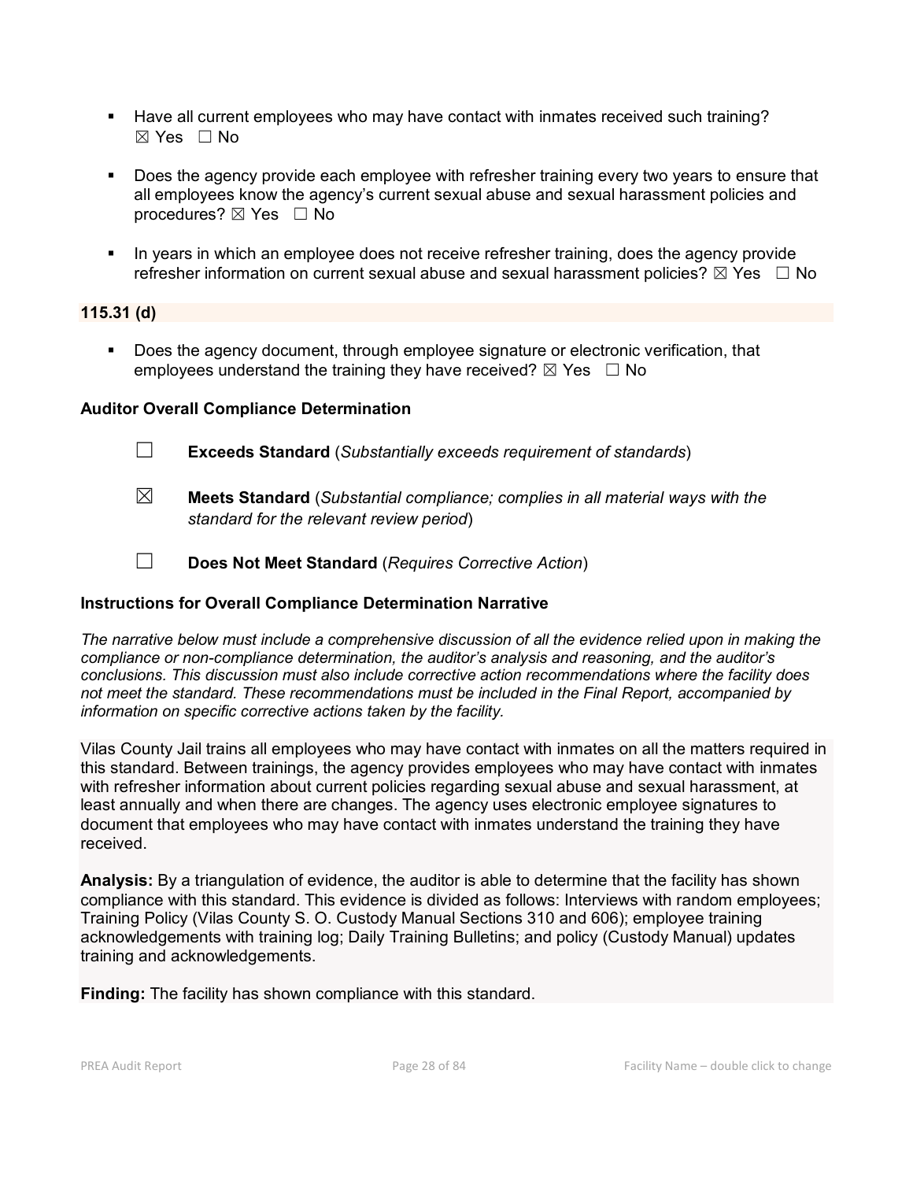- Have all current employees who may have contact with inmates received such training? ☒ Yes ☐ No

- Does the agency provide each employee with refresher training every two years to ensure that all employees know the agency's current sexual abuse and sexual harassment policies and procedures? ☒ Yes ☐ No

- In years in which an employee does not receive refresher training, does the agency provide refresher information on current sexual abuse and sexual harassment policies? ☒ Yes ☐ No

**115.31 (d)**

- Does the agency document, through employee signature or electronic verification, that employees understand the training they have received? ☒ Yes ☐ No

**Auditor Overall Compliance Determination**

☐ **Exceeds Standard** (*Substantially exceeds requirement of standards*)

☒ **Meets Standard** (*Substantial compliance; complies in all material ways with the standard for the relevant review period*)

☐ **Does Not Meet Standard** (*Requires Corrective Action*)

**Instructions for Overall Compliance Determination Narrative**

*The narrative below must include a comprehensive discussion of all the evidence relied upon in making the compliance or non-compliance determination, the auditor's analysis and reasoning, and the auditor's conclusions. This discussion must also include corrective action recommendations where the facility does not meet the standard. These recommendations must be included in the Final Report, accompanied by information on specific corrective actions taken by the facility.*

Vilas County Jail trains all employees who may have contact with inmates on all the matters required in this standard. Between trainings, the agency provides employees who may have contact with inmates with refresher information about current policies regarding sexual abuse and sexual harassment, at least annually and when there are changes. The agency uses electronic employee signatures to document that employees who may have contact with inmates understand the training they have received.

**Analysis:** By a triangulation of evidence, the auditor is able to determine that the facility has shown compliance with this standard. This evidence is divided as follows: Interviews with random employees; Training Policy (Vilas County S. O. Custody Manual Sections 310 and 606); employee training acknowledgements with training log; Daily Training Bulletins; and policy (Custody Manual) updates training and acknowledgements.

**Finding:** The facility has shown compliance with this standard.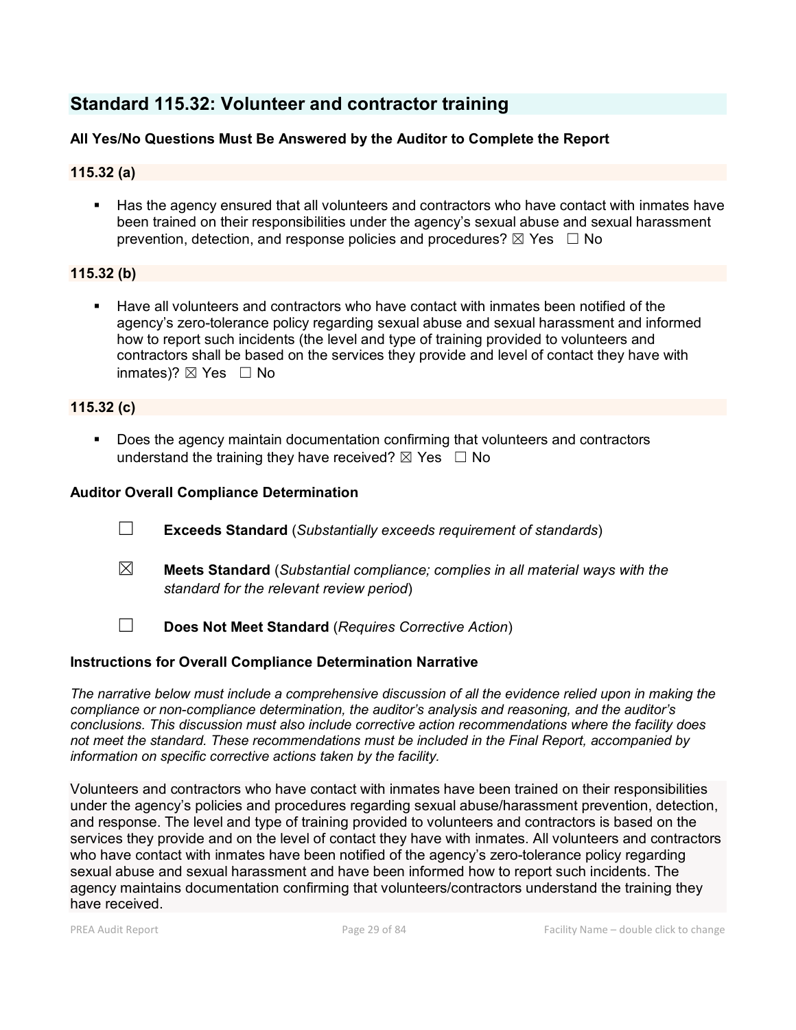## Standard 115.32: Volunteer and contractor training

### All Yes/No Questions Must Be Answered by the Auditor to Complete the Report

### 115.32 (a)

- Has the agency ensured that all volunteers and contractors who have contact with inmates have been trained on their responsibilities under the agency's sexual abuse and sexual harassment prevention, detection, and response policies and procedures? ☒ Yes ☐ No

### 115.32 (b)

- Have all volunteers and contractors who have contact with inmates been notified of the agency's zero-tolerance policy regarding sexual abuse and sexual harassment and informed how to report such incidents (the level and type of training provided to volunteers and contractors shall be based on the services they provide and level of contact they have with inmates)? ☒ Yes ☐ No

### 115.32 (c)

- Does the agency maintain documentation confirming that volunteers and contractors understand the training they have received? ☒ Yes ☐ No

### Auditor Overall Compliance Determination

☐ **Exceeds Standard** (*Substantially exceeds requirement of standards*)

☒ **Meets Standard** (*Substantial compliance; complies in all material ways with the standard for the relevant review period*)

☐ **Does Not Meet Standard** (*Requires Corrective Action*)

### Instructions for Overall Compliance Determination Narrative

*The narrative below must include a comprehensive discussion of all the evidence relied upon in making the compliance or non-compliance determination, the auditor's analysis and reasoning, and the auditor's conclusions. This discussion must also include corrective action recommendations where the facility does not meet the standard. These recommendations must be included in the Final Report, accompanied by information on specific corrective actions taken by the facility.*

Volunteers and contractors who have contact with inmates have been trained on their responsibilities under the agency's policies and procedures regarding sexual abuse/harassment prevention, detection, and response. The level and type of training provided to volunteers and contractors is based on the services they provide and on the level of contact they have with inmates. All volunteers and contractors who have contact with inmates have been notified of the agency's zero-tolerance policy regarding sexual abuse and sexual harassment and have been informed how to report such incidents. The agency maintains documentation confirming that volunteers/contractors understand the training they have received.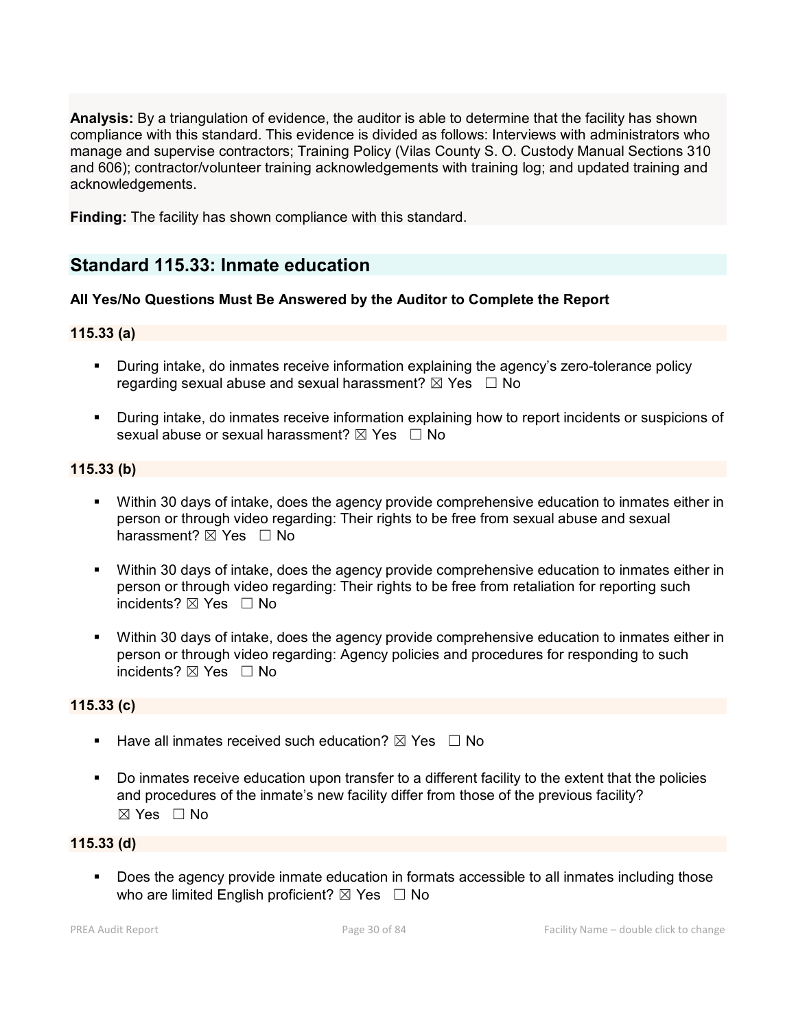**Analysis:** By a triangulation of evidence, the auditor is able to determine that the facility has shown compliance with this standard. This evidence is divided as follows: Interviews with administrators who manage and supervise contractors; Training Policy (Vilas County S. O. Custody Manual Sections 310 and 606); contractor/volunteer training acknowledgements with training log; and updated training and acknowledgements.

**Finding:** The facility has shown compliance with this standard.

## Standard 115.33: Inmate education

**All Yes/No Questions Must Be Answered by the Auditor to Complete the Report**

**115.33 (a)**

- During intake, do inmates receive information explaining the agency's zero-tolerance policy regarding sexual abuse and sexual harassment? ☒ Yes ☐ No
- During intake, do inmates receive information explaining how to report incidents or suspicions of sexual abuse or sexual harassment? ☒ Yes ☐ No

**115.33 (b)**

- Within 30 days of intake, does the agency provide comprehensive education to inmates either in person or through video regarding: Their rights to be free from sexual abuse and sexual harassment? ☒ Yes ☐ No
- Within 30 days of intake, does the agency provide comprehensive education to inmates either in person or through video regarding: Their rights to be free from retaliation for reporting such incidents? ☒ Yes ☐ No
- Within 30 days of intake, does the agency provide comprehensive education to inmates either in person or through video regarding: Agency policies and procedures for responding to such incidents? ☒ Yes ☐ No

**115.33 (c)**

- Have all inmates received such education? ☒ Yes ☐ No
- Do inmates receive education upon transfer to a different facility to the extent that the policies and procedures of the inmate's new facility differ from those of the previous facility? ☒ Yes ☐ No

**115.33 (d)**

- Does the agency provide inmate education in formats accessible to all inmates including those who are limited English proficient? ☒ Yes ☐ No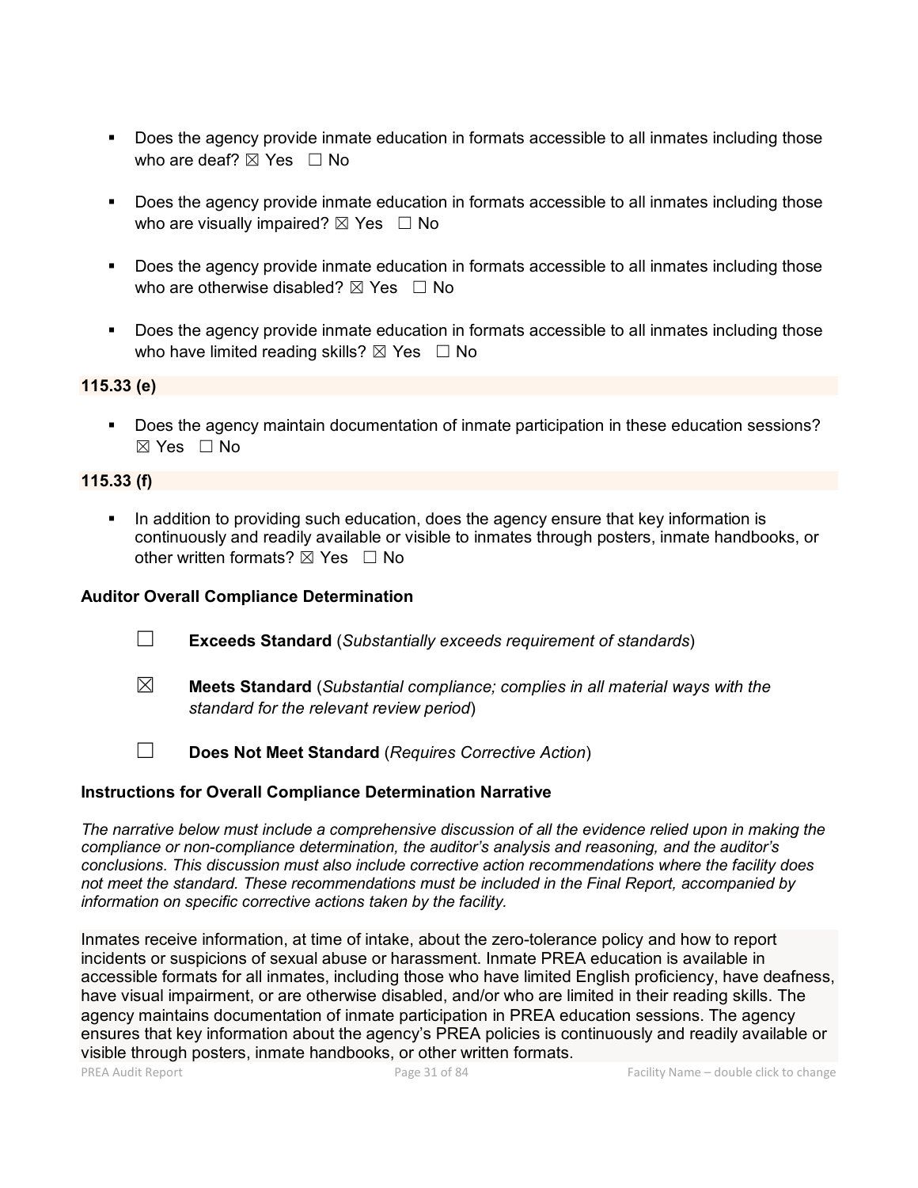- Does the agency provide inmate education in formats accessible to all inmates including those who are deaf? ☒ Yes ☐ No

- Does the agency provide inmate education in formats accessible to all inmates including those who are visually impaired? ☒ Yes ☐ No

- Does the agency provide inmate education in formats accessible to all inmates including those who are otherwise disabled? ☒ Yes ☐ No

- Does the agency provide inmate education in formats accessible to all inmates including those who have limited reading skills? ☒ Yes ☐ No

**115.33 (e)**

- Does the agency maintain documentation of inmate participation in these education sessions? ☒ Yes ☐ No

**115.33 (f)**

- In addition to providing such education, does the agency ensure that key information is continuously and readily available or visible to inmates through posters, inmate handbooks, or other written formats? ☒ Yes ☐ No

**Auditor Overall Compliance Determination**

☐ **Exceeds Standard** (*Substantially exceeds requirement of standards*)

☒ **Meets Standard** (*Substantial compliance; complies in all material ways with the standard for the relevant review period*)

☐ **Does Not Meet Standard** (*Requires Corrective Action*)

**Instructions for Overall Compliance Determination Narrative**

*The narrative below must include a comprehensive discussion of all the evidence relied upon in making the compliance or non-compliance determination, the auditor's analysis and reasoning, and the auditor's conclusions. This discussion must also include corrective action recommendations where the facility does not meet the standard. These recommendations must be included in the Final Report, accompanied by information on specific corrective actions taken by the facility.*

Inmates receive information, at time of intake, about the zero-tolerance policy and how to report incidents or suspicions of sexual abuse or harassment. Inmate PREA education is available in accessible formats for all inmates, including those who have limited English proficiency, have deafness, have visual impairment, or are otherwise disabled, and/or who are limited in their reading skills. The agency maintains documentation of inmate participation in PREA education sessions. The agency ensures that key information about the agency's PREA policies is continuously and readily available or visible through posters, inmate handbooks, or other written formats.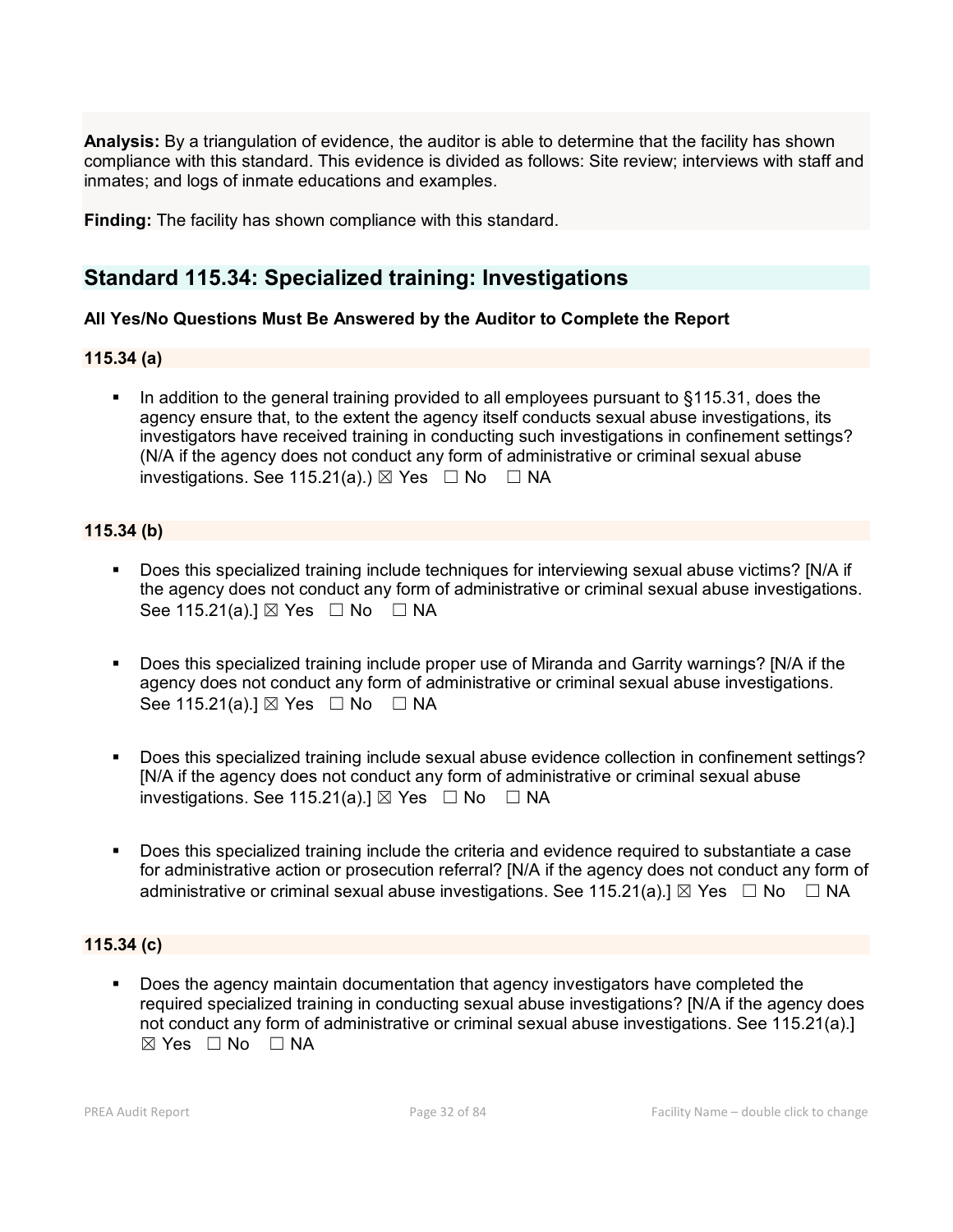**Analysis:** By a triangulation of evidence, the auditor is able to determine that the facility has shown compliance with this standard. This evidence is divided as follows: Site review; interviews with staff and inmates; and logs of inmate educations and examples.

**Finding:** The facility has shown compliance with this standard.

## Standard 115.34: Specialized training: Investigations

**All Yes/No Questions Must Be Answered by the Auditor to Complete the Report**

### 115.34 (a)

- In addition to the general training provided to all employees pursuant to §115.31, does the agency ensure that, to the extent the agency itself conducts sexual abuse investigations, its investigators have received training in conducting such investigations in confinement settings? (N/A if the agency does not conduct any form of administrative or criminal sexual abuse investigations. See 115.21(a).) ☒ Yes ☐ No ☐ NA

### 115.34 (b)

- Does this specialized training include techniques for interviewing sexual abuse victims? [N/A if the agency does not conduct any form of administrative or criminal sexual abuse investigations. See 115.21(a).] ☒ Yes ☐ No ☐ NA

- Does this specialized training include proper use of Miranda and Garrity warnings? [N/A if the agency does not conduct any form of administrative or criminal sexual abuse investigations. See 115.21(a).] ☒ Yes ☐ No ☐ NA

- Does this specialized training include sexual abuse evidence collection in confinement settings? [N/A if the agency does not conduct any form of administrative or criminal sexual abuse investigations. See 115.21(a).] ☒ Yes ☐ No ☐ NA

- Does this specialized training include the criteria and evidence required to substantiate a case for administrative action or prosecution referral? [N/A if the agency does not conduct any form of administrative or criminal sexual abuse investigations. See 115.21(a).] ☒ Yes ☐ No ☐ NA

### 115.34 (c)

- Does the agency maintain documentation that agency investigators have completed the required specialized training in conducting sexual abuse investigations? [N/A if the agency does not conduct any form of administrative or criminal sexual abuse investigations. See 115.21(a).] ☒ Yes ☐ No ☐ NA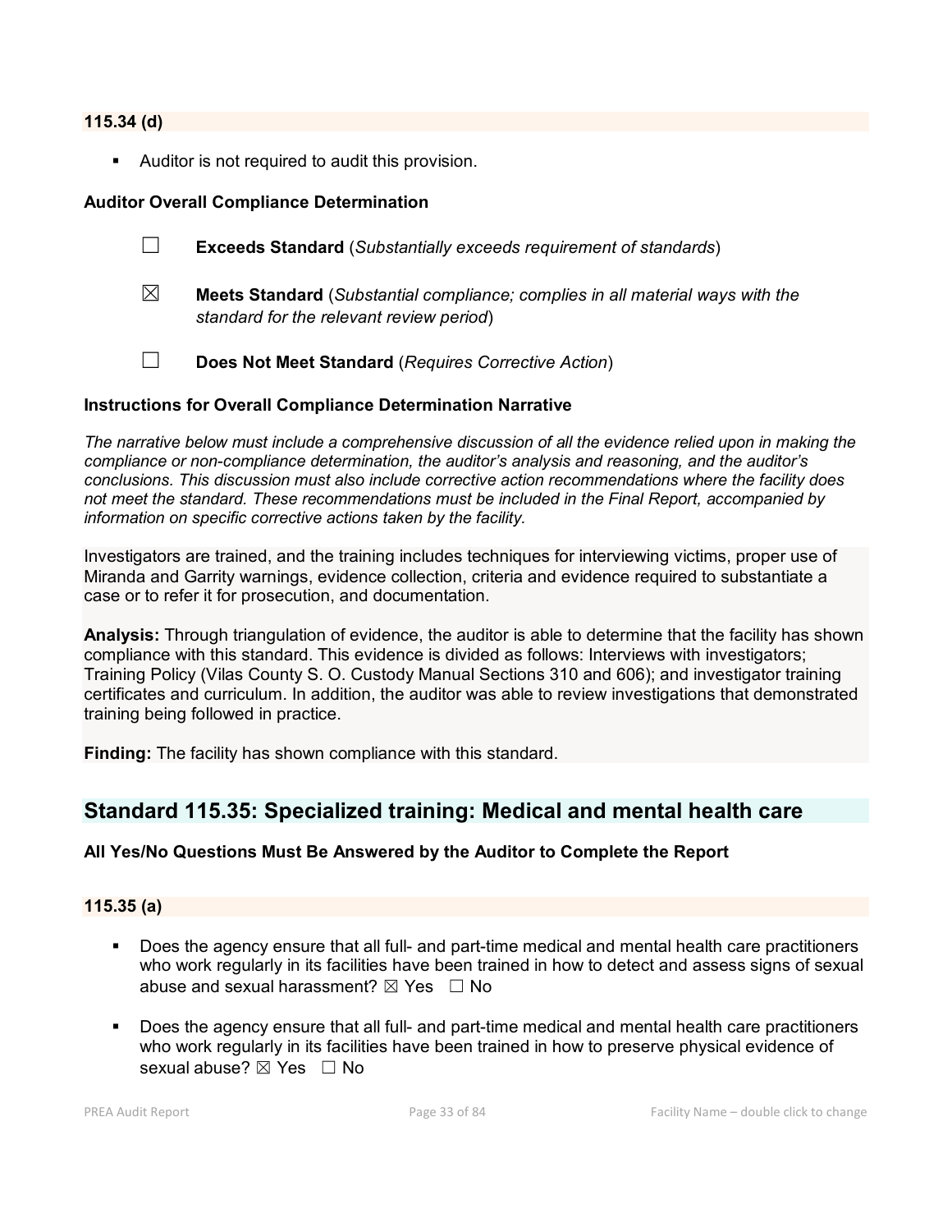**115.34 (d)**

- Auditor is not required to audit this provision.

**Auditor Overall Compliance Determination**

☐ **Exceeds Standard** (*Substantially exceeds requirement of standards*)

☒ **Meets Standard** (*Substantial compliance; complies in all material ways with the standard for the relevant review period*)

☐ **Does Not Meet Standard** (*Requires Corrective Action*)

**Instructions for Overall Compliance Determination Narrative**

*The narrative below must include a comprehensive discussion of all the evidence relied upon in making the compliance or non-compliance determination, the auditor's analysis and reasoning, and the auditor's conclusions. This discussion must also include corrective action recommendations where the facility does not meet the standard. These recommendations must be included in the Final Report, accompanied by information on specific corrective actions taken by the facility.*

Investigators are trained, and the training includes techniques for interviewing victims, proper use of Miranda and Garrity warnings, evidence collection, criteria and evidence required to substantiate a case or to refer it for prosecution, and documentation.

**Analysis:** Through triangulation of evidence, the auditor is able to determine that the facility has shown compliance with this standard. This evidence is divided as follows: Interviews with investigators; Training Policy (Vilas County S. O. Custody Manual Sections 310 and 606); and investigator training certificates and curriculum. In addition, the auditor was able to review investigations that demonstrated training being followed in practice.

**Finding:** The facility has shown compliance with this standard.

## Standard 115.35: Specialized training: Medical and mental health care

**All Yes/No Questions Must Be Answered by the Auditor to Complete the Report**

**115.35 (a)**

- Does the agency ensure that all full- and part-time medical and mental health care practitioners who work regularly in its facilities have been trained in how to detect and assess signs of sexual abuse and sexual harassment? ☒ Yes ☐ No
- Does the agency ensure that all full- and part-time medical and mental health care practitioners who work regularly in its facilities have been trained in how to preserve physical evidence of sexual abuse? ☒ Yes ☐ No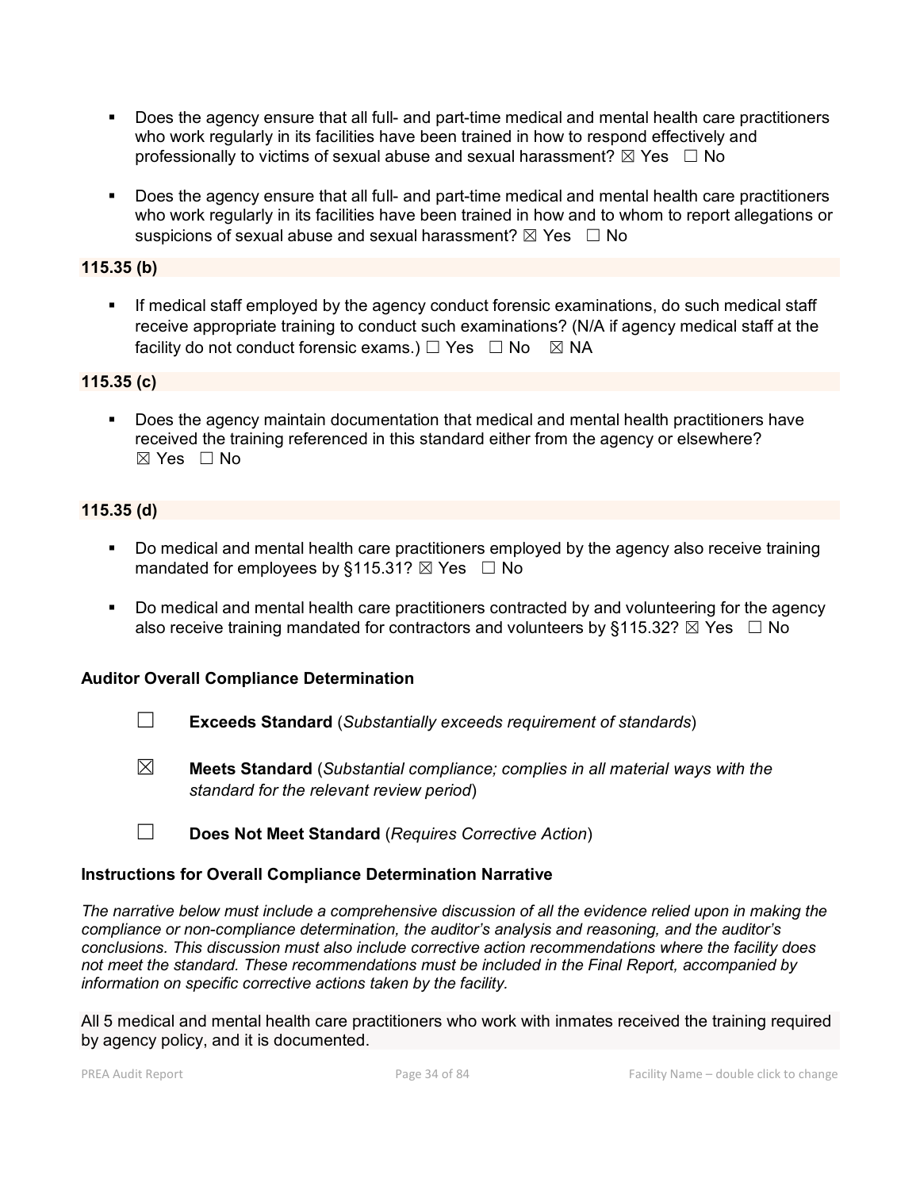- Does the agency ensure that all full- and part-time medical and mental health care practitioners who work regularly in its facilities have been trained in how to respond effectively and professionally to victims of sexual abuse and sexual harassment? ☒ Yes ☐ No

- Does the agency ensure that all full- and part-time medical and mental health care practitioners who work regularly in its facilities have been trained in how and to whom to report allegations or suspicions of sexual abuse and sexual harassment? ☒ Yes ☐ No

**115.35 (b)**

- If medical staff employed by the agency conduct forensic examinations, do such medical staff receive appropriate training to conduct such examinations? (N/A if agency medical staff at the facility do not conduct forensic exams.) ☐ Yes ☐ No ☒ NA

**115.35 (c)**

- Does the agency maintain documentation that medical and mental health practitioners have received the training referenced in this standard either from the agency or elsewhere? ☒ Yes ☐ No

**115.35 (d)**

- Do medical and mental health care practitioners employed by the agency also receive training mandated for employees by §115.31? ☒ Yes ☐ No

- Do medical and mental health care practitioners contracted by and volunteering for the agency also receive training mandated for contractors and volunteers by §115.32? ☒ Yes ☐ No

**Auditor Overall Compliance Determination**

☐ **Exceeds Standard** (*Substantially exceeds requirement of standards*)

☒ **Meets Standard** (*Substantial compliance; complies in all material ways with the standard for the relevant review period*)

☐ **Does Not Meet Standard** (*Requires Corrective Action*)

**Instructions for Overall Compliance Determination Narrative**

*The narrative below must include a comprehensive discussion of all the evidence relied upon in making the compliance or non-compliance determination, the auditor's analysis and reasoning, and the auditor's conclusions. This discussion must also include corrective action recommendations where the facility does not meet the standard. These recommendations must be included in the Final Report, accompanied by information on specific corrective actions taken by the facility.*

All 5 medical and mental health care practitioners who work with inmates received the training required by agency policy, and it is documented.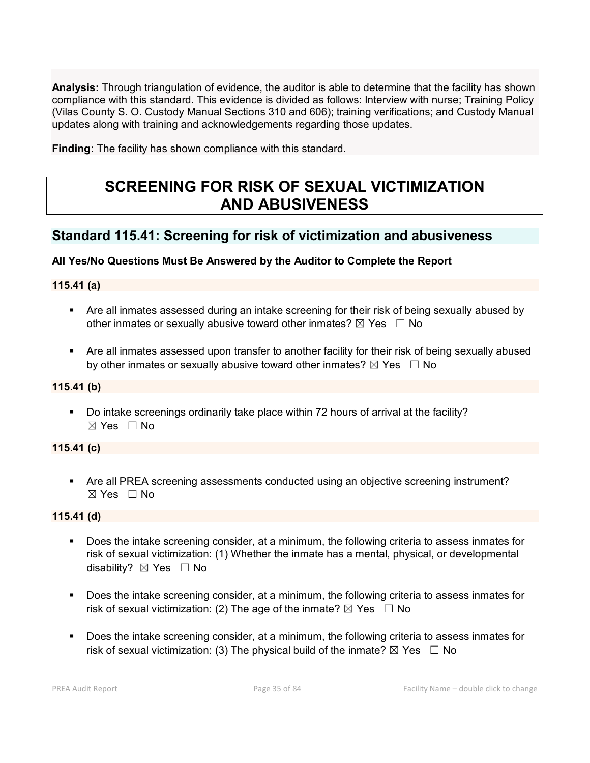**Analysis:** Through triangulation of evidence, the auditor is able to determine that the facility has shown compliance with this standard. This evidence is divided as follows: Interview with nurse; Training Policy (Vilas County S. O. Custody Manual Sections 310 and 606); training verifications; and Custody Manual updates along with training and acknowledgements regarding those updates.

**Finding:** The facility has shown compliance with this standard.

# SCREENING FOR RISK OF SEXUAL VICTIMIZATION AND ABUSIVENESS

## Standard 115.41: Screening for risk of victimization and abusiveness

**All Yes/No Questions Must Be Answered by the Auditor to Complete the Report**

**115.41 (a)**

- Are all inmates assessed during an intake screening for their risk of being sexually abused by other inmates or sexually abusive toward other inmates? ☒ Yes ☐ No
- Are all inmates assessed upon transfer to another facility for their risk of being sexually abused by other inmates or sexually abusive toward other inmates? ☒ Yes ☐ No

**115.41 (b)**

- Do intake screenings ordinarily take place within 72 hours of arrival at the facility? ☒ Yes ☐ No

**115.41 (c)**

- Are all PREA screening assessments conducted using an objective screening instrument? ☒ Yes ☐ No

**115.41 (d)**

- Does the intake screening consider, at a minimum, the following criteria to assess inmates for risk of sexual victimization: (1) Whether the inmate has a mental, physical, or developmental disability? ☒ Yes ☐ No
- Does the intake screening consider, at a minimum, the following criteria to assess inmates for risk of sexual victimization: (2) The age of the inmate? ☒ Yes ☐ No
- Does the intake screening consider, at a minimum, the following criteria to assess inmates for risk of sexual victimization: (3) The physical build of the inmate? ☒ Yes ☐ No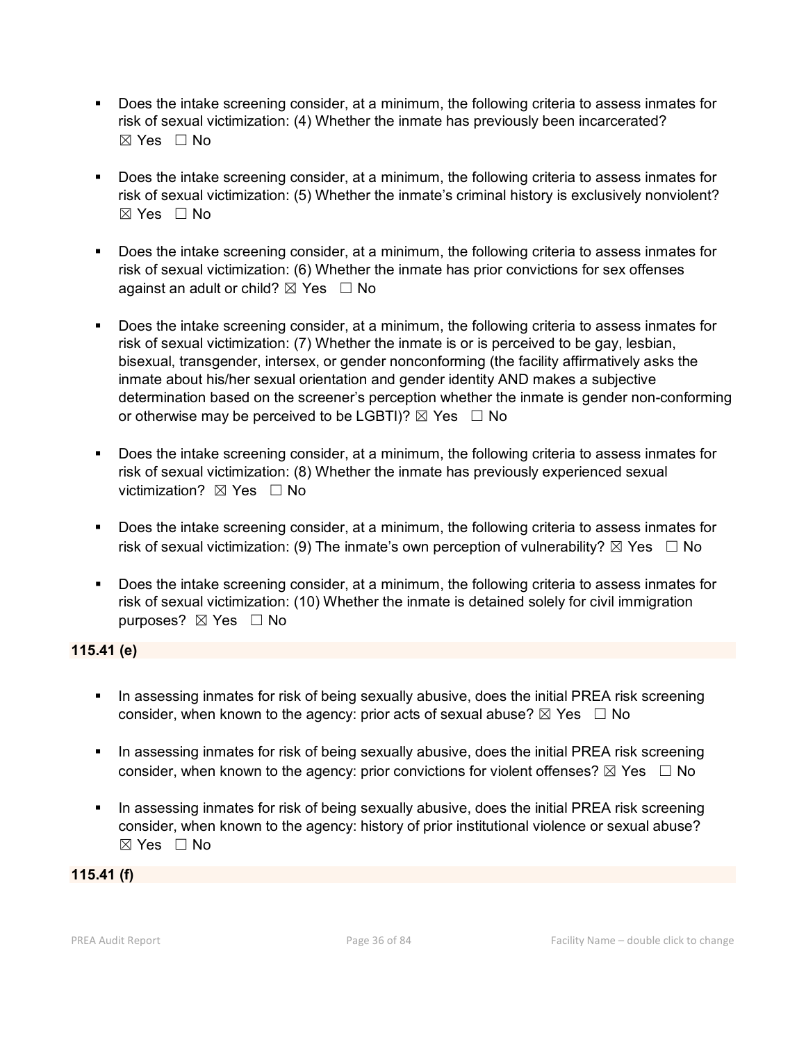- Does the intake screening consider, at a minimum, the following criteria to assess inmates for risk of sexual victimization: (4) Whether the inmate has previously been incarcerated? ☒ Yes ☐ No

- Does the intake screening consider, at a minimum, the following criteria to assess inmates for risk of sexual victimization: (5) Whether the inmate's criminal history is exclusively nonviolent? ☒ Yes ☐ No

- Does the intake screening consider, at a minimum, the following criteria to assess inmates for risk of sexual victimization: (6) Whether the inmate has prior convictions for sex offenses against an adult or child? ☒ Yes ☐ No

- Does the intake screening consider, at a minimum, the following criteria to assess inmates for risk of sexual victimization: (7) Whether the inmate is or is perceived to be gay, lesbian, bisexual, transgender, intersex, or gender nonconforming (the facility affirmatively asks the inmate about his/her sexual orientation and gender identity AND makes a subjective determination based on the screener's perception whether the inmate is gender non-conforming or otherwise may be perceived to be LGBTI)? ☒ Yes ☐ No

- Does the intake screening consider, at a minimum, the following criteria to assess inmates for risk of sexual victimization: (8) Whether the inmate has previously experienced sexual victimization? ☒ Yes ☐ No

- Does the intake screening consider, at a minimum, the following criteria to assess inmates for risk of sexual victimization: (9) The inmate's own perception of vulnerability? ☒ Yes ☐ No

- Does the intake screening consider, at a minimum, the following criteria to assess inmates for risk of sexual victimization: (10) Whether the inmate is detained solely for civil immigration purposes? ☒ Yes ☐ No

**115.41 (e)**

- In assessing inmates for risk of being sexually abusive, does the initial PREA risk screening consider, when known to the agency: prior acts of sexual abuse? ☒ Yes ☐ No

- In assessing inmates for risk of being sexually abusive, does the initial PREA risk screening consider, when known to the agency: prior convictions for violent offenses? ☒ Yes ☐ No

- In assessing inmates for risk of being sexually abusive, does the initial PREA risk screening consider, when known to the agency: history of prior institutional violence or sexual abuse? ☒ Yes ☐ No

**115.41 (f)**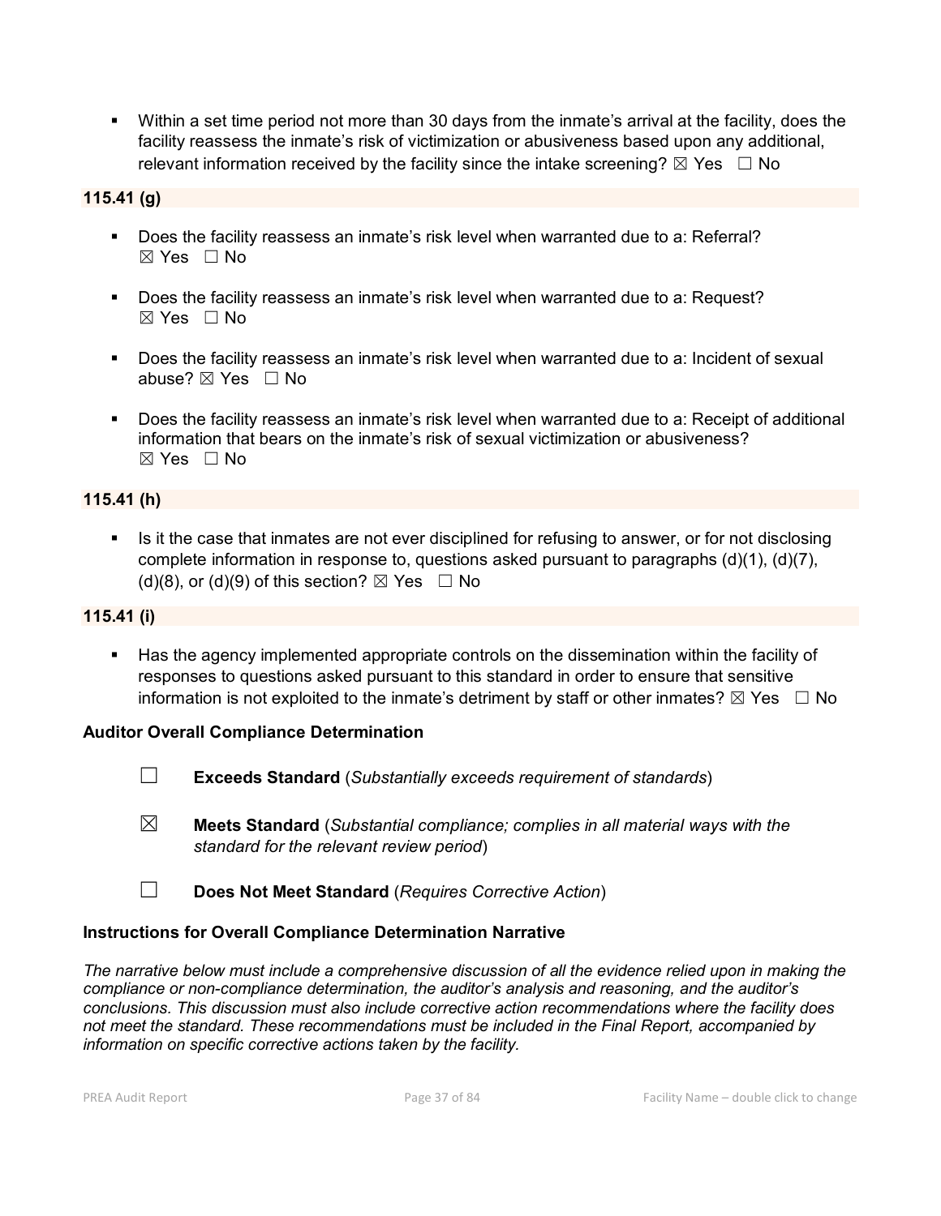- Within a set time period not more than 30 days from the inmate's arrival at the facility, does the facility reassess the inmate's risk of victimization or abusiveness based upon any additional, relevant information received by the facility since the intake screening? ☒ Yes ☐ No

**115.41 (g)**

- Does the facility reassess an inmate's risk level when warranted due to a: Referral? ☒ Yes ☐ No
- Does the facility reassess an inmate's risk level when warranted due to a: Request? ☒ Yes ☐ No
- Does the facility reassess an inmate's risk level when warranted due to a: Incident of sexual abuse? ☒ Yes ☐ No
- Does the facility reassess an inmate's risk level when warranted due to a: Receipt of additional information that bears on the inmate's risk of sexual victimization or abusiveness? ☒ Yes ☐ No

**115.41 (h)**

- Is it the case that inmates are not ever disciplined for refusing to answer, or for not disclosing complete information in response to, questions asked pursuant to paragraphs (d)(1), (d)(7), (d)(8), or (d)(9) of this section? ☒ Yes ☐ No

**115.41 (i)**

- Has the agency implemented appropriate controls on the dissemination within the facility of responses to questions asked pursuant to this standard in order to ensure that sensitive information is not exploited to the inmate's detriment by staff or other inmates? ☒ Yes ☐ No

**Auditor Overall Compliance Determination**

☐ **Exceeds Standard** (*Substantially exceeds requirement of standards*)

☒ **Meets Standard** (*Substantial compliance; complies in all material ways with the standard for the relevant review period*)

☐ **Does Not Meet Standard** (*Requires Corrective Action*)

**Instructions for Overall Compliance Determination Narrative**

*The narrative below must include a comprehensive discussion of all the evidence relied upon in making the compliance or non-compliance determination, the auditor's analysis and reasoning, and the auditor's conclusions. This discussion must also include corrective action recommendations where the facility does not meet the standard. These recommendations must be included in the Final Report, accompanied by information on specific corrective actions taken by the facility.*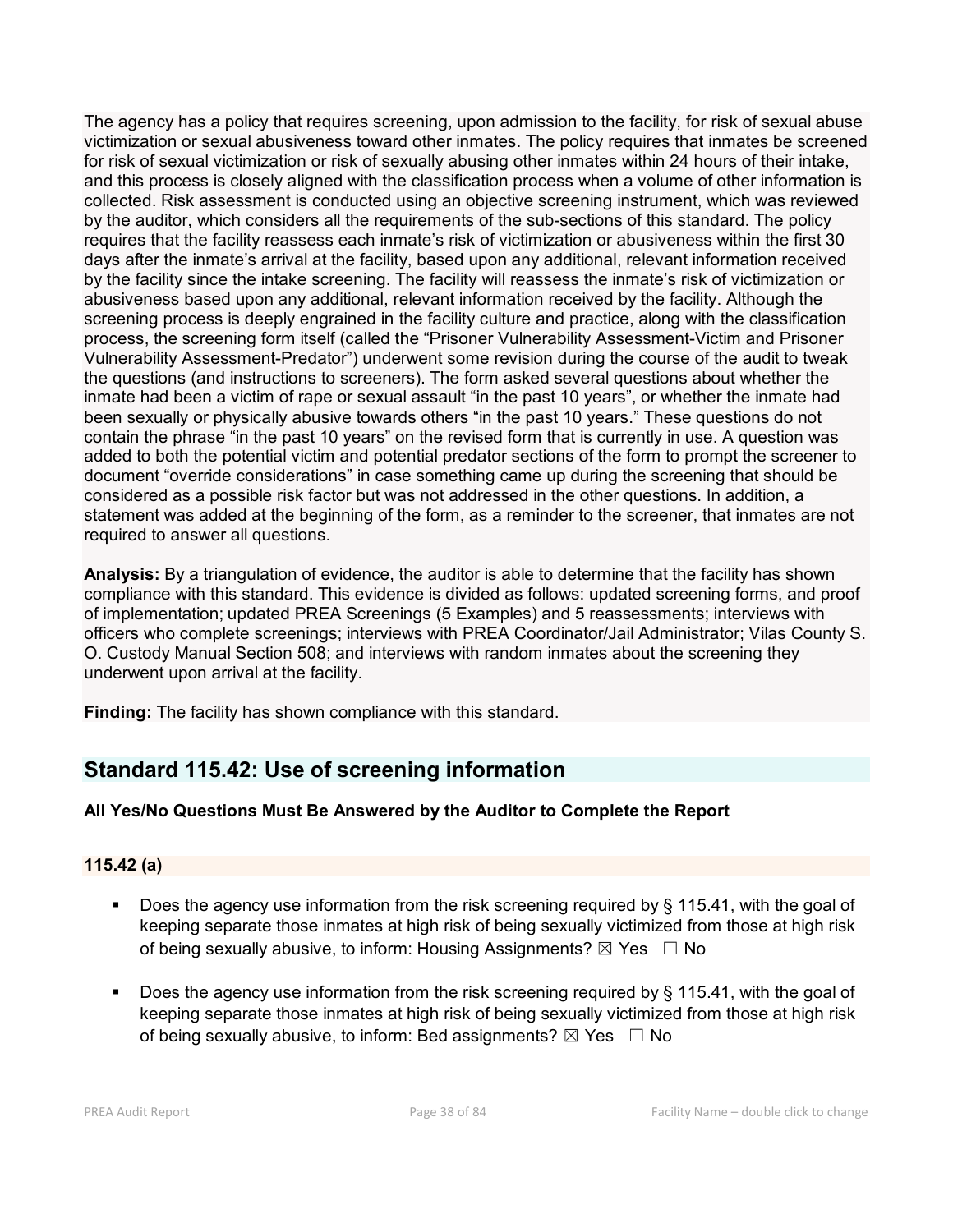The agency has a policy that requires screening, upon admission to the facility, for risk of sexual abuse victimization or sexual abusiveness toward other inmates. The policy requires that inmates be screened for risk of sexual victimization or risk of sexually abusing other inmates within 24 hours of their intake, and this process is closely aligned with the classification process when a volume of other information is collected. Risk assessment is conducted using an objective screening instrument, which was reviewed by the auditor, which considers all the requirements of the sub-sections of this standard. The policy requires that the facility reassess each inmate's risk of victimization or abusiveness within the first 30 days after the inmate's arrival at the facility, based upon any additional, relevant information received by the facility since the intake screening. The facility will reassess the inmate's risk of victimization or abusiveness based upon any additional, relevant information received by the facility. Although the screening process is deeply engrained in the facility culture and practice, along with the classification process, the screening form itself (called the "Prisoner Vulnerability Assessment-Victim and Prisoner Vulnerability Assessment-Predator") underwent some revision during the course of the audit to tweak the questions (and instructions to screeners). The form asked several questions about whether the inmate had been a victim of rape or sexual assault "in the past 10 years", or whether the inmate had been sexually or physically abusive towards others "in the past 10 years." These questions do not contain the phrase "in the past 10 years" on the revised form that is currently in use. A question was added to both the potential victim and potential predator sections of the form to prompt the screener to document "override considerations" in case something came up during the screening that should be considered as a possible risk factor but was not addressed in the other questions. In addition, a statement was added at the beginning of the form, as a reminder to the screener, that inmates are not required to answer all questions.

**Analysis:** By a triangulation of evidence, the auditor is able to determine that the facility has shown compliance with this standard. This evidence is divided as follows: updated screening forms, and proof of implementation; updated PREA Screenings (5 Examples) and 5 reassessments; interviews with officers who complete screenings; interviews with PREA Coordinator/Jail Administrator; Vilas County S. O. Custody Manual Section 508; and interviews with random inmates about the screening they underwent upon arrival at the facility.

**Finding:** The facility has shown compliance with this standard.

## Standard 115.42: Use of screening information

**All Yes/No Questions Must Be Answered by the Auditor to Complete the Report**

### 115.42 (a)

- Does the agency use information from the risk screening required by § 115.41, with the goal of keeping separate those inmates at high risk of being sexually victimized from those at high risk of being sexually abusive, to inform: Housing Assignments? ☒ Yes ☐ No

- Does the agency use information from the risk screening required by § 115.41, with the goal of keeping separate those inmates at high risk of being sexually victimized from those at high risk of being sexually abusive, to inform: Bed assignments? ☒ Yes ☐ No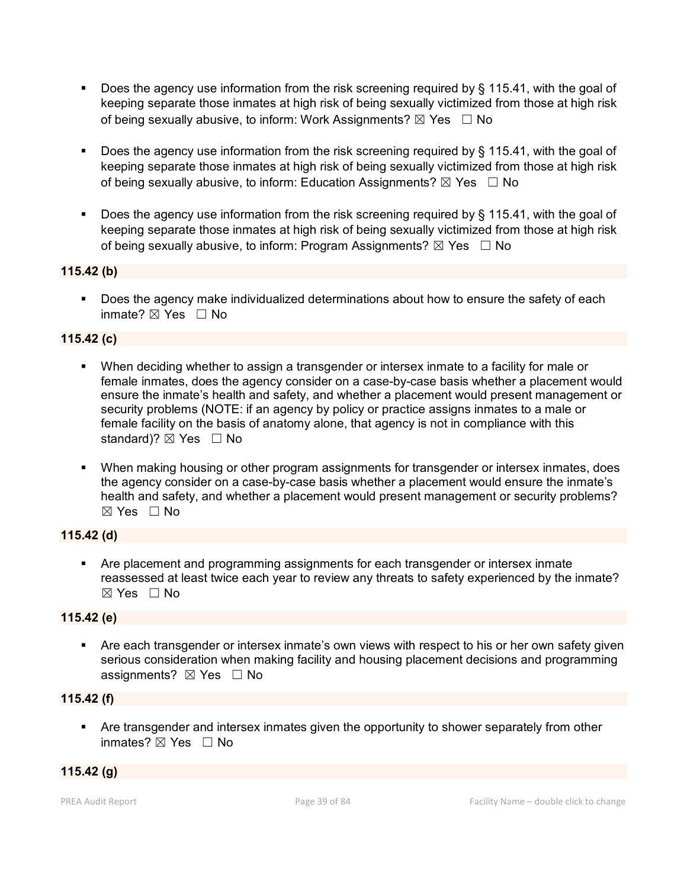- Does the agency use information from the risk screening required by § 115.41, with the goal of keeping separate those inmates at high risk of being sexually victimized from those at high risk of being sexually abusive, to inform: Work Assignments? ☒ Yes ☐ No

- Does the agency use information from the risk screening required by § 115.41, with the goal of keeping separate those inmates at high risk of being sexually victimized from those at high risk of being sexually abusive, to inform: Education Assignments? ☒ Yes ☐ No

- Does the agency use information from the risk screening required by § 115.41, with the goal of keeping separate those inmates at high risk of being sexually victimized from those at high risk of being sexually abusive, to inform: Program Assignments? ☒ Yes ☐ No

**115.42 (b)**

- Does the agency make individualized determinations about how to ensure the safety of each inmate? ☒ Yes ☐ No

**115.42 (c)**

- When deciding whether to assign a transgender or intersex inmate to a facility for male or female inmates, does the agency consider on a case-by-case basis whether a placement would ensure the inmate's health and safety, and whether a placement would present management or security problems (NOTE: if an agency by policy or practice assigns inmates to a male or female facility on the basis of anatomy alone, that agency is not in compliance with this standard)? ☒ Yes ☐ No

- When making housing or other program assignments for transgender or intersex inmates, does the agency consider on a case-by-case basis whether a placement would ensure the inmate's health and safety, and whether a placement would present management or security problems? ☒ Yes ☐ No

**115.42 (d)**

- Are placement and programming assignments for each transgender or intersex inmate reassessed at least twice each year to review any threats to safety experienced by the inmate? ☒ Yes ☐ No

**115.42 (e)**

- Are each transgender or intersex inmate's own views with respect to his or her own safety given serious consideration when making facility and housing placement decisions and programming assignments? ☒ Yes ☐ No

**115.42 (f)**

- Are transgender and intersex inmates given the opportunity to shower separately from other inmates? ☒ Yes ☐ No

**115.42 (g)**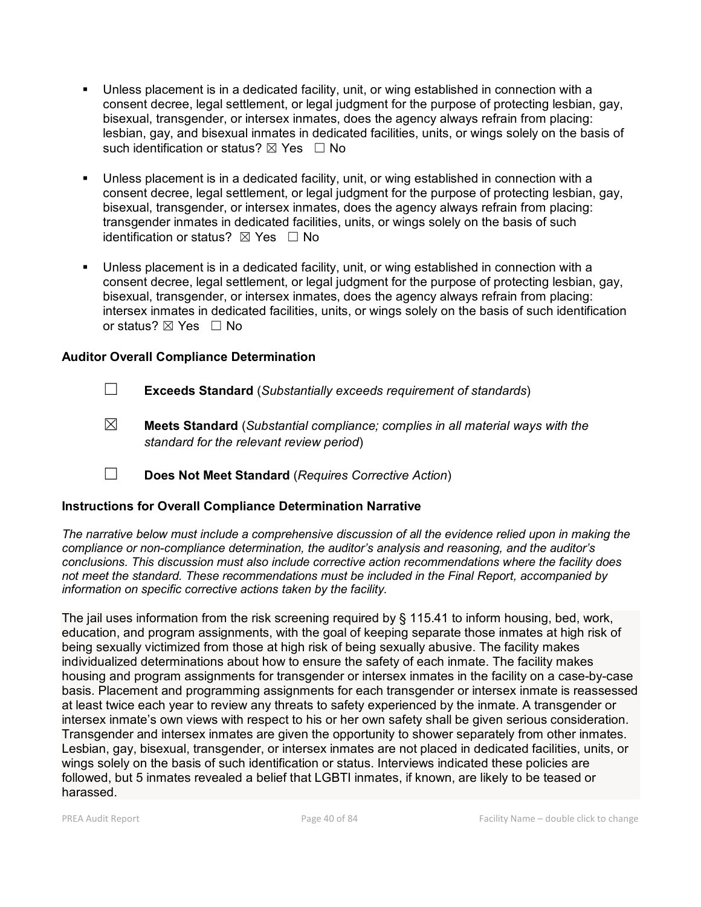- Unless placement is in a dedicated facility, unit, or wing established in connection with a consent decree, legal settlement, or legal judgment for the purpose of protecting lesbian, gay, bisexual, transgender, or intersex inmates, does the agency always refrain from placing: lesbian, gay, and bisexual inmates in dedicated facilities, units, or wings solely on the basis of such identification or status? ☒ Yes ☐ No

- Unless placement is in a dedicated facility, unit, or wing established in connection with a consent decree, legal settlement, or legal judgment for the purpose of protecting lesbian, gay, bisexual, transgender, or intersex inmates, does the agency always refrain from placing: transgender inmates in dedicated facilities, units, or wings solely on the basis of such identification or status? ☒ Yes ☐ No

- Unless placement is in a dedicated facility, unit, or wing established in connection with a consent decree, legal settlement, or legal judgment for the purpose of protecting lesbian, gay, bisexual, transgender, or intersex inmates, does the agency always refrain from placing: intersex inmates in dedicated facilities, units, or wings solely on the basis of such identification or status? ☒ Yes ☐ No

### Auditor Overall Compliance Determination

☐ **Exceeds Standard** (*Substantially exceeds requirement of standards*)

☒ **Meets Standard** (*Substantial compliance; complies in all material ways with the standard for the relevant review period*)

☐ **Does Not Meet Standard** (*Requires Corrective Action*)

### Instructions for Overall Compliance Determination Narrative

*The narrative below must include a comprehensive discussion of all the evidence relied upon in making the compliance or non-compliance determination, the auditor's analysis and reasoning, and the auditor's conclusions. This discussion must also include corrective action recommendations where the facility does not meet the standard. These recommendations must be included in the Final Report, accompanied by information on specific corrective actions taken by the facility.*

The jail uses information from the risk screening required by § 115.41 to inform housing, bed, work, education, and program assignments, with the goal of keeping separate those inmates at high risk of being sexually victimized from those at high risk of being sexually abusive. The facility makes individualized determinations about how to ensure the safety of each inmate. The facility makes housing and program assignments for transgender or intersex inmates in the facility on a case-by-case basis. Placement and programming assignments for each transgender or intersex inmate is reassessed at least twice each year to review any threats to safety experienced by the inmate. A transgender or intersex inmate's own views with respect to his or her own safety shall be given serious consideration. Transgender and intersex inmates are given the opportunity to shower separately from other inmates. Lesbian, gay, bisexual, transgender, or intersex inmates are not placed in dedicated facilities, units, or wings solely on the basis of such identification or status. Interviews indicated these policies are followed, but 5 inmates revealed a belief that LGBTI inmates, if known, are likely to be teased or harassed.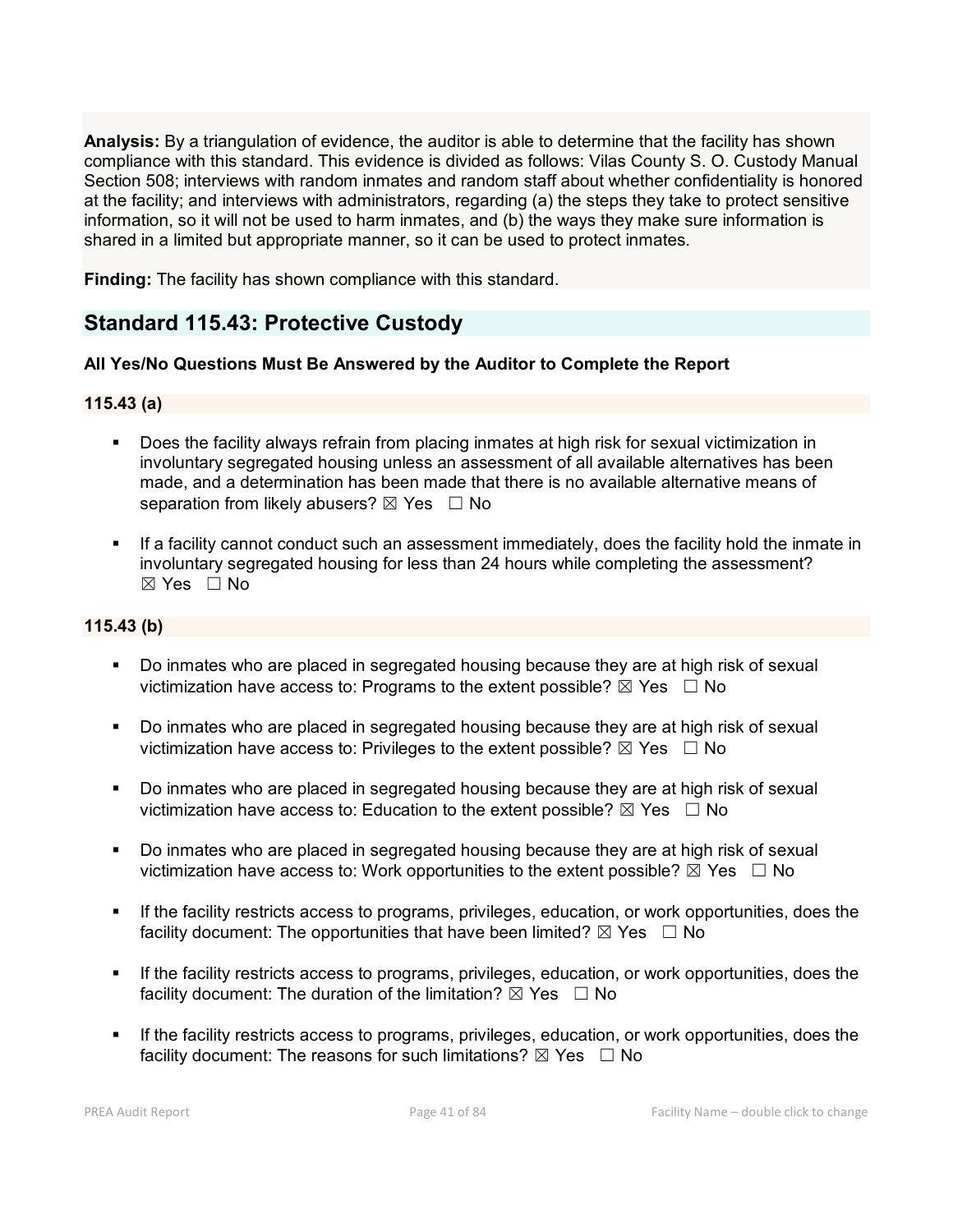**Analysis:** By a triangulation of evidence, the auditor is able to determine that the facility has shown compliance with this standard. This evidence is divided as follows: Vilas County S. O. Custody Manual Section 508; interviews with random inmates and random staff about whether confidentiality is honored at the facility; and interviews with administrators, regarding (a) the steps they take to protect sensitive information, so it will not be used to harm inmates, and (b) the ways they make sure information is shared in a limited but appropriate manner, so it can be used to protect inmates.

**Finding:** The facility has shown compliance with this standard.

## Standard 115.43: Protective Custody

**All Yes/No Questions Must Be Answered by the Auditor to Complete the Report**

### 115.43 (a)

- Does the facility always refrain from placing inmates at high risk for sexual victimization in involuntary segregated housing unless an assessment of all available alternatives has been made, and a determination has been made that there is no available alternative means of separation from likely abusers? ☒ Yes ☐ No
- If a facility cannot conduct such an assessment immediately, does the facility hold the inmate in involuntary segregated housing for less than 24 hours while completing the assessment? ☒ Yes ☐ No

### 115.43 (b)

- Do inmates who are placed in segregated housing because they are at high risk of sexual victimization have access to: Programs to the extent possible? ☒ Yes ☐ No
- Do inmates who are placed in segregated housing because they are at high risk of sexual victimization have access to: Privileges to the extent possible? ☒ Yes ☐ No
- Do inmates who are placed in segregated housing because they are at high risk of sexual victimization have access to: Education to the extent possible? ☒ Yes ☐ No
- Do inmates who are placed in segregated housing because they are at high risk of sexual victimization have access to: Work opportunities to the extent possible? ☒ Yes ☐ No
- If the facility restricts access to programs, privileges, education, or work opportunities, does the facility document: The opportunities that have been limited? ☒ Yes ☐ No
- If the facility restricts access to programs, privileges, education, or work opportunities, does the facility document: The duration of the limitation? ☒ Yes ☐ No
- If the facility restricts access to programs, privileges, education, or work opportunities, does the facility document: The reasons for such limitations? ☒ Yes ☐ No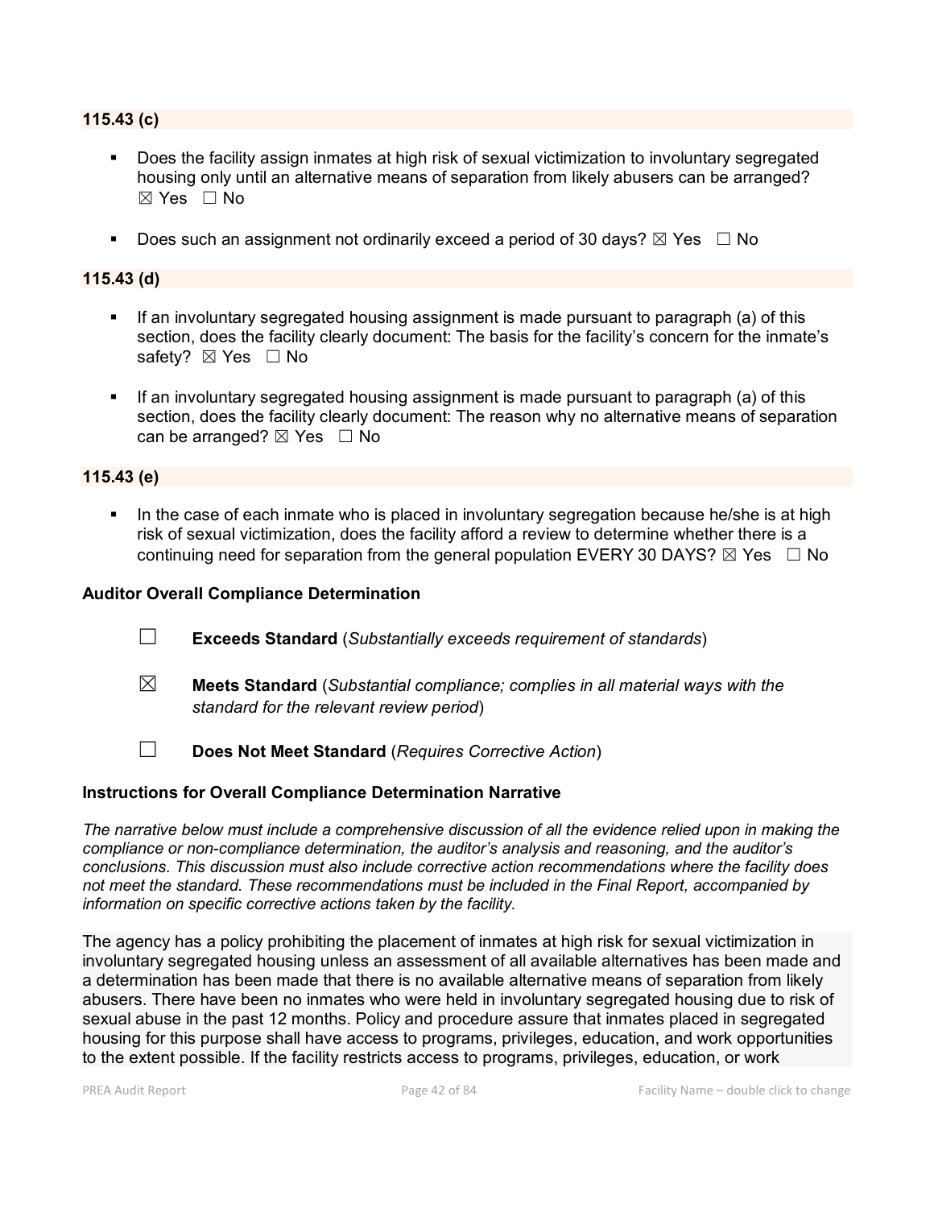### 115.43 (c)

- Does the facility assign inmates at high risk of sexual victimization to involuntary segregated housing only until an alternative means of separation from likely abusers can be arranged? ☒ Yes ☐ No
- Does such an assignment not ordinarily exceed a period of 30 days? ☒ Yes ☐ No

### 115.43 (d)

- If an involuntary segregated housing assignment is made pursuant to paragraph (a) of this section, does the facility clearly document: The basis for the facility's concern for the inmate's safety? ☒ Yes ☐ No
- If an involuntary segregated housing assignment is made pursuant to paragraph (a) of this section, does the facility clearly document: The reason why no alternative means of separation can be arranged? ☒ Yes ☐ No

### 115.43 (e)

- In the case of each inmate who is placed in involuntary segregation because he/she is at high risk of sexual victimization, does the facility afford a review to determine whether there is a continuing need for separation from the general population EVERY 30 DAYS? ☒ Yes ☐ No

**Auditor Overall Compliance Determination**

☐ **Exceeds Standard** (*Substantially exceeds requirement of standards*)

☒ **Meets Standard** (*Substantial compliance; complies in all material ways with the standard for the relevant review period*)

☐ **Does Not Meet Standard** (*Requires Corrective Action*)

**Instructions for Overall Compliance Determination Narrative**

*The narrative below must include a comprehensive discussion of all the evidence relied upon in making the compliance or non-compliance determination, the auditor's analysis and reasoning, and the auditor's conclusions. This discussion must also include corrective action recommendations where the facility does not meet the standard. These recommendations must be included in the Final Report, accompanied by information on specific corrective actions taken by the facility.*

The agency has a policy prohibiting the placement of inmates at high risk for sexual victimization in involuntary segregated housing unless an assessment of all available alternatives has been made and a determination has been made that there is no available alternative means of separation from likely abusers. There have been no inmates who were held in involuntary segregated housing due to risk of sexual abuse in the past 12 months. Policy and procedure assure that inmates placed in segregated housing for this purpose shall have access to programs, privileges, education, and work opportunities to the extent possible. If the facility restricts access to programs, privileges, education, or work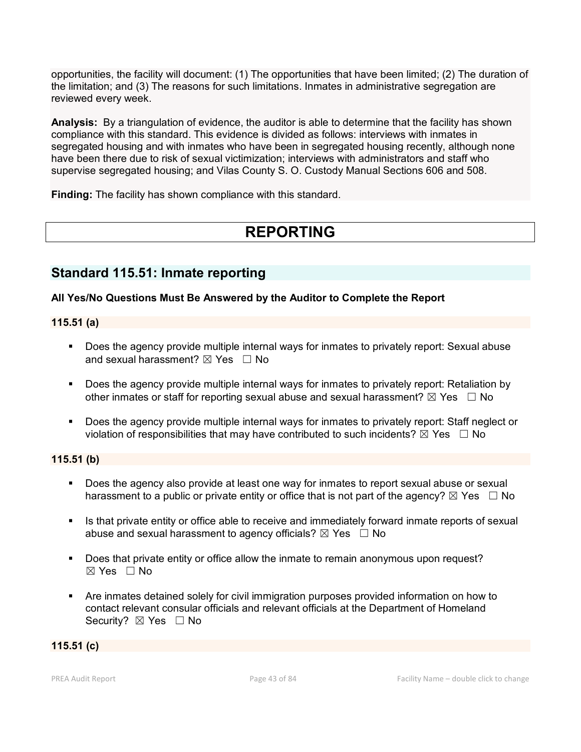opportunities, the facility will document: (1) The opportunities that have been limited; (2) The duration of the limitation; and (3) The reasons for such limitations. Inmates in administrative segregation are reviewed every week.

**Analysis:** By a triangulation of evidence, the auditor is able to determine that the facility has shown compliance with this standard. This evidence is divided as follows: interviews with inmates in segregated housing and with inmates who have been in segregated housing recently, although none have been there due to risk of sexual victimization; interviews with administrators and staff who supervise segregated housing; and Vilas County S. O. Custody Manual Sections 606 and 508.

**Finding:** The facility has shown compliance with this standard.

# REPORTING

## Standard 115.51: Inmate reporting

**All Yes/No Questions Must Be Answered by the Auditor to Complete the Report**

### 115.51 (a)

- Does the agency provide multiple internal ways for inmates to privately report: Sexual abuse and sexual harassment? ☒ Yes ☐ No
- Does the agency provide multiple internal ways for inmates to privately report: Retaliation by other inmates or staff for reporting sexual abuse and sexual harassment? ☒ Yes ☐ No
- Does the agency provide multiple internal ways for inmates to privately report: Staff neglect or violation of responsibilities that may have contributed to such incidents? ☒ Yes ☐ No

### 115.51 (b)

- Does the agency also provide at least one way for inmates to report sexual abuse or sexual harassment to a public or private entity or office that is not part of the agency? ☒ Yes ☐ No
- Is that private entity or office able to receive and immediately forward inmate reports of sexual abuse and sexual harassment to agency officials? ☒ Yes ☐ No
- Does that private entity or office allow the inmate to remain anonymous upon request? ☒ Yes ☐ No
- Are inmates detained solely for civil immigration purposes provided information on how to contact relevant consular officials and relevant officials at the Department of Homeland Security? ☒ Yes ☐ No

### 115.51 (c)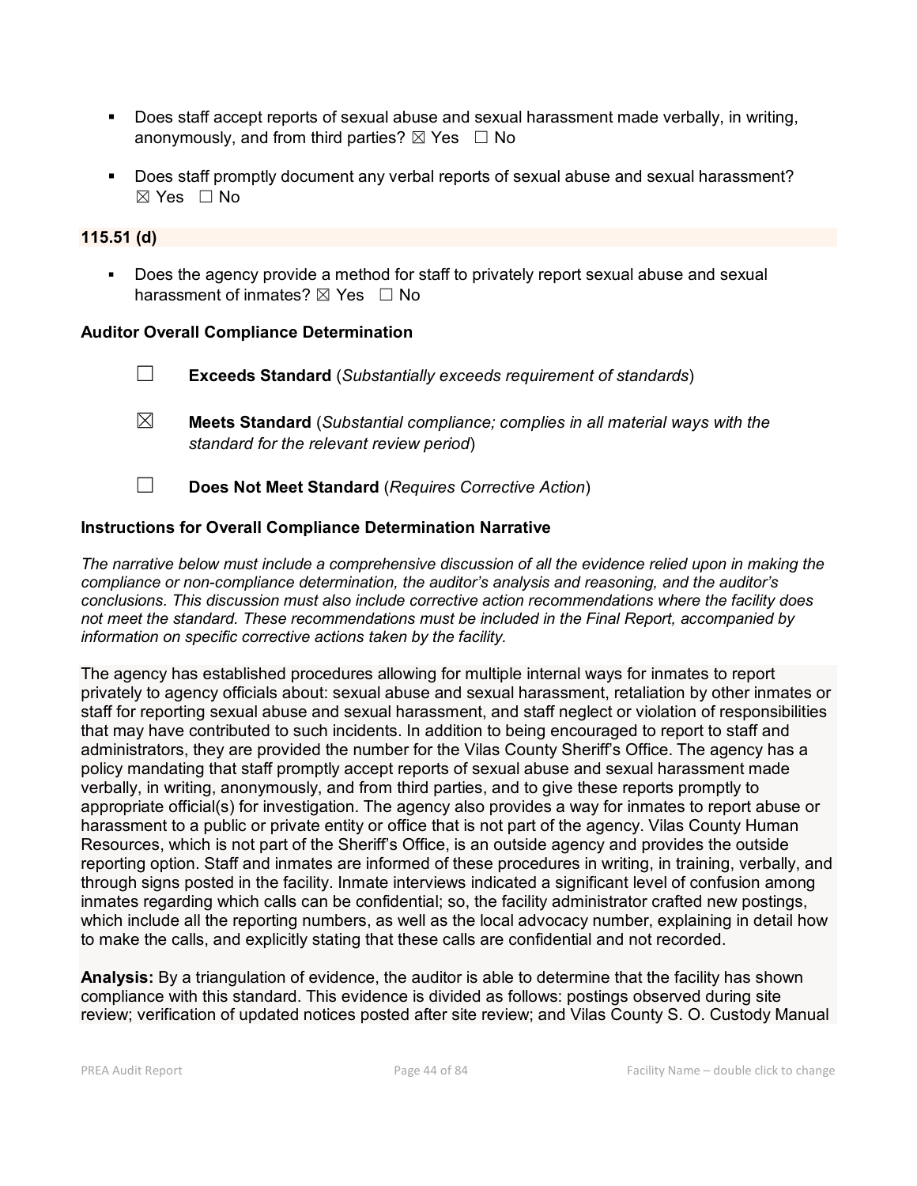- Does staff accept reports of sexual abuse and sexual harassment made verbally, in writing, anonymously, and from third parties? ☒ Yes ☐ No

- Does staff promptly document any verbal reports of sexual abuse and sexual harassment? ☒ Yes ☐ No

**115.51 (d)**

- Does the agency provide a method for staff to privately report sexual abuse and sexual harassment of inmates? ☒ Yes ☐ No

**Auditor Overall Compliance Determination**

☐ **Exceeds Standard** (*Substantially exceeds requirement of standards*)

☒ **Meets Standard** (*Substantial compliance; complies in all material ways with the standard for the relevant review period*)

☐ **Does Not Meet Standard** (*Requires Corrective Action*)

**Instructions for Overall Compliance Determination Narrative**

*The narrative below must include a comprehensive discussion of all the evidence relied upon in making the compliance or non-compliance determination, the auditor's analysis and reasoning, and the auditor's conclusions. This discussion must also include corrective action recommendations where the facility does not meet the standard. These recommendations must be included in the Final Report, accompanied by information on specific corrective actions taken by the facility.*

The agency has established procedures allowing for multiple internal ways for inmates to report privately to agency officials about: sexual abuse and sexual harassment, retaliation by other inmates or staff for reporting sexual abuse and sexual harassment, and staff neglect or violation of responsibilities that may have contributed to such incidents. In addition to being encouraged to report to staff and administrators, they are provided the number for the Vilas County Sheriff's Office. The agency has a policy mandating that staff promptly accept reports of sexual abuse and sexual harassment made verbally, in writing, anonymously, and from third parties, and to give these reports promptly to appropriate official(s) for investigation. The agency also provides a way for inmates to report abuse or harassment to a public or private entity or office that is not part of the agency. Vilas County Human Resources, which is not part of the Sheriff's Office, is an outside agency and provides the outside reporting option. Staff and inmates are informed of these procedures in writing, in training, verbally, and through signs posted in the facility. Inmate interviews indicated a significant level of confusion among inmates regarding which calls can be confidential; so, the facility administrator crafted new postings, which include all the reporting numbers, as well as the local advocacy number, explaining in detail how to make the calls, and explicitly stating that these calls are confidential and not recorded.

**Analysis:** By a triangulation of evidence, the auditor is able to determine that the facility has shown compliance with this standard. This evidence is divided as follows: postings observed during site review; verification of updated notices posted after site review; and Vilas County S. O. Custody Manual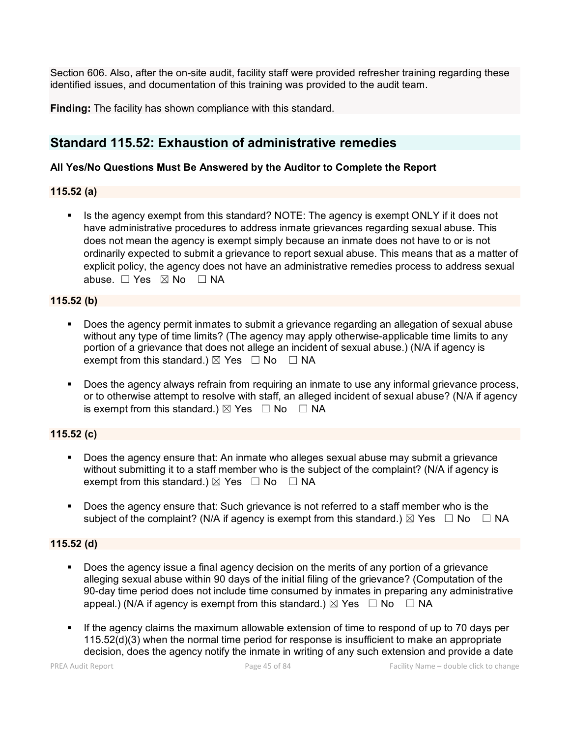Section 606. Also, after the on-site audit, facility staff were provided refresher training regarding these identified issues, and documentation of this training was provided to the audit team.

**Finding:** The facility has shown compliance with this standard.

## Standard 115.52: Exhaustion of administrative remedies

**All Yes/No Questions Must Be Answered by the Auditor to Complete the Report**

### 115.52 (a)

- Is the agency exempt from this standard? NOTE: The agency is exempt ONLY if it does not have administrative procedures to address inmate grievances regarding sexual abuse. This does not mean the agency is exempt simply because an inmate does not have to or is not ordinarily expected to submit a grievance to report sexual abuse. This means that as a matter of explicit policy, the agency does not have an administrative remedies process to address sexual abuse. ☐ Yes ☒ No ☐ NA

### 115.52 (b)

- Does the agency permit inmates to submit a grievance regarding an allegation of sexual abuse without any type of time limits? (The agency may apply otherwise-applicable time limits to any portion of a grievance that does not allege an incident of sexual abuse.) (N/A if agency is exempt from this standard.) ☒ Yes ☐ No ☐ NA

- Does the agency always refrain from requiring an inmate to use any informal grievance process, or to otherwise attempt to resolve with staff, an alleged incident of sexual abuse? (N/A if agency is exempt from this standard.) ☒ Yes ☐ No ☐ NA

### 115.52 (c)

- Does the agency ensure that: An inmate who alleges sexual abuse may submit a grievance without submitting it to a staff member who is the subject of the complaint? (N/A if agency is exempt from this standard.) ☒ Yes ☐ No ☐ NA

- Does the agency ensure that: Such grievance is not referred to a staff member who is the subject of the complaint? (N/A if agency is exempt from this standard.) ☒ Yes ☐ No ☐ NA

### 115.52 (d)

- Does the agency issue a final agency decision on the merits of any portion of a grievance alleging sexual abuse within 90 days of the initial filing of the grievance? (Computation of the 90-day time period does not include time consumed by inmates in preparing any administrative appeal.) (N/A if agency is exempt from this standard.) ☒ Yes ☐ No ☐ NA

- If the agency claims the maximum allowable extension of time to respond of up to 70 days per 115.52(d)(3) when the normal time period for response is insufficient to make an appropriate decision, does the agency notify the inmate in writing of any such extension and provide a date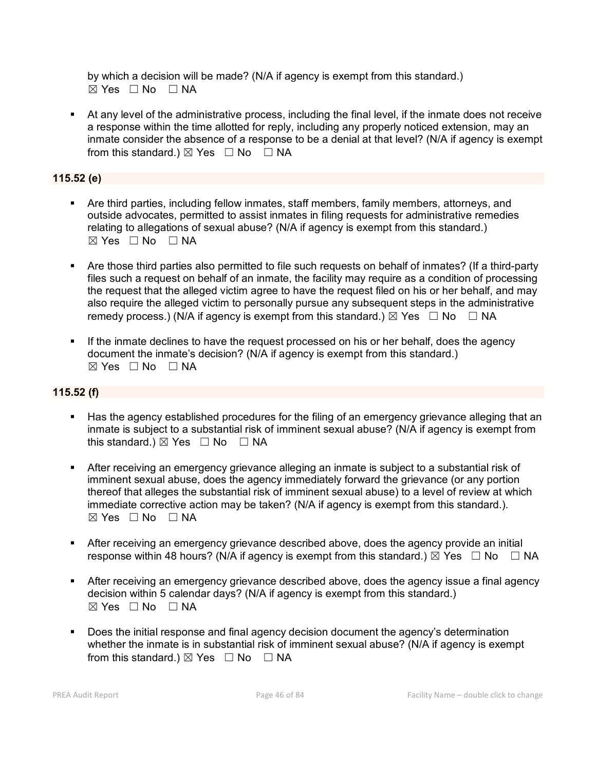by which a decision will be made? (N/A if agency is exempt from this standard.)
☒ Yes ☐ No ☐ NA

- At any level of the administrative process, including the final level, if the inmate does not receive a response within the time allotted for reply, including any properly noticed extension, may an inmate consider the absence of a response to be a denial at that level? (N/A if agency is exempt from this standard.) ☒ Yes ☐ No ☐ NA

**115.52 (e)**

- Are third parties, including fellow inmates, staff members, family members, attorneys, and outside advocates, permitted to assist inmates in filing requests for administrative remedies relating to allegations of sexual abuse? (N/A if agency is exempt from this standard.)
☒ Yes ☐ No ☐ NA

- Are those third parties also permitted to file such requests on behalf of inmates? (If a third-party files such a request on behalf of an inmate, the facility may require as a condition of processing the request that the alleged victim agree to have the request filed on his or her behalf, and may also require the alleged victim to personally pursue any subsequent steps in the administrative remedy process.) (N/A if agency is exempt from this standard.) ☒ Yes ☐ No ☐ NA

- If the inmate declines to have the request processed on his or her behalf, does the agency document the inmate's decision? (N/A if agency is exempt from this standard.)
☒ Yes ☐ No ☐ NA

**115.52 (f)**

- Has the agency established procedures for the filing of an emergency grievance alleging that an inmate is subject to a substantial risk of imminent sexual abuse? (N/A if agency is exempt from this standard.) ☒ Yes ☐ No ☐ NA

- After receiving an emergency grievance alleging an inmate is subject to a substantial risk of imminent sexual abuse, does the agency immediately forward the grievance (or any portion thereof that alleges the substantial risk of imminent sexual abuse) to a level of review at which immediate corrective action may be taken? (N/A if agency is exempt from this standard.).
☒ Yes ☐ No ☐ NA

- After receiving an emergency grievance described above, does the agency provide an initial response within 48 hours? (N/A if agency is exempt from this standard.) ☒ Yes ☐ No ☐ NA

- After receiving an emergency grievance described above, does the agency issue a final agency decision within 5 calendar days? (N/A if agency is exempt from this standard.)
☒ Yes ☐ No ☐ NA

- Does the initial response and final agency decision document the agency's determination whether the inmate is in substantial risk of imminent sexual abuse? (N/A if agency is exempt from this standard.) ☒ Yes ☐ No ☐ NA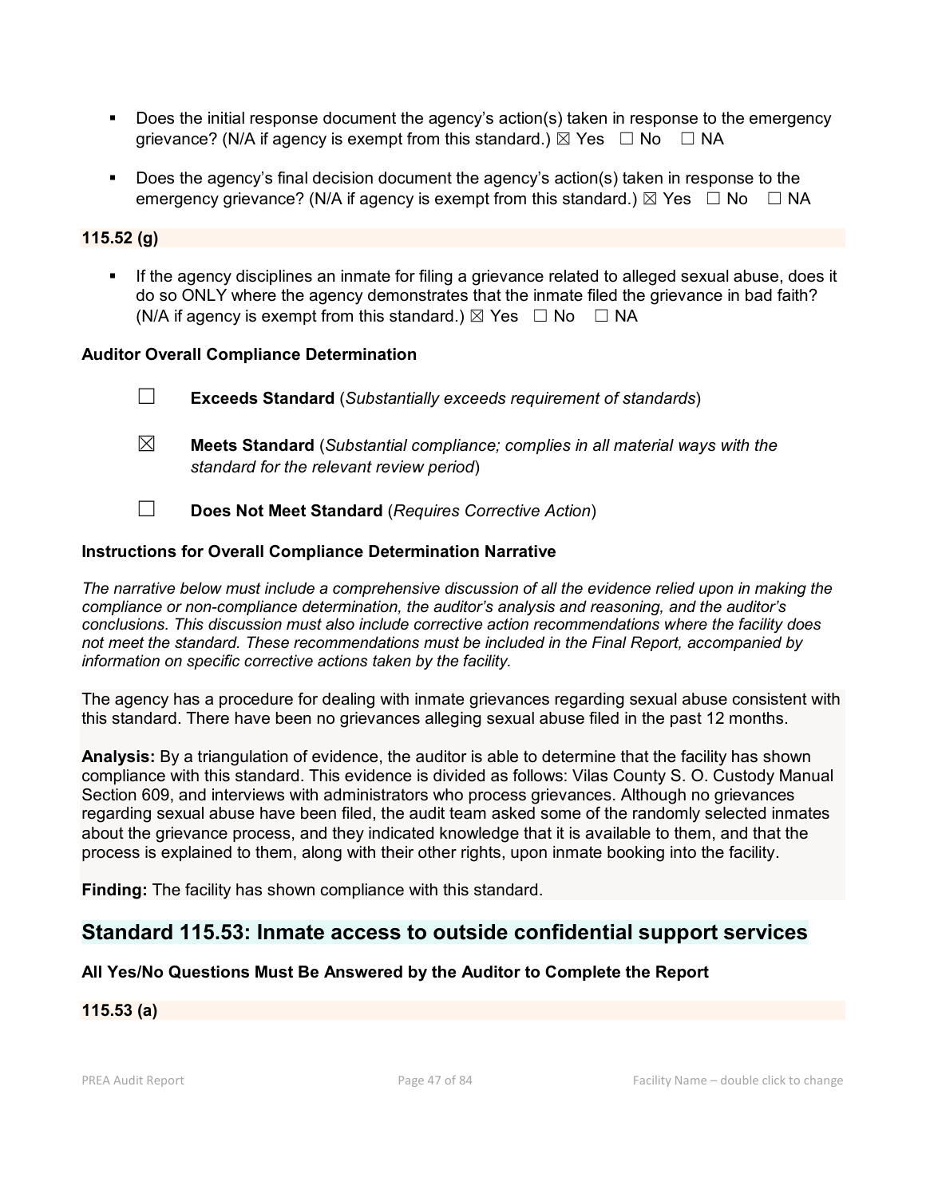- Does the initial response document the agency's action(s) taken in response to the emergency grievance? (N/A if agency is exempt from this standard.) ☒ Yes ☐ No ☐ NA

- Does the agency's final decision document the agency's action(s) taken in response to the emergency grievance? (N/A if agency is exempt from this standard.) ☒ Yes ☐ No ☐ NA

**115.52 (g)**

- If the agency disciplines an inmate for filing a grievance related to alleged sexual abuse, does it do so ONLY where the agency demonstrates that the inmate filed the grievance in bad faith? (N/A if agency is exempt from this standard.) ☒ Yes ☐ No ☐ NA

**Auditor Overall Compliance Determination**

☐ **Exceeds Standard** (*Substantially exceeds requirement of standards*)

☒ **Meets Standard** (*Substantial compliance; complies in all material ways with the standard for the relevant review period*)

☐ **Does Not Meet Standard** (*Requires Corrective Action*)

**Instructions for Overall Compliance Determination Narrative**

*The narrative below must include a comprehensive discussion of all the evidence relied upon in making the compliance or non-compliance determination, the auditor's analysis and reasoning, and the auditor's conclusions. This discussion must also include corrective action recommendations where the facility does not meet the standard. These recommendations must be included in the Final Report, accompanied by information on specific corrective actions taken by the facility.*

The agency has a procedure for dealing with inmate grievances regarding sexual abuse consistent with this standard. There have been no grievances alleging sexual abuse filed in the past 12 months.

**Analysis:** By a triangulation of evidence, the auditor is able to determine that the facility has shown compliance with this standard. This evidence is divided as follows: Vilas County S. O. Custody Manual Section 609, and interviews with administrators who process grievances. Although no grievances regarding sexual abuse have been filed, the audit team asked some of the randomly selected inmates about the grievance process, and they indicated knowledge that it is available to them, and that the process is explained to them, along with their other rights, upon inmate booking into the facility.

**Finding:** The facility has shown compliance with this standard.

## Standard 115.53: Inmate access to outside confidential support services

**All Yes/No Questions Must Be Answered by the Auditor to Complete the Report**

**115.53 (a)**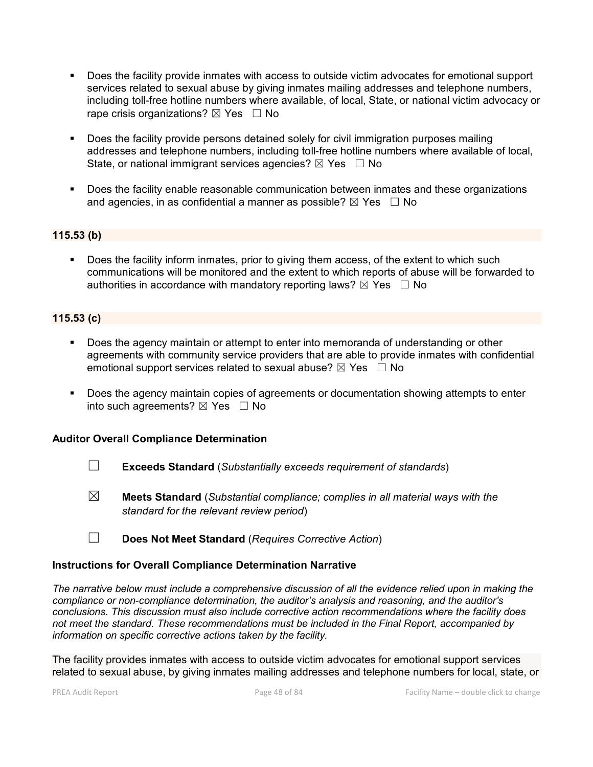- Does the facility provide inmates with access to outside victim advocates for emotional support services related to sexual abuse by giving inmates mailing addresses and telephone numbers, including toll-free hotline numbers where available, of local, State, or national victim advocacy or rape crisis organizations? ☒ Yes ☐ No

- Does the facility provide persons detained solely for civil immigration purposes mailing addresses and telephone numbers, including toll-free hotline numbers where available of local, State, or national immigrant services agencies? ☒ Yes ☐ No

- Does the facility enable reasonable communication between inmates and these organizations and agencies, in as confidential a manner as possible? ☒ Yes ☐ No

**115.53 (b)**

- Does the facility inform inmates, prior to giving them access, of the extent to which such communications will be monitored and the extent to which reports of abuse will be forwarded to authorities in accordance with mandatory reporting laws? ☒ Yes ☐ No

**115.53 (c)**

- Does the agency maintain or attempt to enter into memoranda of understanding or other agreements with community service providers that are able to provide inmates with confidential emotional support services related to sexual abuse? ☒ Yes ☐ No

- Does the agency maintain copies of agreements or documentation showing attempts to enter into such agreements? ☒ Yes ☐ No

**Auditor Overall Compliance Determination**

☐ **Exceeds Standard** (*Substantially exceeds requirement of standards*)

☒ **Meets Standard** (*Substantial compliance; complies in all material ways with the standard for the relevant review period*)

☐ **Does Not Meet Standard** (*Requires Corrective Action*)

**Instructions for Overall Compliance Determination Narrative**

*The narrative below must include a comprehensive discussion of all the evidence relied upon in making the compliance or non-compliance determination, the auditor's analysis and reasoning, and the auditor's conclusions. This discussion must also include corrective action recommendations where the facility does not meet the standard. These recommendations must be included in the Final Report, accompanied by information on specific corrective actions taken by the facility.*

The facility provides inmates with access to outside victim advocates for emotional support services related to sexual abuse, by giving inmates mailing addresses and telephone numbers for local, state, or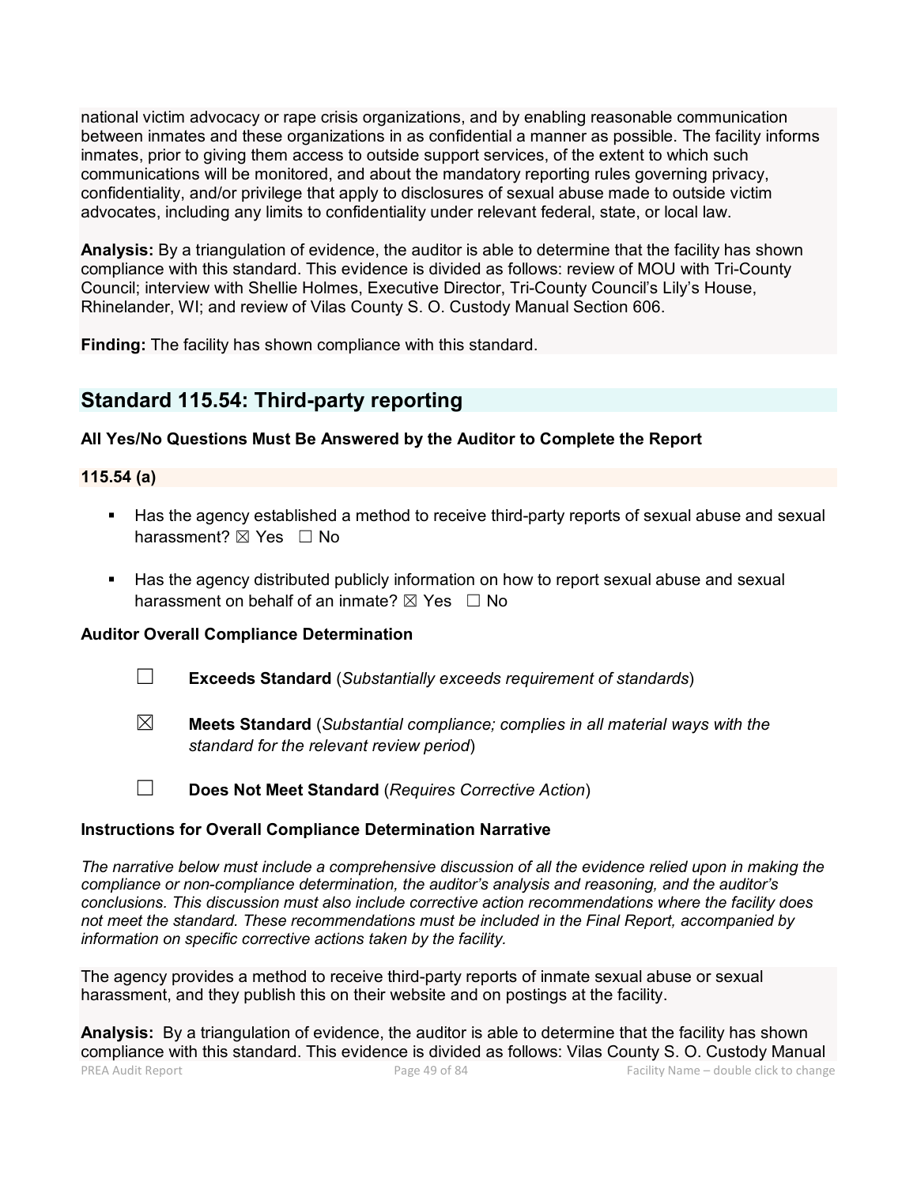national victim advocacy or rape crisis organizations, and by enabling reasonable communication between inmates and these organizations in as confidential a manner as possible. The facility informs inmates, prior to giving them access to outside support services, of the extent to which such communications will be monitored, and about the mandatory reporting rules governing privacy, confidentiality, and/or privilege that apply to disclosures of sexual abuse made to outside victim advocates, including any limits to confidentiality under relevant federal, state, or local law.

**Analysis:** By a triangulation of evidence, the auditor is able to determine that the facility has shown compliance with this standard. This evidence is divided as follows: review of MOU with Tri-County Council; interview with Shellie Holmes, Executive Director, Tri-County Council's Lily's House, Rhinelander, WI; and review of Vilas County S. O. Custody Manual Section 606.

**Finding:** The facility has shown compliance with this standard.

## Standard 115.54: Third-party reporting

**All Yes/No Questions Must Be Answered by the Auditor to Complete the Report**

### 115.54 (a)

- Has the agency established a method to receive third-party reports of sexual abuse and sexual harassment? ☒ Yes ☐ No
- Has the agency distributed publicly information on how to report sexual abuse and sexual harassment on behalf of an inmate? ☒ Yes ☐ No

**Auditor Overall Compliance Determination**

☐ **Exceeds Standard** (*Substantially exceeds requirement of standards*)

☒ **Meets Standard** (*Substantial compliance; complies in all material ways with the standard for the relevant review period*)

☐ **Does Not Meet Standard** (*Requires Corrective Action*)

**Instructions for Overall Compliance Determination Narrative**

*The narrative below must include a comprehensive discussion of all the evidence relied upon in making the compliance or non-compliance determination, the auditor's analysis and reasoning, and the auditor's conclusions. This discussion must also include corrective action recommendations where the facility does not meet the standard. These recommendations must be included in the Final Report, accompanied by information on specific corrective actions taken by the facility.*

The agency provides a method to receive third-party reports of inmate sexual abuse or sexual harassment, and they publish this on their website and on postings at the facility.

**Analysis:** By a triangulation of evidence, the auditor is able to determine that the facility has shown compliance with this standard. This evidence is divided as follows: Vilas County S. O. Custody Manual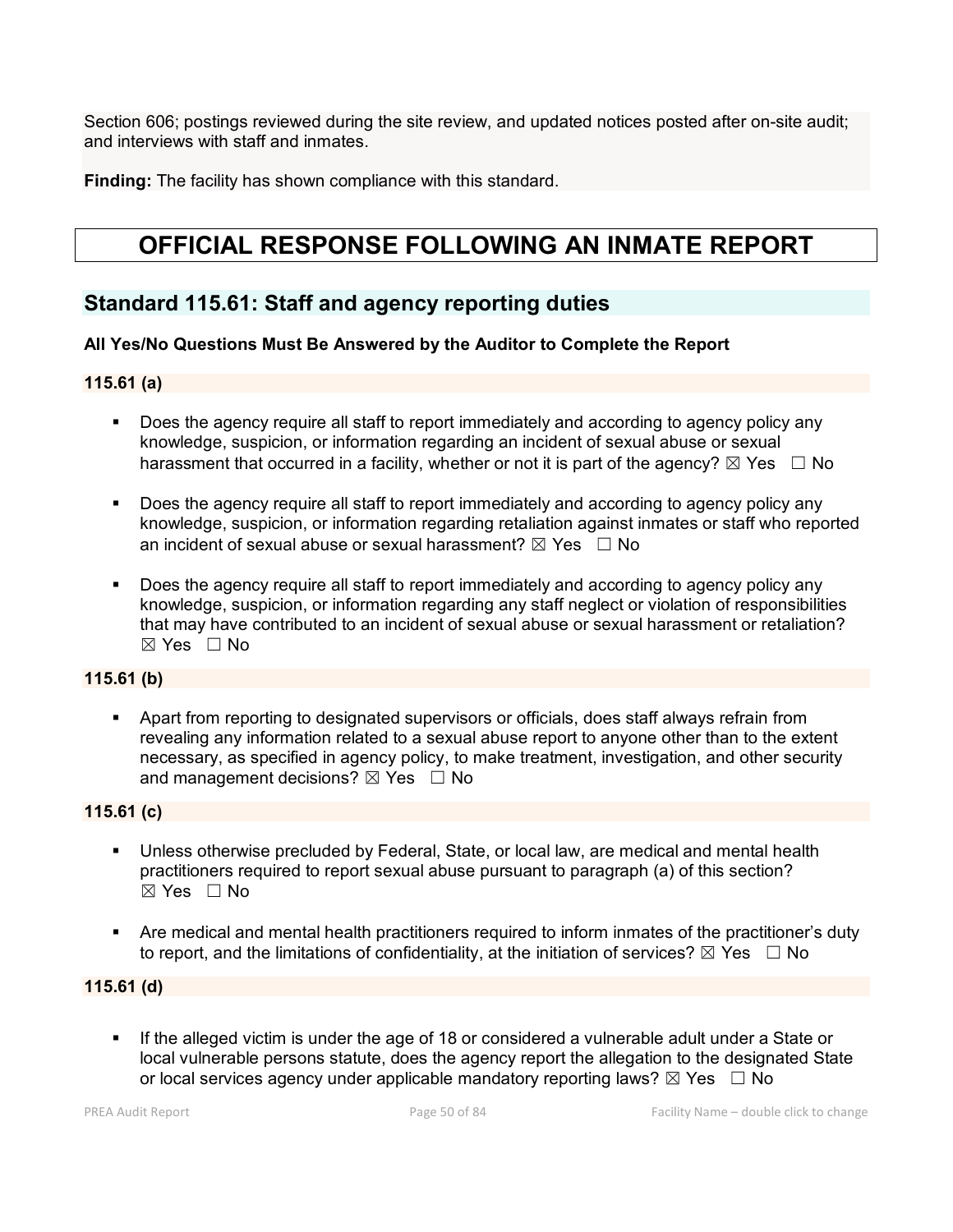Section 606; postings reviewed during the site review, and updated notices posted after on-site audit; and interviews with staff and inmates.

**Finding:** The facility has shown compliance with this standard.

# OFFICIAL RESPONSE FOLLOWING AN INMATE REPORT

## Standard 115.61: Staff and agency reporting duties

**All Yes/No Questions Must Be Answered by the Auditor to Complete the Report**

**115.61 (a)**

- Does the agency require all staff to report immediately and according to agency policy any knowledge, suspicion, or information regarding an incident of sexual abuse or sexual harassment that occurred in a facility, whether or not it is part of the agency? ☒ Yes ☐ No
- Does the agency require all staff to report immediately and according to agency policy any knowledge, suspicion, or information regarding retaliation against inmates or staff who reported an incident of sexual abuse or sexual harassment? ☒ Yes ☐ No
- Does the agency require all staff to report immediately and according to agency policy any knowledge, suspicion, or information regarding any staff neglect or violation of responsibilities that may have contributed to an incident of sexual abuse or sexual harassment or retaliation? ☒ Yes ☐ No

**115.61 (b)**

- Apart from reporting to designated supervisors or officials, does staff always refrain from revealing any information related to a sexual abuse report to anyone other than to the extent necessary, as specified in agency policy, to make treatment, investigation, and other security and management decisions? ☒ Yes ☐ No

**115.61 (c)**

- Unless otherwise precluded by Federal, State, or local law, are medical and mental health practitioners required to report sexual abuse pursuant to paragraph (a) of this section? ☒ Yes ☐ No
- Are medical and mental health practitioners required to inform inmates of the practitioner's duty to report, and the limitations of confidentiality, at the initiation of services? ☒ Yes ☐ No

**115.61 (d)**

- If the alleged victim is under the age of 18 or considered a vulnerable adult under a State or local vulnerable persons statute, does the agency report the allegation to the designated State or local services agency under applicable mandatory reporting laws? ☒ Yes ☐ No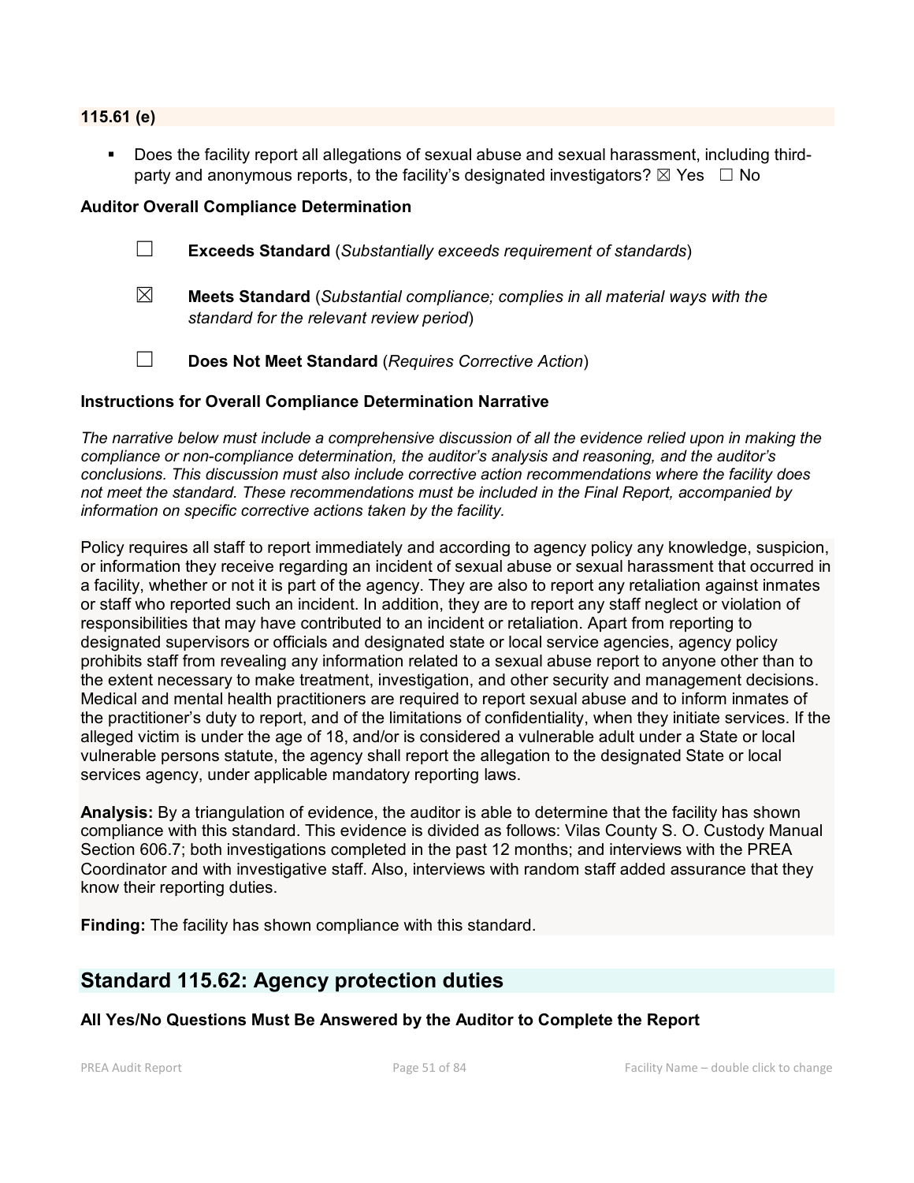**115.61 (e)**

- Does the facility report all allegations of sexual abuse and sexual harassment, including third-party and anonymous reports, to the facility's designated investigators? ☒ Yes ☐ No

**Auditor Overall Compliance Determination**

☐ **Exceeds Standard** (*Substantially exceeds requirement of standards*)

☒ **Meets Standard** (*Substantial compliance; complies in all material ways with the standard for the relevant review period*)

☐ **Does Not Meet Standard** (*Requires Corrective Action*)

**Instructions for Overall Compliance Determination Narrative**

*The narrative below must include a comprehensive discussion of all the evidence relied upon in making the compliance or non-compliance determination, the auditor's analysis and reasoning, and the auditor's conclusions. This discussion must also include corrective action recommendations where the facility does not meet the standard. These recommendations must be included in the Final Report, accompanied by information on specific corrective actions taken by the facility.*

Policy requires all staff to report immediately and according to agency policy any knowledge, suspicion, or information they receive regarding an incident of sexual abuse or sexual harassment that occurred in a facility, whether or not it is part of the agency. They are also to report any retaliation against inmates or staff who reported such an incident. In addition, they are to report any staff neglect or violation of responsibilities that may have contributed to an incident or retaliation. Apart from reporting to designated supervisors or officials and designated state or local service agencies, agency policy prohibits staff from revealing any information related to a sexual abuse report to anyone other than to the extent necessary to make treatment, investigation, and other security and management decisions. Medical and mental health practitioners are required to report sexual abuse and to inform inmates of the practitioner's duty to report, and of the limitations of confidentiality, when they initiate services. If the alleged victim is under the age of 18, and/or is considered a vulnerable adult under a State or local vulnerable persons statute, the agency shall report the allegation to the designated State or local services agency, under applicable mandatory reporting laws.

**Analysis:** By a triangulation of evidence, the auditor is able to determine that the facility has shown compliance with this standard. This evidence is divided as follows: Vilas County S. O. Custody Manual Section 606.7; both investigations completed in the past 12 months; and interviews with the PREA Coordinator and with investigative staff. Also, interviews with random staff added assurance that they know their reporting duties.

**Finding:** The facility has shown compliance with this standard.

## Standard 115.62: Agency protection duties

**All Yes/No Questions Must Be Answered by the Auditor to Complete the Report**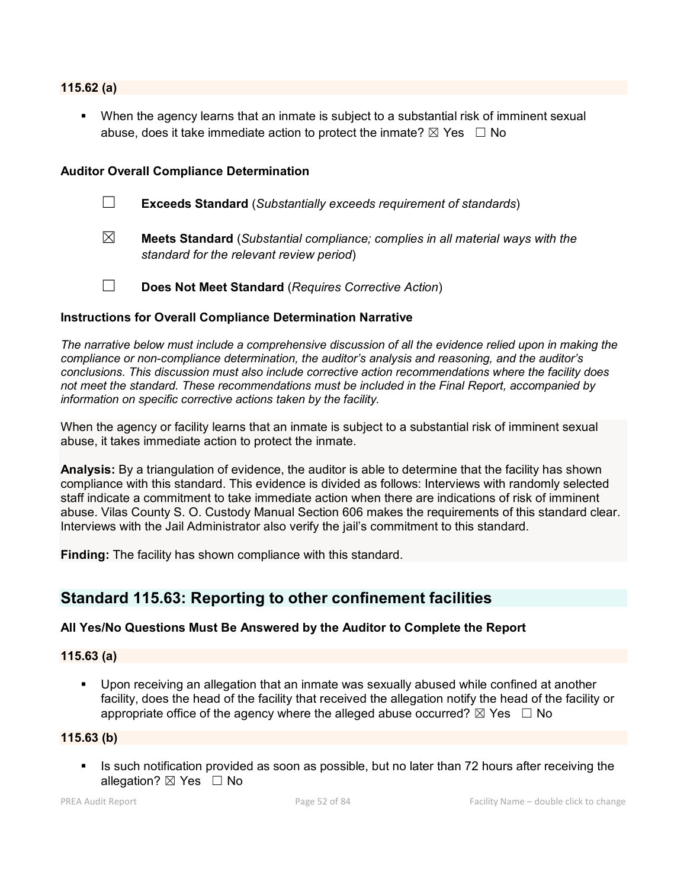**115.62 (a)**

- When the agency learns that an inmate is subject to a substantial risk of imminent sexual abuse, does it take immediate action to protect the inmate? ☒ Yes ☐ No

**Auditor Overall Compliance Determination**

☐ **Exceeds Standard** (*Substantially exceeds requirement of standards*)

☒ **Meets Standard** (*Substantial compliance; complies in all material ways with the standard for the relevant review period*)

☐ **Does Not Meet Standard** (*Requires Corrective Action*)

**Instructions for Overall Compliance Determination Narrative**

*The narrative below must include a comprehensive discussion of all the evidence relied upon in making the compliance or non-compliance determination, the auditor's analysis and reasoning, and the auditor's conclusions. This discussion must also include corrective action recommendations where the facility does not meet the standard. These recommendations must be included in the Final Report, accompanied by information on specific corrective actions taken by the facility.*

When the agency or facility learns that an inmate is subject to a substantial risk of imminent sexual abuse, it takes immediate action to protect the inmate.

**Analysis:** By a triangulation of evidence, the auditor is able to determine that the facility has shown compliance with this standard. This evidence is divided as follows: Interviews with randomly selected staff indicate a commitment to take immediate action when there are indications of risk of imminent abuse. Vilas County S. O. Custody Manual Section 606 makes the requirements of this standard clear. Interviews with the Jail Administrator also verify the jail's commitment to this standard.

**Finding:** The facility has shown compliance with this standard.

## Standard 115.63: Reporting to other confinement facilities

**All Yes/No Questions Must Be Answered by the Auditor to Complete the Report**

**115.63 (a)**

- Upon receiving an allegation that an inmate was sexually abused while confined at another facility, does the head of the facility that received the allegation notify the head of the facility or appropriate office of the agency where the alleged abuse occurred? ☒ Yes ☐ No

**115.63 (b)**

- Is such notification provided as soon as possible, but no later than 72 hours after receiving the allegation? ☒ Yes ☐ No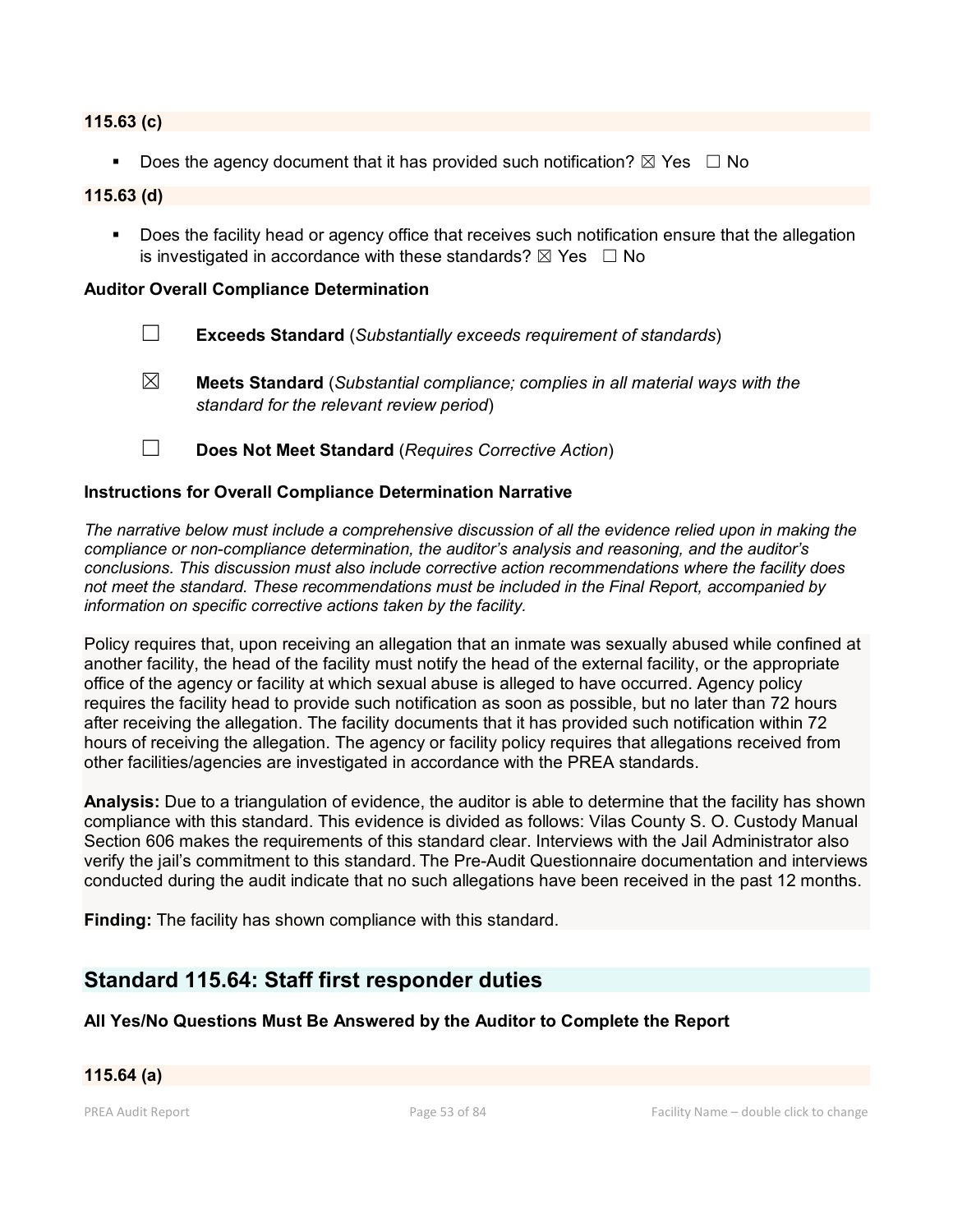**115.63 (c)**

- Does the agency document that it has provided such notification? ☒ Yes ☐ No

**115.63 (d)**

- Does the facility head or agency office that receives such notification ensure that the allegation is investigated in accordance with these standards? ☒ Yes ☐ No

**Auditor Overall Compliance Determination**

☐ **Exceeds Standard** (*Substantially exceeds requirement of standards*)

☒ **Meets Standard** (*Substantial compliance; complies in all material ways with the standard for the relevant review period*)

☐ **Does Not Meet Standard** (*Requires Corrective Action*)

**Instructions for Overall Compliance Determination Narrative**

*The narrative below must include a comprehensive discussion of all the evidence relied upon in making the compliance or non-compliance determination, the auditor's analysis and reasoning, and the auditor's conclusions. This discussion must also include corrective action recommendations where the facility does not meet the standard. These recommendations must be included in the Final Report, accompanied by information on specific corrective actions taken by the facility.*

Policy requires that, upon receiving an allegation that an inmate was sexually abused while confined at another facility, the head of the facility must notify the head of the external facility, or the appropriate office of the agency or facility at which sexual abuse is alleged to have occurred. Agency policy requires the facility head to provide such notification as soon as possible, but no later than 72 hours after receiving the allegation. The facility documents that it has provided such notification within 72 hours of receiving the allegation. The agency or facility policy requires that allegations received from other facilities/agencies are investigated in accordance with the PREA standards.

**Analysis:** Due to a triangulation of evidence, the auditor is able to determine that the facility has shown compliance with this standard. This evidence is divided as follows: Vilas County S. O. Custody Manual Section 606 makes the requirements of this standard clear. Interviews with the Jail Administrator also verify the jail's commitment to this standard. The Pre-Audit Questionnaire documentation and interviews conducted during the audit indicate that no such allegations have been received in the past 12 months.

**Finding:** The facility has shown compliance with this standard.

## Standard 115.64: Staff first responder duties

**All Yes/No Questions Must Be Answered by the Auditor to Complete the Report**

**115.64 (a)**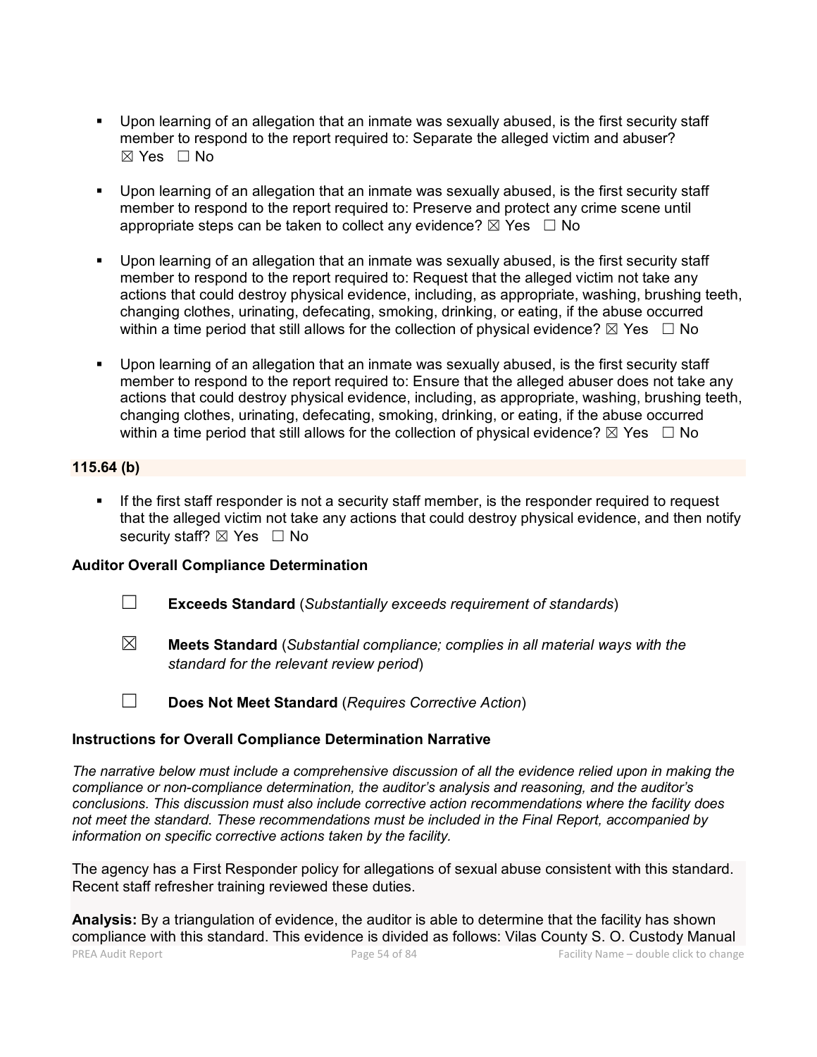- Upon learning of an allegation that an inmate was sexually abused, is the first security staff member to respond to the report required to: Separate the alleged victim and abuser? ☒ Yes ☐ No

- Upon learning of an allegation that an inmate was sexually abused, is the first security staff member to respond to the report required to: Preserve and protect any crime scene until appropriate steps can be taken to collect any evidence? ☒ Yes ☐ No

- Upon learning of an allegation that an inmate was sexually abused, is the first security staff member to respond to the report required to: Request that the alleged victim not take any actions that could destroy physical evidence, including, as appropriate, washing, brushing teeth, changing clothes, urinating, defecating, smoking, drinking, or eating, if the abuse occurred within a time period that still allows for the collection of physical evidence? ☒ Yes ☐ No

- Upon learning of an allegation that an inmate was sexually abused, is the first security staff member to respond to the report required to: Ensure that the alleged abuser does not take any actions that could destroy physical evidence, including, as appropriate, washing, brushing teeth, changing clothes, urinating, defecating, smoking, drinking, or eating, if the abuse occurred within a time period that still allows for the collection of physical evidence? ☒ Yes ☐ No

**115.64 (b)**

- If the first staff responder is not a security staff member, is the responder required to request that the alleged victim not take any actions that could destroy physical evidence, and then notify security staff? ☒ Yes ☐ No

**Auditor Overall Compliance Determination**

☐ **Exceeds Standard** (*Substantially exceeds requirement of standards*)

☒ **Meets Standard** (*Substantial compliance; complies in all material ways with the standard for the relevant review period*)

☐ **Does Not Meet Standard** (*Requires Corrective Action*)

**Instructions for Overall Compliance Determination Narrative**

*The narrative below must include a comprehensive discussion of all the evidence relied upon in making the compliance or non-compliance determination, the auditor's analysis and reasoning, and the auditor's conclusions. This discussion must also include corrective action recommendations where the facility does not meet the standard. These recommendations must be included in the Final Report, accompanied by information on specific corrective actions taken by the facility.*

The agency has a First Responder policy for allegations of sexual abuse consistent with this standard. Recent staff refresher training reviewed these duties.

**Analysis:** By a triangulation of evidence, the auditor is able to determine that the facility has shown compliance with this standard. This evidence is divided as follows: Vilas County S. O. Custody Manual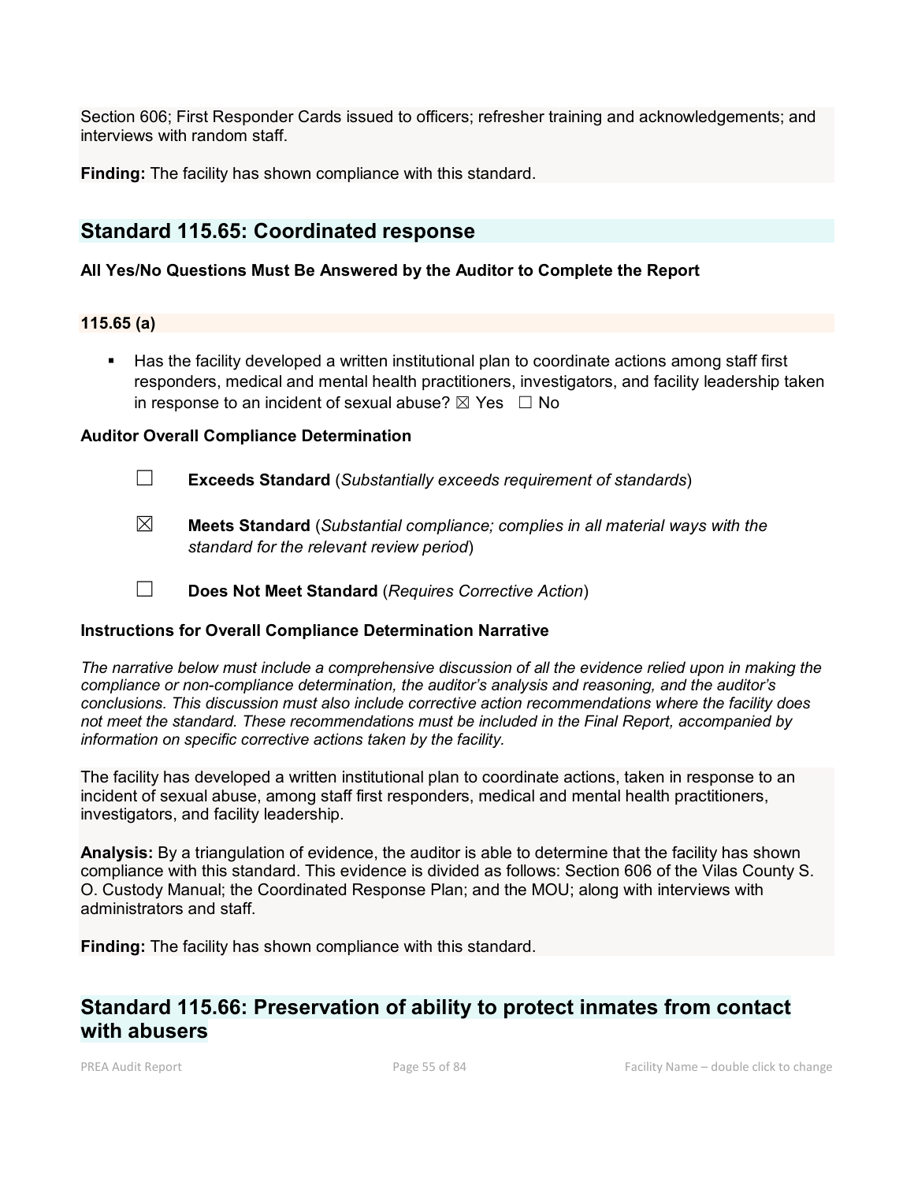Section 606; First Responder Cards issued to officers; refresher training and acknowledgements; and interviews with random staff.

**Finding:** The facility has shown compliance with this standard.

## Standard 115.65: Coordinated response

**All Yes/No Questions Must Be Answered by the Auditor to Complete the Report**

**115.65 (a)**

- Has the facility developed a written institutional plan to coordinate actions among staff first responders, medical and mental health practitioners, investigators, and facility leadership taken in response to an incident of sexual abuse? ☒ Yes ☐ No

**Auditor Overall Compliance Determination**

☐ **Exceeds Standard** (*Substantially exceeds requirement of standards*)

☒ **Meets Standard** (*Substantial compliance; complies in all material ways with the standard for the relevant review period*)

☐ **Does Not Meet Standard** (*Requires Corrective Action*)

**Instructions for Overall Compliance Determination Narrative**

*The narrative below must include a comprehensive discussion of all the evidence relied upon in making the compliance or non-compliance determination, the auditor's analysis and reasoning, and the auditor's conclusions. This discussion must also include corrective action recommendations where the facility does not meet the standard. These recommendations must be included in the Final Report, accompanied by information on specific corrective actions taken by the facility.*

The facility has developed a written institutional plan to coordinate actions, taken in response to an incident of sexual abuse, among staff first responders, medical and mental health practitioners, investigators, and facility leadership.

**Analysis:** By a triangulation of evidence, the auditor is able to determine that the facility has shown compliance with this standard. This evidence is divided as follows: Section 606 of the Vilas County S. O. Custody Manual; the Coordinated Response Plan; and the MOU; along with interviews with administrators and staff.

**Finding:** The facility has shown compliance with this standard.

## Standard 115.66: Preservation of ability to protect inmates from contact with abusers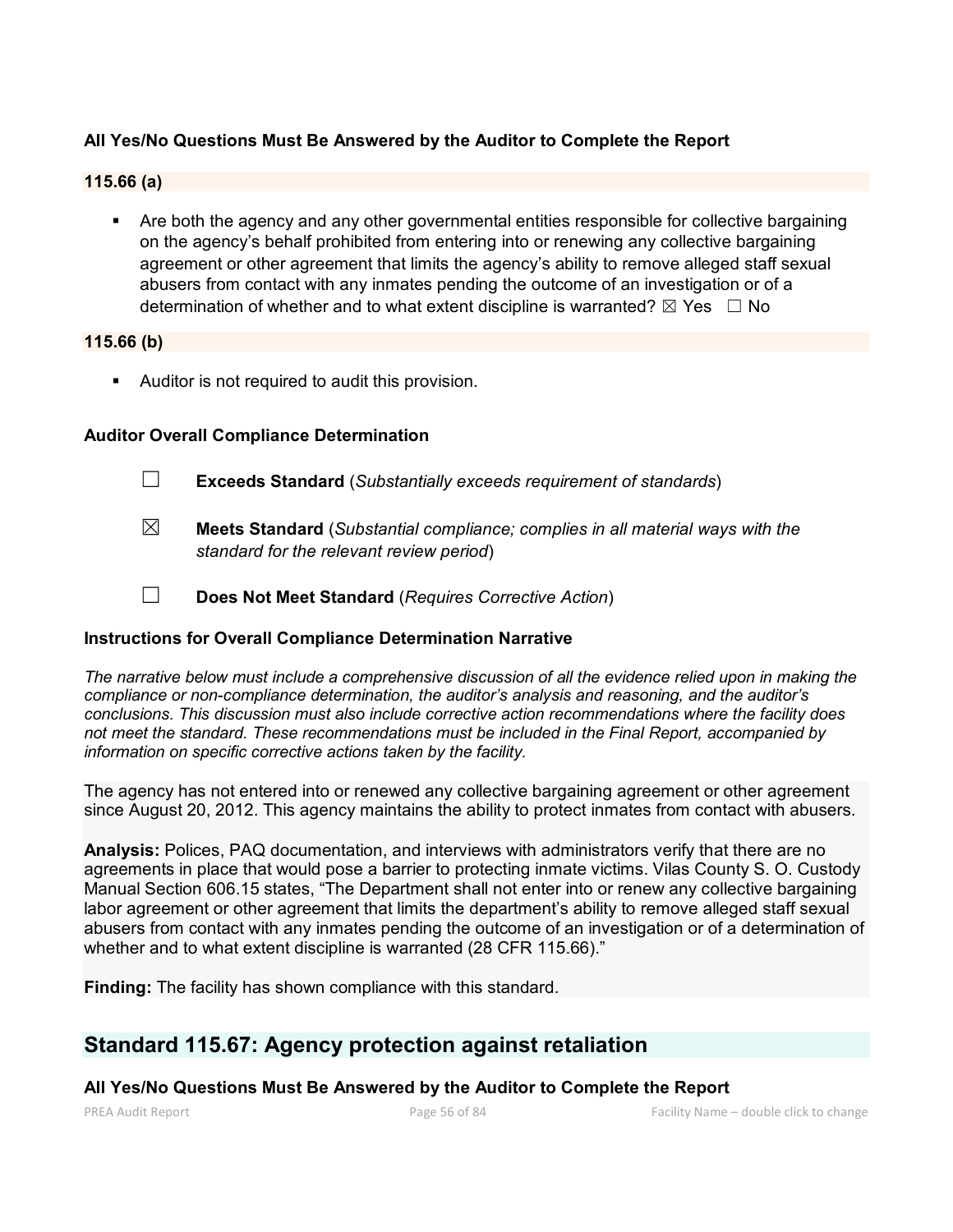**All Yes/No Questions Must Be Answered by the Auditor to Complete the Report**

**115.66 (a)**

- Are both the agency and any other governmental entities responsible for collective bargaining on the agency's behalf prohibited from entering into or renewing any collective bargaining agreement or other agreement that limits the agency's ability to remove alleged staff sexual abusers from contact with any inmates pending the outcome of an investigation or of a determination of whether and to what extent discipline is warranted? ☒ Yes ☐ No

**115.66 (b)**

- Auditor is not required to audit this provision.

**Auditor Overall Compliance Determination**

☐ **Exceeds Standard** (*Substantially exceeds requirement of standards*)

☒ **Meets Standard** (*Substantial compliance; complies in all material ways with the standard for the relevant review period*)

☐ **Does Not Meet Standard** (*Requires Corrective Action*)

**Instructions for Overall Compliance Determination Narrative**

*The narrative below must include a comprehensive discussion of all the evidence relied upon in making the compliance or non-compliance determination, the auditor's analysis and reasoning, and the auditor's conclusions. This discussion must also include corrective action recommendations where the facility does not meet the standard. These recommendations must be included in the Final Report, accompanied by information on specific corrective actions taken by the facility.*

The agency has not entered into or renewed any collective bargaining agreement or other agreement since August 20, 2012. This agency maintains the ability to protect inmates from contact with abusers.

**Analysis:** Polices, PAQ documentation, and interviews with administrators verify that there are no agreements in place that would pose a barrier to protecting inmate victims. Vilas County S. O. Custody Manual Section 606.15 states, "The Department shall not enter into or renew any collective bargaining labor agreement or other agreement that limits the department's ability to remove alleged staff sexual abusers from contact with any inmates pending the outcome of an investigation or of a determination of whether and to what extent discipline is warranted (28 CFR 115.66)."

**Finding:** The facility has shown compliance with this standard.

## Standard 115.67: Agency protection against retaliation

**All Yes/No Questions Must Be Answered by the Auditor to Complete the Report**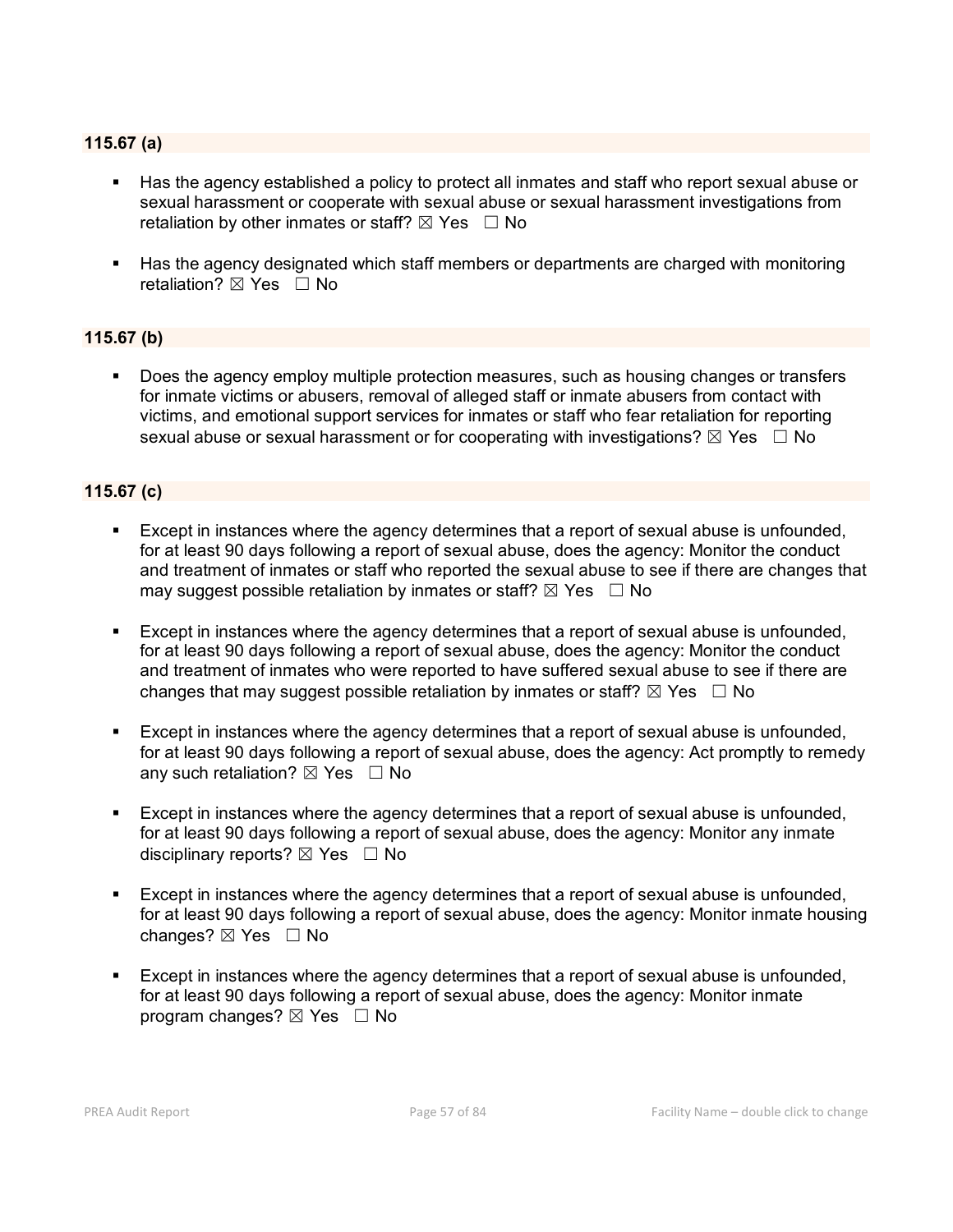### 115.67 (a)

- Has the agency established a policy to protect all inmates and staff who report sexual abuse or sexual harassment or cooperate with sexual abuse or sexual harassment investigations from retaliation by other inmates or staff? ☒ Yes ☐ No

- Has the agency designated which staff members or departments are charged with monitoring retaliation? ☒ Yes ☐ No

### 115.67 (b)

- Does the agency employ multiple protection measures, such as housing changes or transfers for inmate victims or abusers, removal of alleged staff or inmate abusers from contact with victims, and emotional support services for inmates or staff who fear retaliation for reporting sexual abuse or sexual harassment or for cooperating with investigations? ☒ Yes ☐ No

### 115.67 (c)

- Except in instances where the agency determines that a report of sexual abuse is unfounded, for at least 90 days following a report of sexual abuse, does the agency: Monitor the conduct and treatment of inmates or staff who reported the sexual abuse to see if there are changes that may suggest possible retaliation by inmates or staff? ☒ Yes ☐ No

- Except in instances where the agency determines that a report of sexual abuse is unfounded, for at least 90 days following a report of sexual abuse, does the agency: Monitor the conduct and treatment of inmates who were reported to have suffered sexual abuse to see if there are changes that may suggest possible retaliation by inmates or staff? ☒ Yes ☐ No

- Except in instances where the agency determines that a report of sexual abuse is unfounded, for at least 90 days following a report of sexual abuse, does the agency: Act promptly to remedy any such retaliation? ☒ Yes ☐ No

- Except in instances where the agency determines that a report of sexual abuse is unfounded, for at least 90 days following a report of sexual abuse, does the agency: Monitor any inmate disciplinary reports? ☒ Yes ☐ No

- Except in instances where the agency determines that a report of sexual abuse is unfounded, for at least 90 days following a report of sexual abuse, does the agency: Monitor inmate housing changes? ☒ Yes ☐ No

- Except in instances where the agency determines that a report of sexual abuse is unfounded, for at least 90 days following a report of sexual abuse, does the agency: Monitor inmate program changes? ☒ Yes ☐ No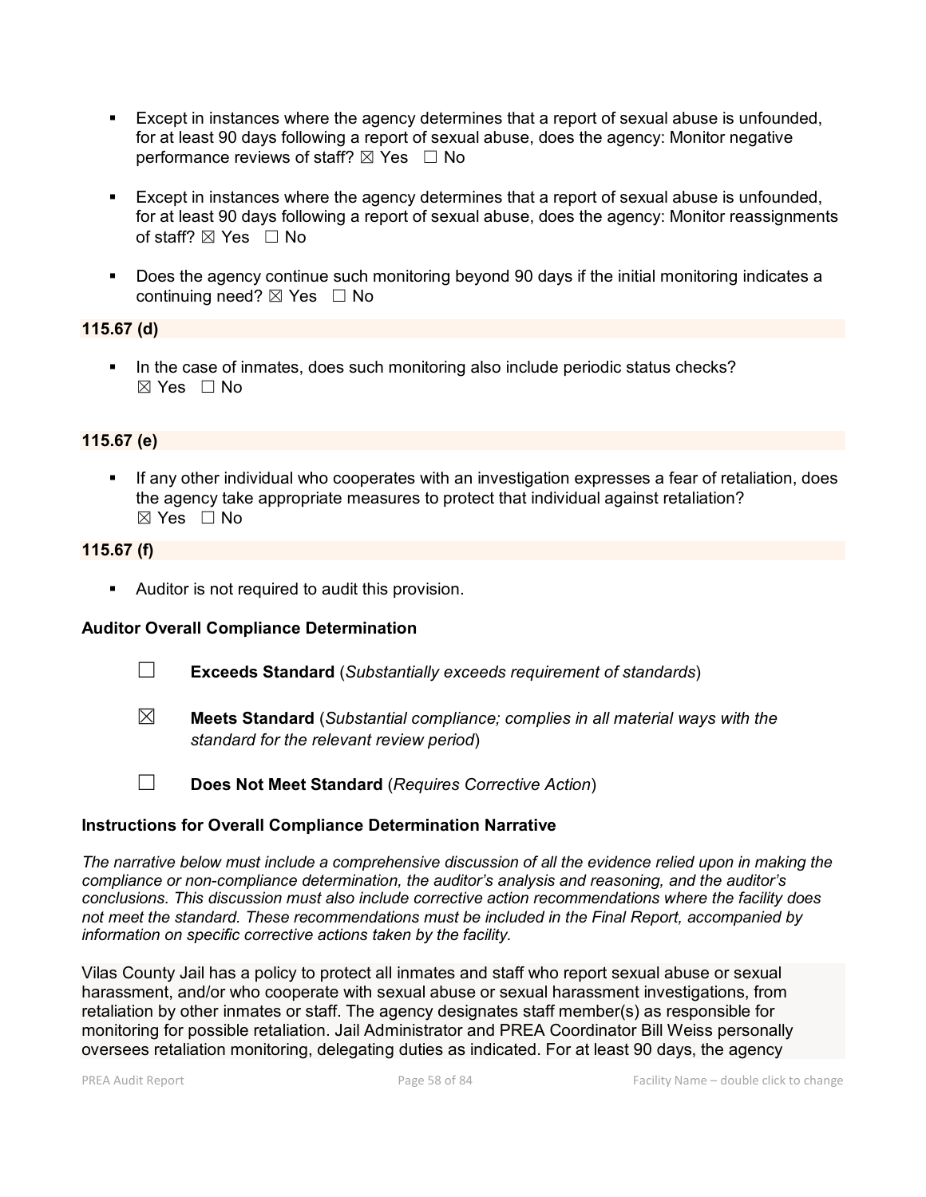- Except in instances where the agency determines that a report of sexual abuse is unfounded, for at least 90 days following a report of sexual abuse, does the agency: Monitor negative performance reviews of staff? ☒ Yes ☐ No

- Except in instances where the agency determines that a report of sexual abuse is unfounded, for at least 90 days following a report of sexual abuse, does the agency: Monitor reassignments of staff? ☒ Yes ☐ No

- Does the agency continue such monitoring beyond 90 days if the initial monitoring indicates a continuing need? ☒ Yes ☐ No

**115.67 (d)**

- In the case of inmates, does such monitoring also include periodic status checks? ☒ Yes ☐ No

**115.67 (e)**

- If any other individual who cooperates with an investigation expresses a fear of retaliation, does the agency take appropriate measures to protect that individual against retaliation? ☒ Yes ☐ No

**115.67 (f)**

- Auditor is not required to audit this provision.

**Auditor Overall Compliance Determination**

☐ **Exceeds Standard** (*Substantially exceeds requirement of standards*)

☒ **Meets Standard** (*Substantial compliance; complies in all material ways with the standard for the relevant review period*)

☐ **Does Not Meet Standard** (*Requires Corrective Action*)

**Instructions for Overall Compliance Determination Narrative**

*The narrative below must include a comprehensive discussion of all the evidence relied upon in making the compliance or non-compliance determination, the auditor's analysis and reasoning, and the auditor's conclusions. This discussion must also include corrective action recommendations where the facility does not meet the standard. These recommendations must be included in the Final Report, accompanied by information on specific corrective actions taken by the facility.*

Vilas County Jail has a policy to protect all inmates and staff who report sexual abuse or sexual harassment, and/or who cooperate with sexual abuse or sexual harassment investigations, from retaliation by other inmates or staff. The agency designates staff member(s) as responsible for monitoring for possible retaliation. Jail Administrator and PREA Coordinator Bill Weiss personally oversees retaliation monitoring, delegating duties as indicated. For at least 90 days, the agency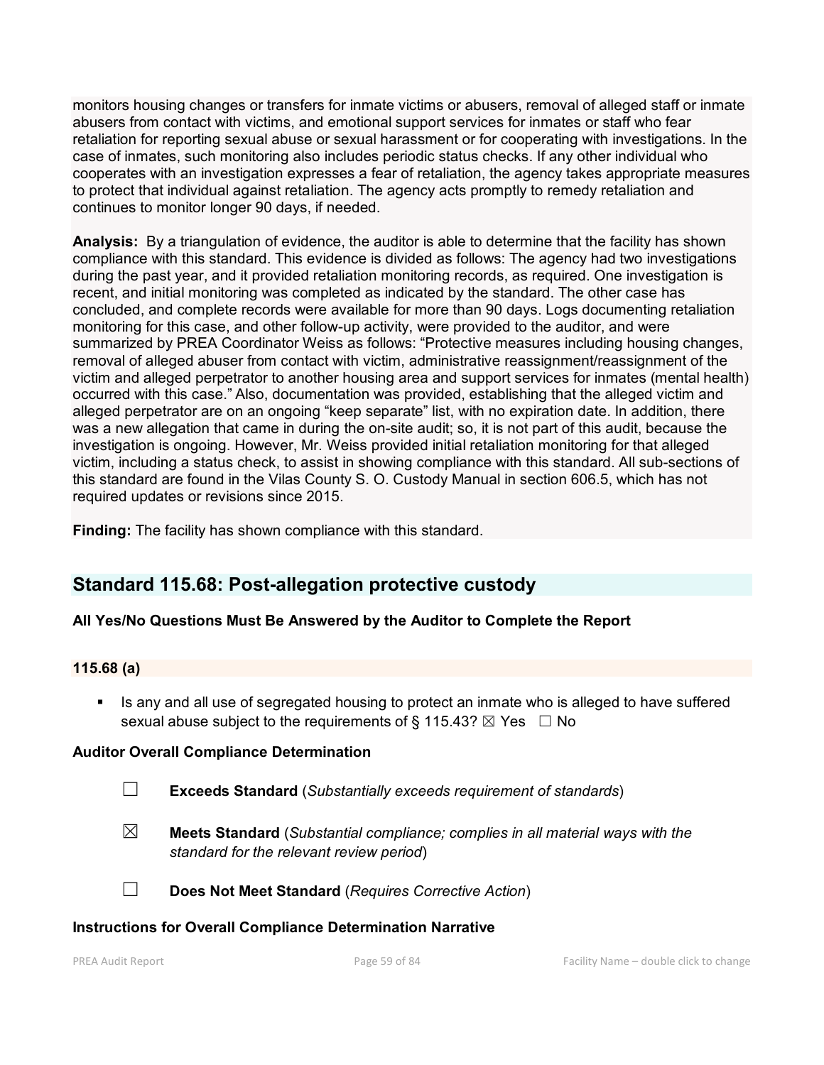monitors housing changes or transfers for inmate victims or abusers, removal of alleged staff or inmate abusers from contact with victims, and emotional support services for inmates or staff who fear retaliation for reporting sexual abuse or sexual harassment or for cooperating with investigations. In the case of inmates, such monitoring also includes periodic status checks. If any other individual who cooperates with an investigation expresses a fear of retaliation, the agency takes appropriate measures to protect that individual against retaliation. The agency acts promptly to remedy retaliation and continues to monitor longer 90 days, if needed.

**Analysis:** By a triangulation of evidence, the auditor is able to determine that the facility has shown compliance with this standard. This evidence is divided as follows: The agency had two investigations during the past year, and it provided retaliation monitoring records, as required. One investigation is recent, and initial monitoring was completed as indicated by the standard. The other case has concluded, and complete records were available for more than 90 days. Logs documenting retaliation monitoring for this case, and other follow-up activity, were provided to the auditor, and were summarized by PREA Coordinator Weiss as follows: "Protective measures including housing changes, removal of alleged abuser from contact with victim, administrative reassignment/reassignment of the victim and alleged perpetrator to another housing area and support services for inmates (mental health) occurred with this case." Also, documentation was provided, establishing that the alleged victim and alleged perpetrator are on an ongoing "keep separate" list, with no expiration date. In addition, there was a new allegation that came in during the on-site audit; so, it is not part of this audit, because the investigation is ongoing. However, Mr. Weiss provided initial retaliation monitoring for that alleged victim, including a status check, to assist in showing compliance with this standard. All sub-sections of this standard are found in the Vilas County S. O. Custody Manual in section 606.5, which has not required updates or revisions since 2015.

**Finding:** The facility has shown compliance with this standard.

## Standard 115.68: Post-allegation protective custody

**All Yes/No Questions Must Be Answered by the Auditor to Complete the Report**

**115.68 (a)**

- Is any and all use of segregated housing to protect an inmate who is alleged to have suffered sexual abuse subject to the requirements of § 115.43? ☒ Yes ☐ No

**Auditor Overall Compliance Determination**

☐ **Exceeds Standard** (*Substantially exceeds requirement of standards*)

☒ **Meets Standard** (*Substantial compliance; complies in all material ways with the standard for the relevant review period*)

☐ **Does Not Meet Standard** (*Requires Corrective Action*)

**Instructions for Overall Compliance Determination Narrative**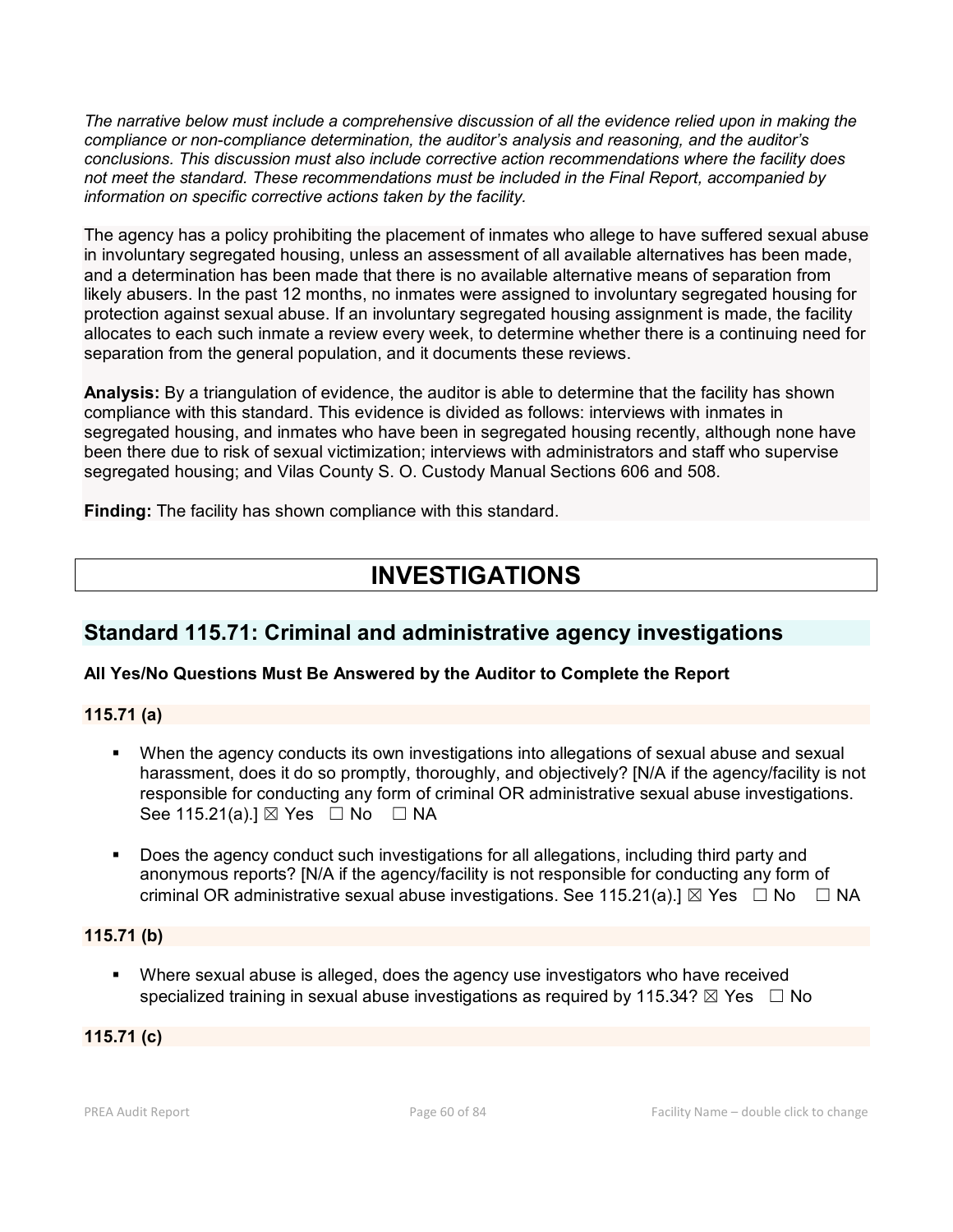*The narrative below must include a comprehensive discussion of all the evidence relied upon in making the compliance or non-compliance determination, the auditor's analysis and reasoning, and the auditor's conclusions. This discussion must also include corrective action recommendations where the facility does not meet the standard. These recommendations must be included in the Final Report, accompanied by information on specific corrective actions taken by the facility.*

The agency has a policy prohibiting the placement of inmates who allege to have suffered sexual abuse in involuntary segregated housing, unless an assessment of all available alternatives has been made, and a determination has been made that there is no available alternative means of separation from likely abusers. In the past 12 months, no inmates were assigned to involuntary segregated housing for protection against sexual abuse. If an involuntary segregated housing assignment is made, the facility allocates to each such inmate a review every week, to determine whether there is a continuing need for separation from the general population, and it documents these reviews.

**Analysis:** By a triangulation of evidence, the auditor is able to determine that the facility has shown compliance with this standard. This evidence is divided as follows: interviews with inmates in segregated housing, and inmates who have been in segregated housing recently, although none have been there due to risk of sexual victimization; interviews with administrators and staff who supervise segregated housing; and Vilas County S. O. Custody Manual Sections 606 and 508.

**Finding:** The facility has shown compliance with this standard.

# INVESTIGATIONS

## Standard 115.71: Criminal and administrative agency investigations

**All Yes/No Questions Must Be Answered by the Auditor to Complete the Report**

**115.71 (a)**

- When the agency conducts its own investigations into allegations of sexual abuse and sexual harassment, does it do so promptly, thoroughly, and objectively? [N/A if the agency/facility is not responsible for conducting any form of criminal OR administrative sexual abuse investigations. See 115.21(a).] ☒ Yes ☐ No ☐ NA

- Does the agency conduct such investigations for all allegations, including third party and anonymous reports? [N/A if the agency/facility is not responsible for conducting any form of criminal OR administrative sexual abuse investigations. See 115.21(a).] ☒ Yes ☐ No ☐ NA

**115.71 (b)**

- Where sexual abuse is alleged, does the agency use investigators who have received specialized training in sexual abuse investigations as required by 115.34? ☒ Yes ☐ No

**115.71 (c)**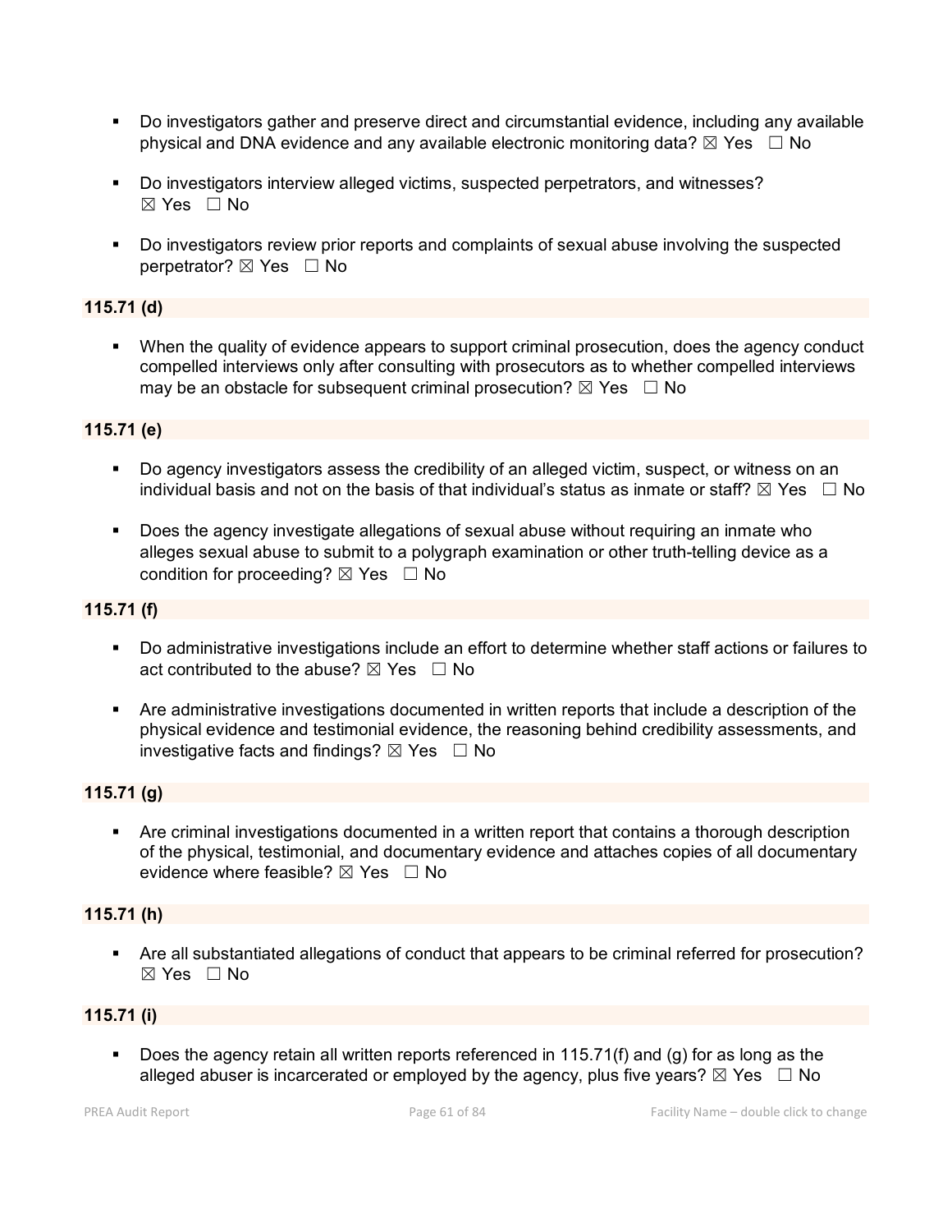- Do investigators gather and preserve direct and circumstantial evidence, including any available physical and DNA evidence and any available electronic monitoring data? ☒ Yes ☐ No

- Do investigators interview alleged victims, suspected perpetrators, and witnesses? ☒ Yes ☐ No

- Do investigators review prior reports and complaints of sexual abuse involving the suspected perpetrator? ☒ Yes ☐ No

**115.71 (d)**

- When the quality of evidence appears to support criminal prosecution, does the agency conduct compelled interviews only after consulting with prosecutors as to whether compelled interviews may be an obstacle for subsequent criminal prosecution? ☒ Yes ☐ No

**115.71 (e)**

- Do agency investigators assess the credibility of an alleged victim, suspect, or witness on an individual basis and not on the basis of that individual's status as inmate or staff? ☒ Yes ☐ No

- Does the agency investigate allegations of sexual abuse without requiring an inmate who alleges sexual abuse to submit to a polygraph examination or other truth-telling device as a condition for proceeding? ☒ Yes ☐ No

**115.71 (f)**

- Do administrative investigations include an effort to determine whether staff actions or failures to act contributed to the abuse? ☒ Yes ☐ No

- Are administrative investigations documented in written reports that include a description of the physical evidence and testimonial evidence, the reasoning behind credibility assessments, and investigative facts and findings? ☒ Yes ☐ No

**115.71 (g)**

- Are criminal investigations documented in a written report that contains a thorough description of the physical, testimonial, and documentary evidence and attaches copies of all documentary evidence where feasible? ☒ Yes ☐ No

**115.71 (h)**

- Are all substantiated allegations of conduct that appears to be criminal referred for prosecution? ☒ Yes ☐ No

**115.71 (i)**

- Does the agency retain all written reports referenced in 115.71(f) and (g) for as long as the alleged abuser is incarcerated or employed by the agency, plus five years? ☒ Yes ☐ No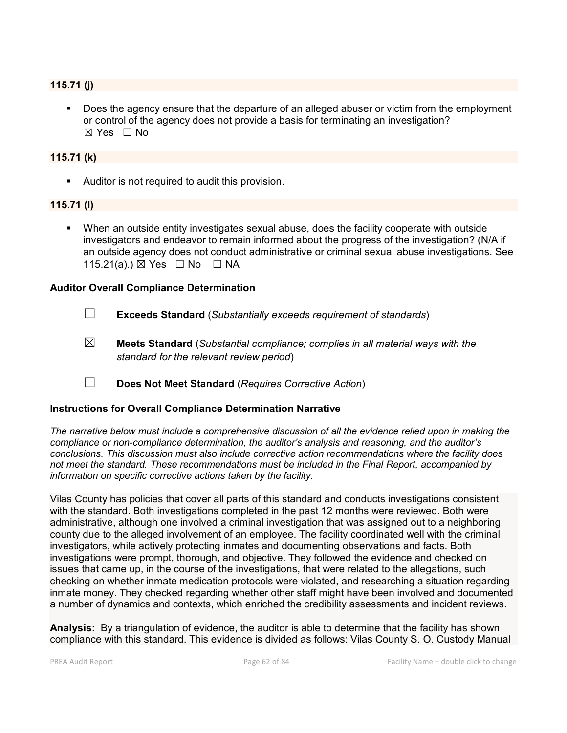**115.71 (j)**

- Does the agency ensure that the departure of an alleged abuser or victim from the employment or control of the agency does not provide a basis for terminating an investigation?
☒ Yes ☐ No

**115.71 (k)**

- Auditor is not required to audit this provision.

**115.71 (l)**

- When an outside entity investigates sexual abuse, does the facility cooperate with outside investigators and endeavor to remain informed about the progress of the investigation? (N/A if an outside agency does not conduct administrative or criminal sexual abuse investigations. See 115.21(a).) ☒ Yes ☐ No ☐ NA

**Auditor Overall Compliance Determination**

☐ **Exceeds Standard** (*Substantially exceeds requirement of standards*)

☒ **Meets Standard** (*Substantial compliance; complies in all material ways with the standard for the relevant review period*)

☐ **Does Not Meet Standard** (*Requires Corrective Action*)

**Instructions for Overall Compliance Determination Narrative**

*The narrative below must include a comprehensive discussion of all the evidence relied upon in making the compliance or non-compliance determination, the auditor's analysis and reasoning, and the auditor's conclusions. This discussion must also include corrective action recommendations where the facility does not meet the standard. These recommendations must be included in the Final Report, accompanied by information on specific corrective actions taken by the facility.*

Vilas County has policies that cover all parts of this standard and conducts investigations consistent with the standard. Both investigations completed in the past 12 months were reviewed. Both were administrative, although one involved a criminal investigation that was assigned out to a neighboring county due to the alleged involvement of an employee. The facility coordinated well with the criminal investigators, while actively protecting inmates and documenting observations and facts. Both investigations were prompt, thorough, and objective. They followed the evidence and checked on issues that came up, in the course of the investigations, that were related to the allegations, such checking on whether inmate medication protocols were violated, and researching a situation regarding inmate money. They checked regarding whether other staff might have been involved and documented a number of dynamics and contexts, which enriched the credibility assessments and incident reviews.

**Analysis:** By a triangulation of evidence, the auditor is able to determine that the facility has shown compliance with this standard. This evidence is divided as follows: Vilas County S. O. Custody Manual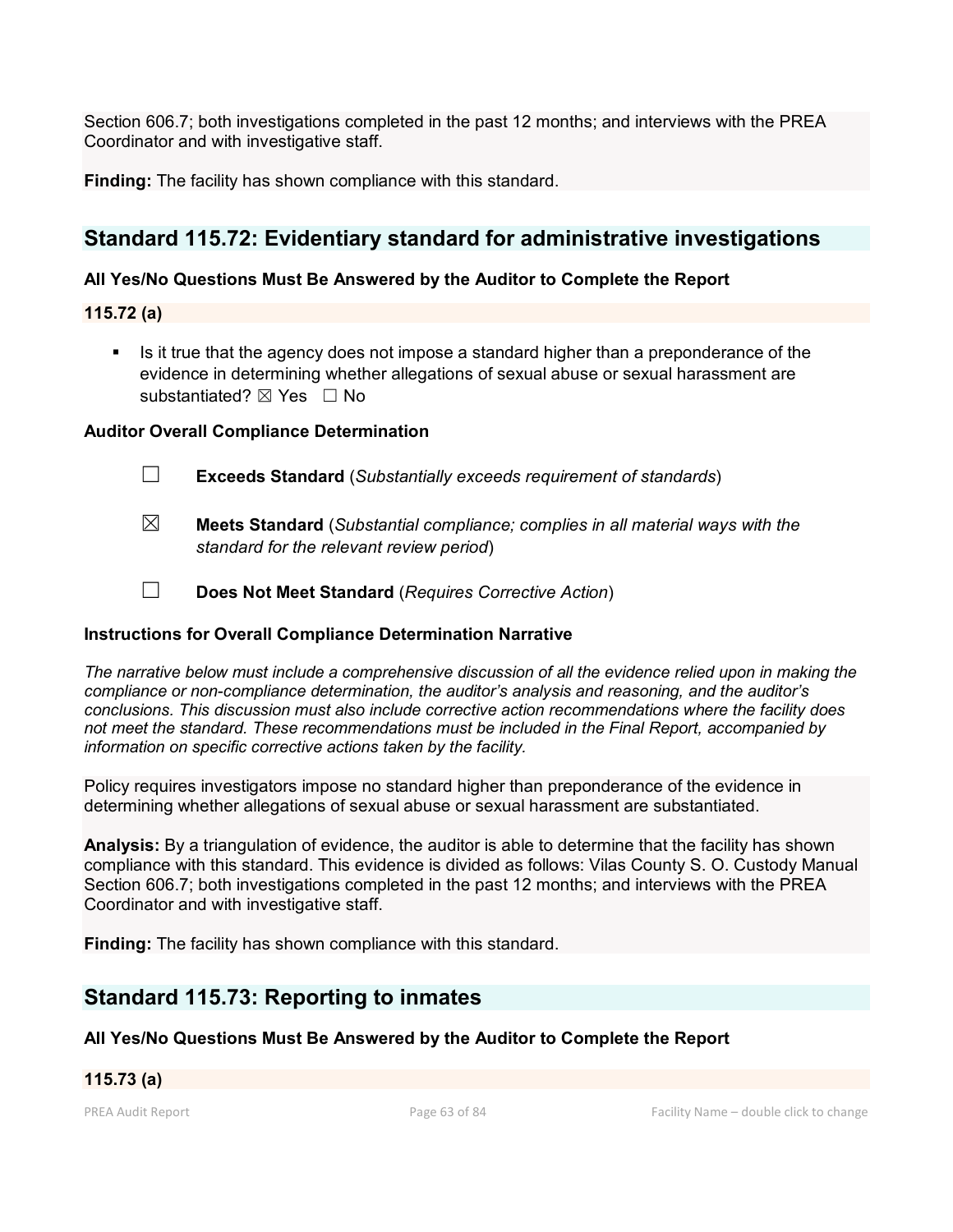Section 606.7; both investigations completed in the past 12 months; and interviews with the PREA Coordinator and with investigative staff.

**Finding:** The facility has shown compliance with this standard.

## Standard 115.72: Evidentiary standard for administrative investigations

**All Yes/No Questions Must Be Answered by the Auditor to Complete the Report**

**115.72 (a)**

- Is it true that the agency does not impose a standard higher than a preponderance of the evidence in determining whether allegations of sexual abuse or sexual harassment are substantiated? ☒ Yes ☐ No

**Auditor Overall Compliance Determination**

☐ **Exceeds Standard** (*Substantially exceeds requirement of standards*)

☒ **Meets Standard** (*Substantial compliance; complies in all material ways with the standard for the relevant review period*)

☐ **Does Not Meet Standard** (*Requires Corrective Action*)

**Instructions for Overall Compliance Determination Narrative**

*The narrative below must include a comprehensive discussion of all the evidence relied upon in making the compliance or non-compliance determination, the auditor's analysis and reasoning, and the auditor's conclusions. This discussion must also include corrective action recommendations where the facility does not meet the standard. These recommendations must be included in the Final Report, accompanied by information on specific corrective actions taken by the facility.*

Policy requires investigators impose no standard higher than preponderance of the evidence in determining whether allegations of sexual abuse or sexual harassment are substantiated.

**Analysis:** By a triangulation of evidence, the auditor is able to determine that the facility has shown compliance with this standard. This evidence is divided as follows: Vilas County S. O. Custody Manual Section 606.7; both investigations completed in the past 12 months; and interviews with the PREA Coordinator and with investigative staff.

**Finding:** The facility has shown compliance with this standard.

## Standard 115.73: Reporting to inmates

**All Yes/No Questions Must Be Answered by the Auditor to Complete the Report**

**115.73 (a)**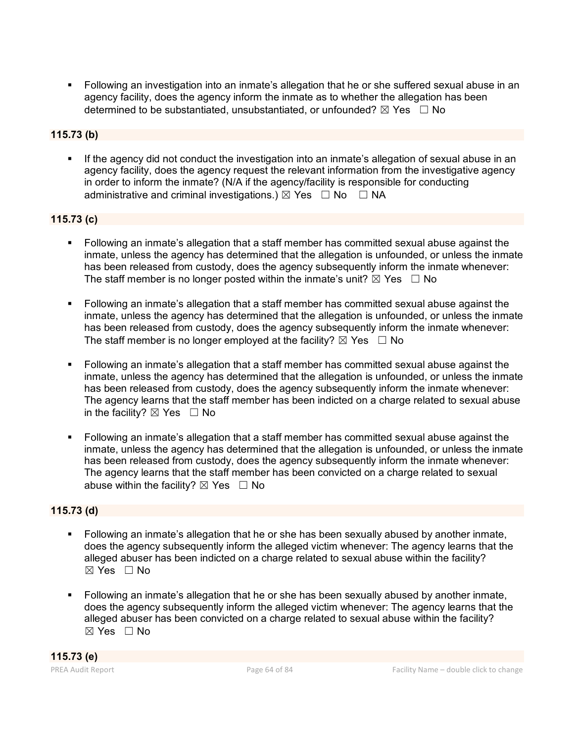- Following an investigation into an inmate's allegation that he or she suffered sexual abuse in an agency facility, does the agency inform the inmate as to whether the allegation has been determined to be substantiated, unsubstantiated, or unfounded? ☒ Yes ☐ No

**115.73 (b)**

- If the agency did not conduct the investigation into an inmate's allegation of sexual abuse in an agency facility, does the agency request the relevant information from the investigative agency in order to inform the inmate? (N/A if the agency/facility is responsible for conducting administrative and criminal investigations.) ☒ Yes ☐ No ☐ NA

**115.73 (c)**

- Following an inmate's allegation that a staff member has committed sexual abuse against the inmate, unless the agency has determined that the allegation is unfounded, or unless the inmate has been released from custody, does the agency subsequently inform the inmate whenever: The staff member is no longer posted within the inmate's unit? ☒ Yes ☐ No

- Following an inmate's allegation that a staff member has committed sexual abuse against the inmate, unless the agency has determined that the allegation is unfounded, or unless the inmate has been released from custody, does the agency subsequently inform the inmate whenever: The staff member is no longer employed at the facility? ☒ Yes ☐ No

- Following an inmate's allegation that a staff member has committed sexual abuse against the inmate, unless the agency has determined that the allegation is unfounded, or unless the inmate has been released from custody, does the agency subsequently inform the inmate whenever: The agency learns that the staff member has been indicted on a charge related to sexual abuse in the facility? ☒ Yes ☐ No

- Following an inmate's allegation that a staff member has committed sexual abuse against the inmate, unless the agency has determined that the allegation is unfounded, or unless the inmate has been released from custody, does the agency subsequently inform the inmate whenever: The agency learns that the staff member has been convicted on a charge related to sexual abuse within the facility? ☒ Yes ☐ No

**115.73 (d)**

- Following an inmate's allegation that he or she has been sexually abused by another inmate, does the agency subsequently inform the alleged victim whenever: The agency learns that the alleged abuser has been indicted on a charge related to sexual abuse within the facility? ☒ Yes ☐ No

- Following an inmate's allegation that he or she has been sexually abused by another inmate, does the agency subsequently inform the alleged victim whenever: The agency learns that the alleged abuser has been convicted on a charge related to sexual abuse within the facility? ☒ Yes ☐ No

**115.73 (e)**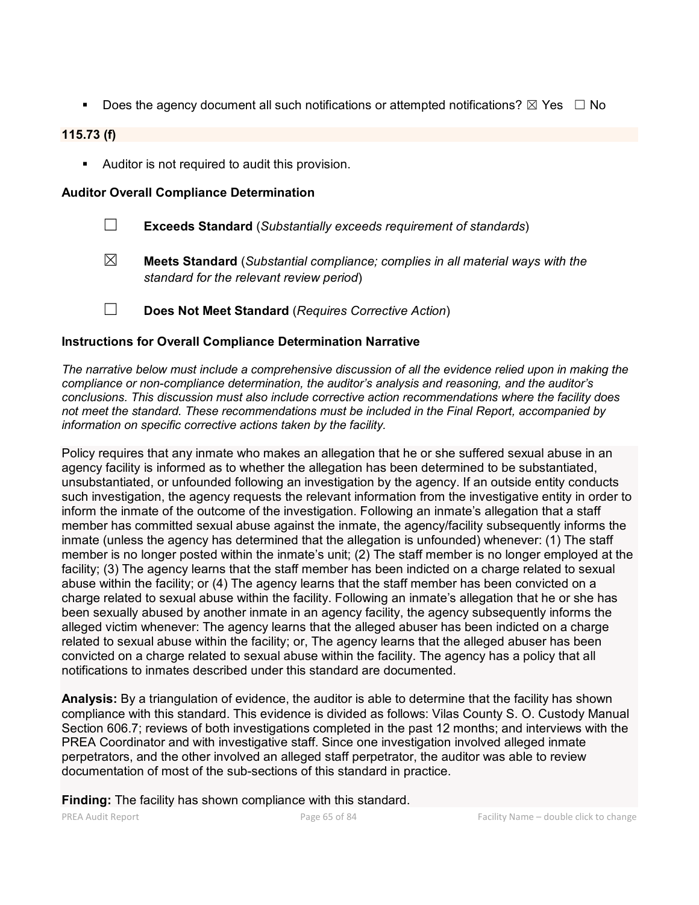- Does the agency document all such notifications or attempted notifications? ☒ Yes ☐ No

**115.73 (f)**

- Auditor is not required to audit this provision.

**Auditor Overall Compliance Determination**

☐ **Exceeds Standard** (*Substantially exceeds requirement of standards*)

☒ **Meets Standard** (*Substantial compliance; complies in all material ways with the standard for the relevant review period*)

☐ **Does Not Meet Standard** (*Requires Corrective Action*)

**Instructions for Overall Compliance Determination Narrative**

*The narrative below must include a comprehensive discussion of all the evidence relied upon in making the compliance or non-compliance determination, the auditor's analysis and reasoning, and the auditor's conclusions. This discussion must also include corrective action recommendations where the facility does not meet the standard. These recommendations must be included in the Final Report, accompanied by information on specific corrective actions taken by the facility.*

Policy requires that any inmate who makes an allegation that he or she suffered sexual abuse in an agency facility is informed as to whether the allegation has been determined to be substantiated, unsubstantiated, or unfounded following an investigation by the agency. If an outside entity conducts such investigation, the agency requests the relevant information from the investigative entity in order to inform the inmate of the outcome of the investigation. Following an inmate's allegation that a staff member has committed sexual abuse against the inmate, the agency/facility subsequently informs the inmate (unless the agency has determined that the allegation is unfounded) whenever: (1) The staff member is no longer posted within the inmate's unit; (2) The staff member is no longer employed at the facility; (3) The agency learns that the staff member has been indicted on a charge related to sexual abuse within the facility; or (4) The agency learns that the staff member has been convicted on a charge related to sexual abuse within the facility. Following an inmate's allegation that he or she has been sexually abused by another inmate in an agency facility, the agency subsequently informs the alleged victim whenever: The agency learns that the alleged abuser has been indicted on a charge related to sexual abuse within the facility; or, The agency learns that the alleged abuser has been convicted on a charge related to sexual abuse within the facility. The agency has a policy that all notifications to inmates described under this standard are documented.

**Analysis:** By a triangulation of evidence, the auditor is able to determine that the facility has shown compliance with this standard. This evidence is divided as follows: Vilas County S. O. Custody Manual Section 606.7; reviews of both investigations completed in the past 12 months; and interviews with the PREA Coordinator and with investigative staff. Since one investigation involved alleged inmate perpetrators, and the other involved an alleged staff perpetrator, the auditor was able to review documentation of most of the sub-sections of this standard in practice.

**Finding:** The facility has shown compliance with this standard.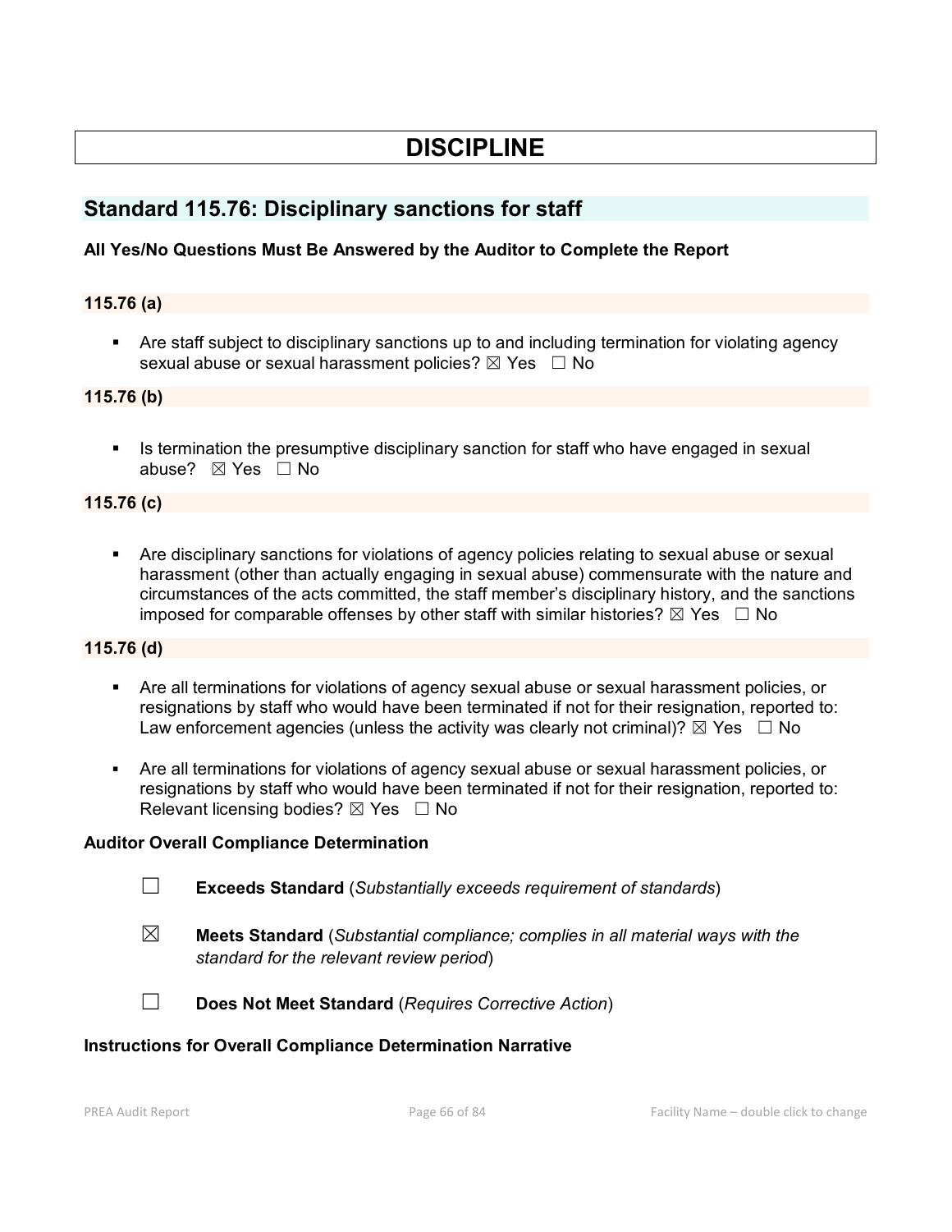# DISCIPLINE

## Standard 115.76: Disciplinary sanctions for staff

**All Yes/No Questions Must Be Answered by the Auditor to Complete the Report**

### 115.76 (a)

- Are staff subject to disciplinary sanctions up to and including termination for violating agency sexual abuse or sexual harassment policies? ☒ Yes ☐ No

### 115.76 (b)

- Is termination the presumptive disciplinary sanction for staff who have engaged in sexual abuse? ☒ Yes ☐ No

### 115.76 (c)

- Are disciplinary sanctions for violations of agency policies relating to sexual abuse or sexual harassment (other than actually engaging in sexual abuse) commensurate with the nature and circumstances of the acts committed, the staff member's disciplinary history, and the sanctions imposed for comparable offenses by other staff with similar histories? ☒ Yes ☐ No

### 115.76 (d)

- Are all terminations for violations of agency sexual abuse or sexual harassment policies, or resignations by staff who would have been terminated if not for their resignation, reported to: Law enforcement agencies (unless the activity was clearly not criminal)? ☒ Yes ☐ No

- Are all terminations for violations of agency sexual abuse or sexual harassment policies, or resignations by staff who would have been terminated if not for their resignation, reported to: Relevant licensing bodies? ☒ Yes ☐ No

**Auditor Overall Compliance Determination**

☐ **Exceeds Standard** (*Substantially exceeds requirement of standards*)

☒ **Meets Standard** (*Substantial compliance; complies in all material ways with the standard for the relevant review period*)

☐ **Does Not Meet Standard** (*Requires Corrective Action*)

**Instructions for Overall Compliance Determination Narrative**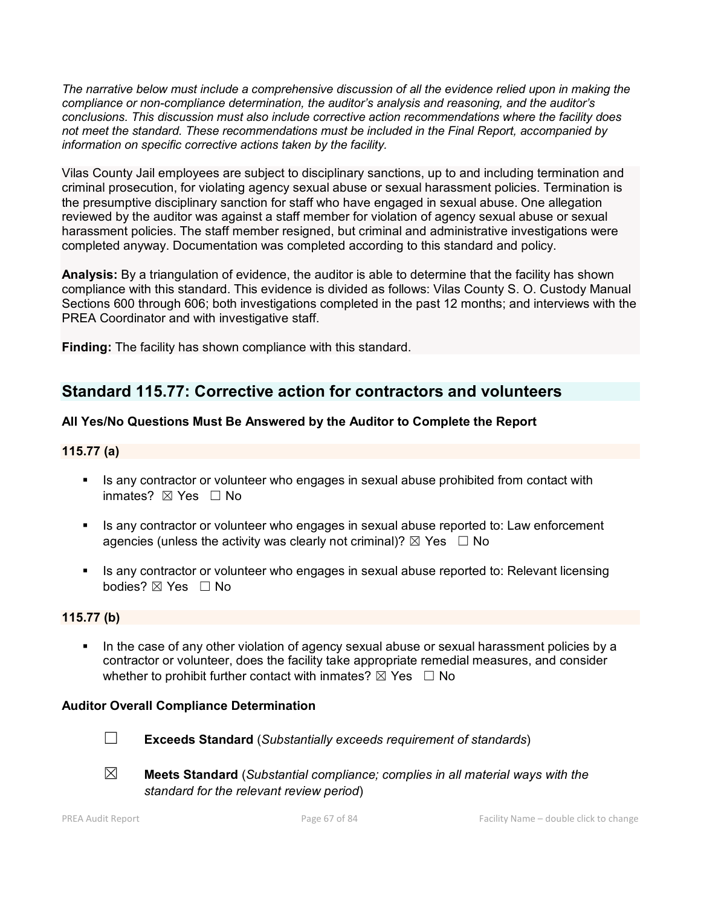*The narrative below must include a comprehensive discussion of all the evidence relied upon in making the compliance or non-compliance determination, the auditor's analysis and reasoning, and the auditor's conclusions. This discussion must also include corrective action recommendations where the facility does not meet the standard. These recommendations must be included in the Final Report, accompanied by information on specific corrective actions taken by the facility.*

Vilas County Jail employees are subject to disciplinary sanctions, up to and including termination and criminal prosecution, for violating agency sexual abuse or sexual harassment policies. Termination is the presumptive disciplinary sanction for staff who have engaged in sexual abuse. One allegation reviewed by the auditor was against a staff member for violation of agency sexual abuse or sexual harassment policies. The staff member resigned, but criminal and administrative investigations were completed anyway. Documentation was completed according to this standard and policy.

**Analysis:** By a triangulation of evidence, the auditor is able to determine that the facility has shown compliance with this standard. This evidence is divided as follows: Vilas County S. O. Custody Manual Sections 600 through 606; both investigations completed in the past 12 months; and interviews with the PREA Coordinator and with investigative staff.

**Finding:** The facility has shown compliance with this standard.

## Standard 115.77: Corrective action for contractors and volunteers

**All Yes/No Questions Must Be Answered by the Auditor to Complete the Report**

### 115.77 (a)

- Is any contractor or volunteer who engages in sexual abuse prohibited from contact with inmates? ☒ Yes ☐ No
- Is any contractor or volunteer who engages in sexual abuse reported to: Law enforcement agencies (unless the activity was clearly not criminal)? ☒ Yes ☐ No
- Is any contractor or volunteer who engages in sexual abuse reported to: Relevant licensing bodies? ☒ Yes ☐ No

### 115.77 (b)

- In the case of any other violation of agency sexual abuse or sexual harassment policies by a contractor or volunteer, does the facility take appropriate remedial measures, and consider whether to prohibit further contact with inmates? ☒ Yes ☐ No

**Auditor Overall Compliance Determination**

☐ **Exceeds Standard** (*Substantially exceeds requirement of standards*)

☒ **Meets Standard** (*Substantial compliance; complies in all material ways with the standard for the relevant review period*)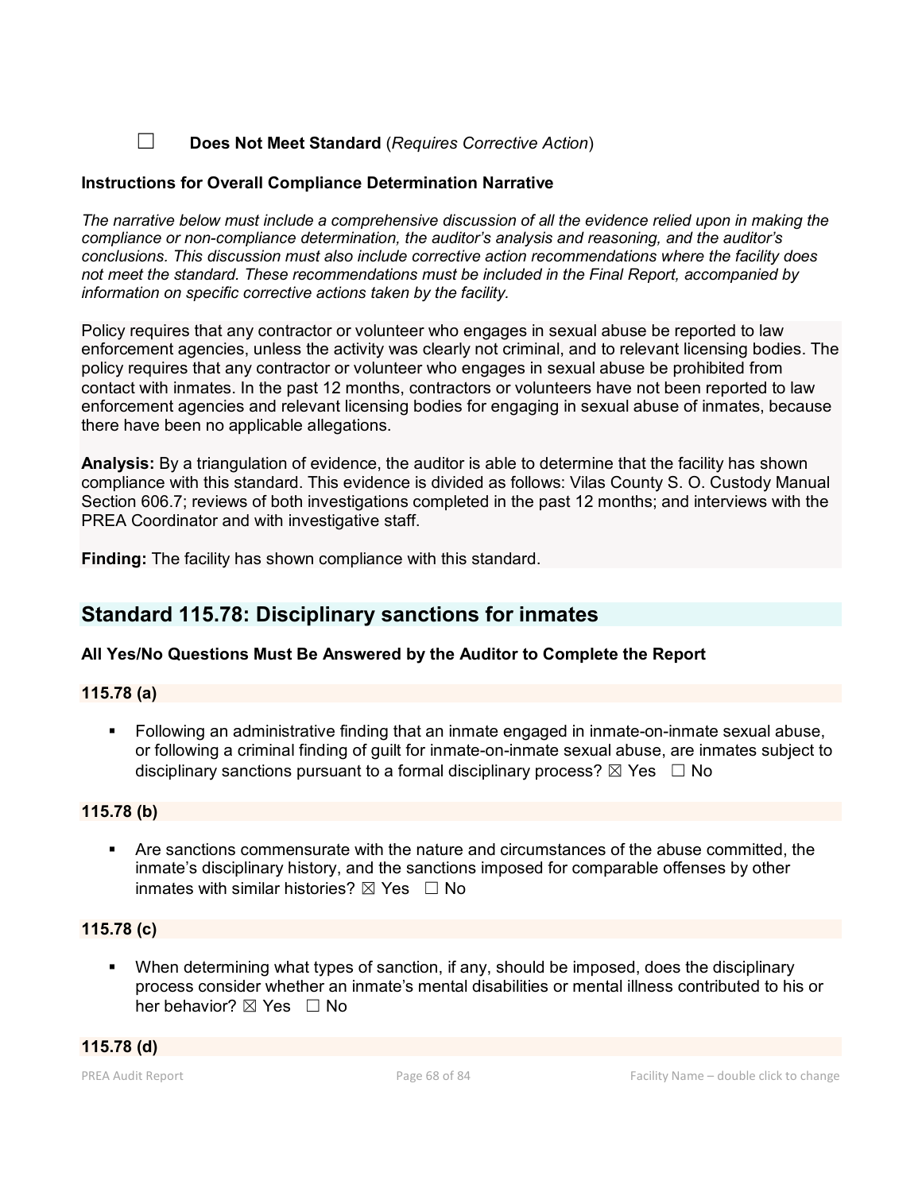☐ **Does Not Meet Standard** (*Requires Corrective Action*)

**Instructions for Overall Compliance Determination Narrative**

*The narrative below must include a comprehensive discussion of all the evidence relied upon in making the compliance or non-compliance determination, the auditor's analysis and reasoning, and the auditor's conclusions. This discussion must also include corrective action recommendations where the facility does not meet the standard. These recommendations must be included in the Final Report, accompanied by information on specific corrective actions taken by the facility.*

Policy requires that any contractor or volunteer who engages in sexual abuse be reported to law enforcement agencies, unless the activity was clearly not criminal, and to relevant licensing bodies. The policy requires that any contractor or volunteer who engages in sexual abuse be prohibited from contact with inmates. In the past 12 months, contractors or volunteers have not been reported to law enforcement agencies and relevant licensing bodies for engaging in sexual abuse of inmates, because there have been no applicable allegations.

**Analysis:** By a triangulation of evidence, the auditor is able to determine that the facility has shown compliance with this standard. This evidence is divided as follows: Vilas County S. O. Custody Manual Section 606.7; reviews of both investigations completed in the past 12 months; and interviews with the PREA Coordinator and with investigative staff.

**Finding:** The facility has shown compliance with this standard.

## Standard 115.78: Disciplinary sanctions for inmates

**All Yes/No Questions Must Be Answered by the Auditor to Complete the Report**

**115.78 (a)**

- Following an administrative finding that an inmate engaged in inmate-on-inmate sexual abuse, or following a criminal finding of guilt for inmate-on-inmate sexual abuse, are inmates subject to disciplinary sanctions pursuant to a formal disciplinary process? ☒ Yes ☐ No

**115.78 (b)**

- Are sanctions commensurate with the nature and circumstances of the abuse committed, the inmate's disciplinary history, and the sanctions imposed for comparable offenses by other inmates with similar histories? ☒ Yes ☐ No

**115.78 (c)**

- When determining what types of sanction, if any, should be imposed, does the disciplinary process consider whether an inmate's mental disabilities or mental illness contributed to his or her behavior? ☒ Yes ☐ No

**115.78 (d)**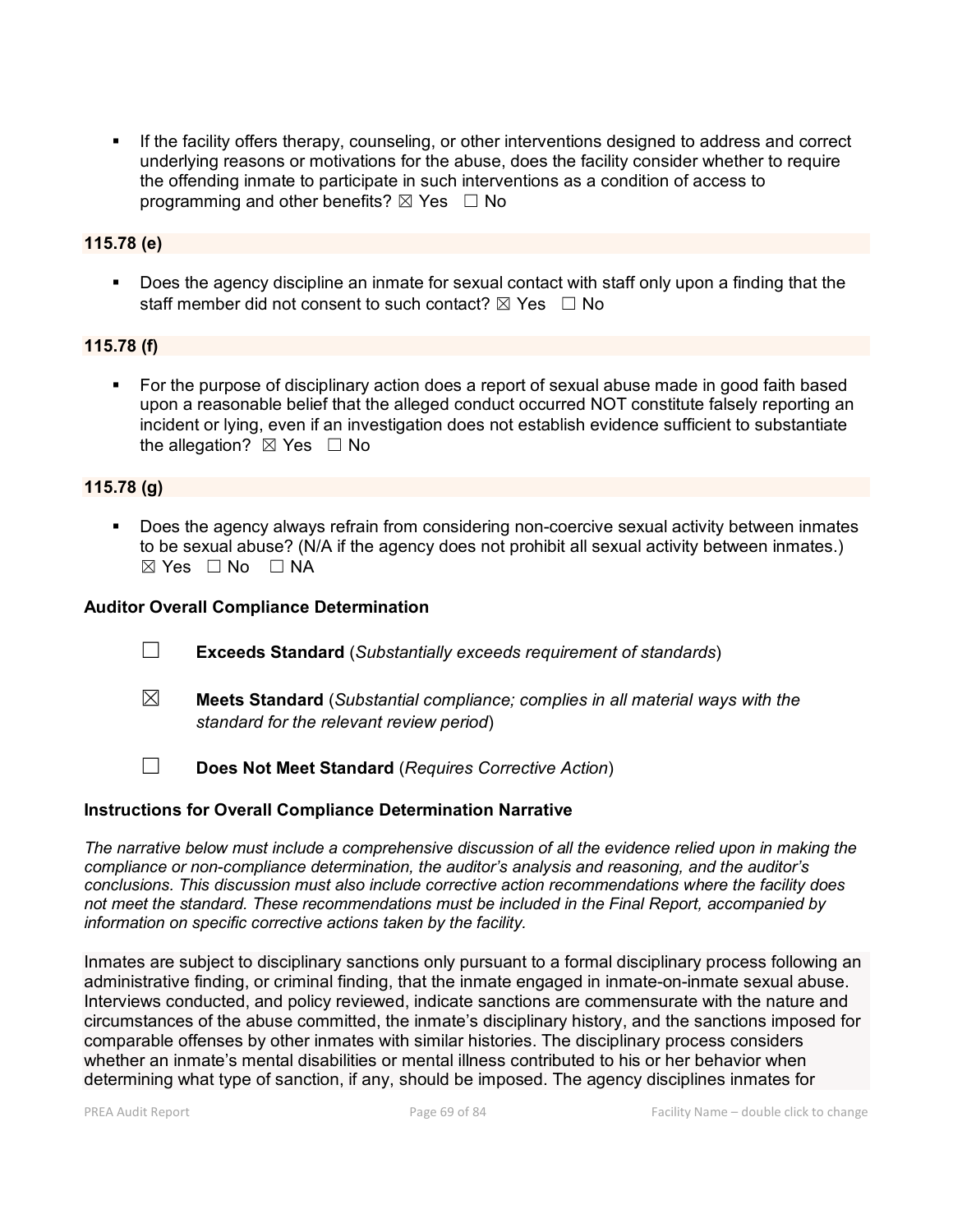- If the facility offers therapy, counseling, or other interventions designed to address and correct underlying reasons or motivations for the abuse, does the facility consider whether to require the offending inmate to participate in such interventions as a condition of access to programming and other benefits? ☒ Yes ☐ No

**115.78 (e)**

- Does the agency discipline an inmate for sexual contact with staff only upon a finding that the staff member did not consent to such contact? ☒ Yes ☐ No

**115.78 (f)**

- For the purpose of disciplinary action does a report of sexual abuse made in good faith based upon a reasonable belief that the alleged conduct occurred NOT constitute falsely reporting an incident or lying, even if an investigation does not establish evidence sufficient to substantiate the allegation? ☒ Yes ☐ No

**115.78 (g)**

- Does the agency always refrain from considering non-coercive sexual activity between inmates to be sexual abuse? (N/A if the agency does not prohibit all sexual activity between inmates.) ☒ Yes ☐ No ☐ NA

**Auditor Overall Compliance Determination**

☐ **Exceeds Standard** (*Substantially exceeds requirement of standards*)

☒ **Meets Standard** (*Substantial compliance; complies in all material ways with the standard for the relevant review period*)

☐ **Does Not Meet Standard** (*Requires Corrective Action*)

**Instructions for Overall Compliance Determination Narrative**

*The narrative below must include a comprehensive discussion of all the evidence relied upon in making the compliance or non-compliance determination, the auditor's analysis and reasoning, and the auditor's conclusions. This discussion must also include corrective action recommendations where the facility does not meet the standard. These recommendations must be included in the Final Report, accompanied by information on specific corrective actions taken by the facility.*

Inmates are subject to disciplinary sanctions only pursuant to a formal disciplinary process following an administrative finding, or criminal finding, that the inmate engaged in inmate-on-inmate sexual abuse. Interviews conducted, and policy reviewed, indicate sanctions are commensurate with the nature and circumstances of the abuse committed, the inmate's disciplinary history, and the sanctions imposed for comparable offenses by other inmates with similar histories. The disciplinary process considers whether an inmate's mental disabilities or mental illness contributed to his or her behavior when determining what type of sanction, if any, should be imposed. The agency disciplines inmates for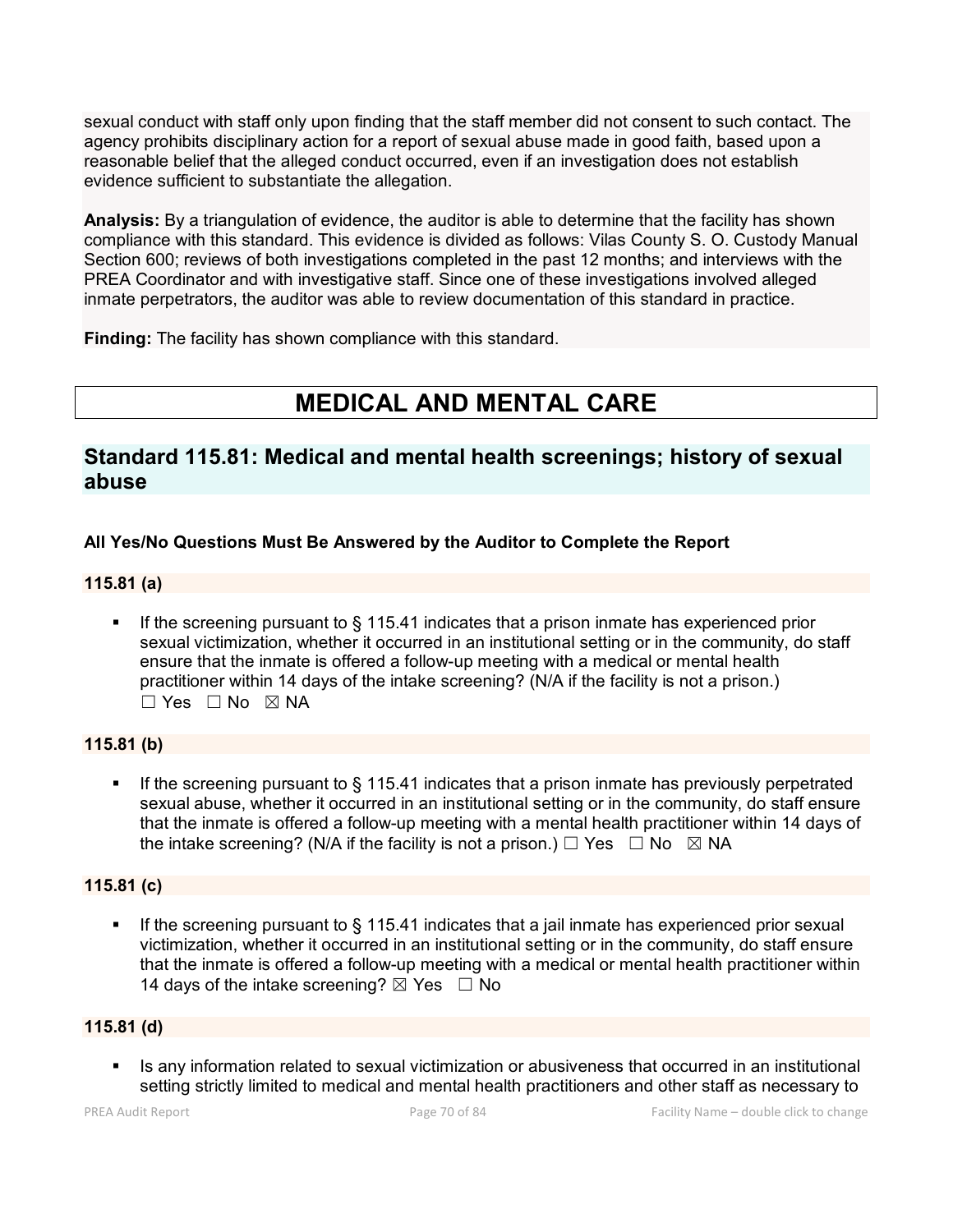sexual conduct with staff only upon finding that the staff member did not consent to such contact. The agency prohibits disciplinary action for a report of sexual abuse made in good faith, based upon a reasonable belief that the alleged conduct occurred, even if an investigation does not establish evidence sufficient to substantiate the allegation.

**Analysis:** By a triangulation of evidence, the auditor is able to determine that the facility has shown compliance with this standard. This evidence is divided as follows: Vilas County S. O. Custody Manual Section 600; reviews of both investigations completed in the past 12 months; and interviews with the PREA Coordinator and with investigative staff. Since one of these investigations involved alleged inmate perpetrators, the auditor was able to review documentation of this standard in practice.

**Finding:** The facility has shown compliance with this standard.

# MEDICAL AND MENTAL CARE

## Standard 115.81: Medical and mental health screenings; history of sexual abuse

### All Yes/No Questions Must Be Answered by the Auditor to Complete the Report

### 115.81 (a)

- If the screening pursuant to § 115.41 indicates that a prison inmate has experienced prior sexual victimization, whether it occurred in an institutional setting or in the community, do staff ensure that the inmate is offered a follow-up meeting with a medical or mental health practitioner within 14 days of the intake screening? (N/A if the facility is not a prison.) ☐ Yes ☐ No ☒ NA

### 115.81 (b)

- If the screening pursuant to § 115.41 indicates that a prison inmate has previously perpetrated sexual abuse, whether it occurred in an institutional setting or in the community, do staff ensure that the inmate is offered a follow-up meeting with a mental health practitioner within 14 days of the intake screening? (N/A if the facility is not a prison.) ☐ Yes ☐ No ☒ NA

### 115.81 (c)

- If the screening pursuant to § 115.41 indicates that a jail inmate has experienced prior sexual victimization, whether it occurred in an institutional setting or in the community, do staff ensure that the inmate is offered a follow-up meeting with a medical or mental health practitioner within 14 days of the intake screening? ☒ Yes ☐ No

### 115.81 (d)

- Is any information related to sexual victimization or abusiveness that occurred in an institutional setting strictly limited to medical and mental health practitioners and other staff as necessary to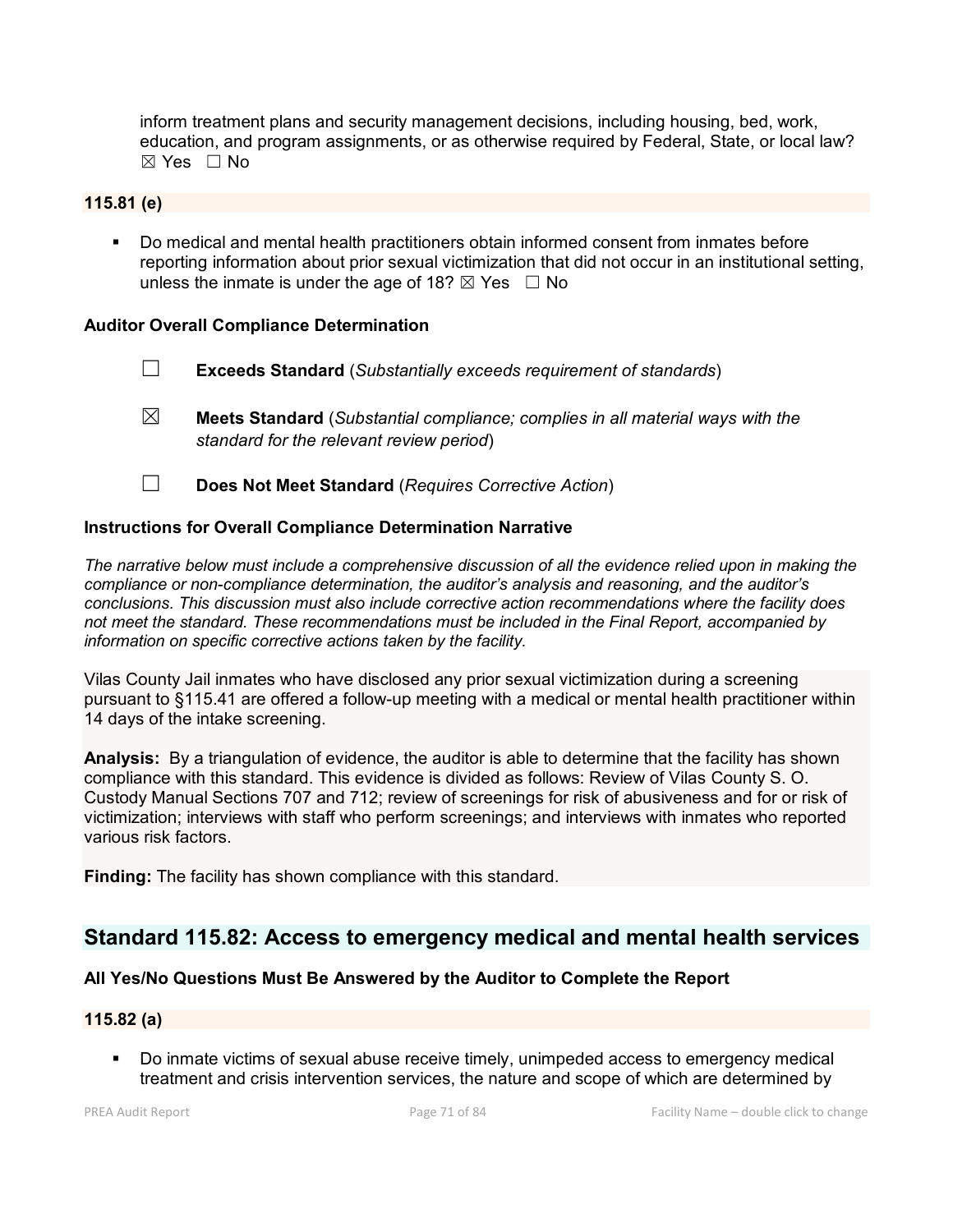inform treatment plans and security management decisions, including housing, bed, work, education, and program assignments, or as otherwise required by Federal, State, or local law? ☒ Yes ☐ No

**115.81 (e)**

- Do medical and mental health practitioners obtain informed consent from inmates before reporting information about prior sexual victimization that did not occur in an institutional setting, unless the inmate is under the age of 18? ☒ Yes ☐ No

**Auditor Overall Compliance Determination**

☐ **Exceeds Standard** (*Substantially exceeds requirement of standards*)

☒ **Meets Standard** (*Substantial compliance; complies in all material ways with the standard for the relevant review period*)

☐ **Does Not Meet Standard** (*Requires Corrective Action*)

**Instructions for Overall Compliance Determination Narrative**

*The narrative below must include a comprehensive discussion of all the evidence relied upon in making the compliance or non-compliance determination, the auditor's analysis and reasoning, and the auditor's conclusions. This discussion must also include corrective action recommendations where the facility does not meet the standard. These recommendations must be included in the Final Report, accompanied by information on specific corrective actions taken by the facility.*

Vilas County Jail inmates who have disclosed any prior sexual victimization during a screening pursuant to §115.41 are offered a follow-up meeting with a medical or mental health practitioner within 14 days of the intake screening.

**Analysis:** By a triangulation of evidence, the auditor is able to determine that the facility has shown compliance with this standard. This evidence is divided as follows: Review of Vilas County S. O. Custody Manual Sections 707 and 712; review of screenings for risk of abusiveness and for or risk of victimization; interviews with staff who perform screenings; and interviews with inmates who reported various risk factors.

**Finding:** The facility has shown compliance with this standard.

## Standard 115.82: Access to emergency medical and mental health services

**All Yes/No Questions Must Be Answered by the Auditor to Complete the Report**

**115.82 (a)**

- Do inmate victims of sexual abuse receive timely, unimpeded access to emergency medical treatment and crisis intervention services, the nature and scope of which are determined by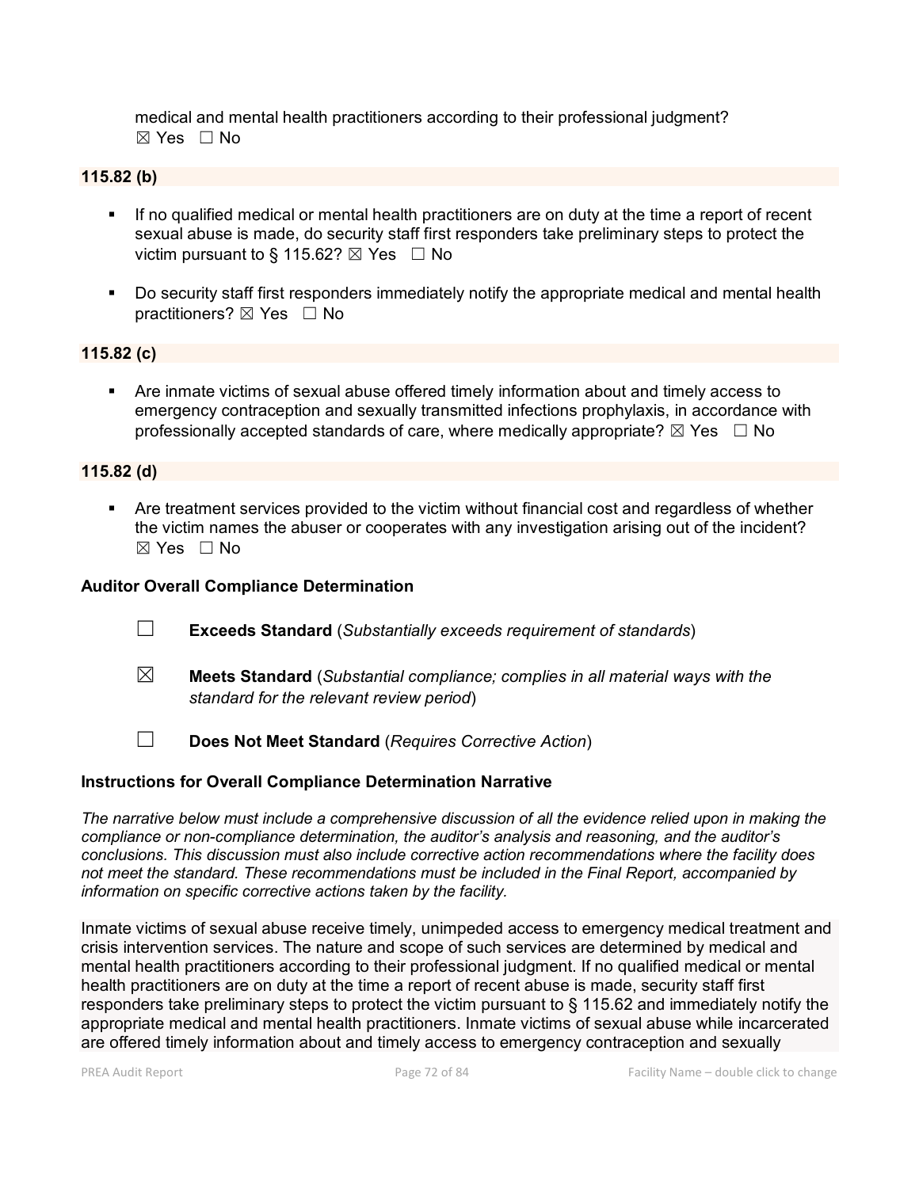medical and mental health practitioners according to their professional judgment?
☒ Yes ☐ No

**115.82 (b)**

- If no qualified medical or mental health practitioners are on duty at the time a report of recent sexual abuse is made, do security staff first responders take preliminary steps to protect the victim pursuant to § 115.62? ☒ Yes ☐ No

- Do security staff first responders immediately notify the appropriate medical and mental health practitioners? ☒ Yes ☐ No

**115.82 (c)**

- Are inmate victims of sexual abuse offered timely information about and timely access to emergency contraception and sexually transmitted infections prophylaxis, in accordance with professionally accepted standards of care, where medically appropriate? ☒ Yes ☐ No

**115.82 (d)**

- Are treatment services provided to the victim without financial cost and regardless of whether the victim names the abuser or cooperates with any investigation arising out of the incident?
☒ Yes ☐ No

**Auditor Overall Compliance Determination**

☐ **Exceeds Standard** (*Substantially exceeds requirement of standards*)

☒ **Meets Standard** (*Substantial compliance; complies in all material ways with the standard for the relevant review period*)

☐ **Does Not Meet Standard** (*Requires Corrective Action*)

**Instructions for Overall Compliance Determination Narrative**

*The narrative below must include a comprehensive discussion of all the evidence relied upon in making the compliance or non-compliance determination, the auditor's analysis and reasoning, and the auditor's conclusions. This discussion must also include corrective action recommendations where the facility does not meet the standard. These recommendations must be included in the Final Report, accompanied by information on specific corrective actions taken by the facility.*

Inmate victims of sexual abuse receive timely, unimpeded access to emergency medical treatment and crisis intervention services. The nature and scope of such services are determined by medical and mental health practitioners according to their professional judgment. If no qualified medical or mental health practitioners are on duty at the time a report of recent abuse is made, security staff first responders take preliminary steps to protect the victim pursuant to § 115.62 and immediately notify the appropriate medical and mental health practitioners. Inmate victims of sexual abuse while incarcerated are offered timely information about and timely access to emergency contraception and sexually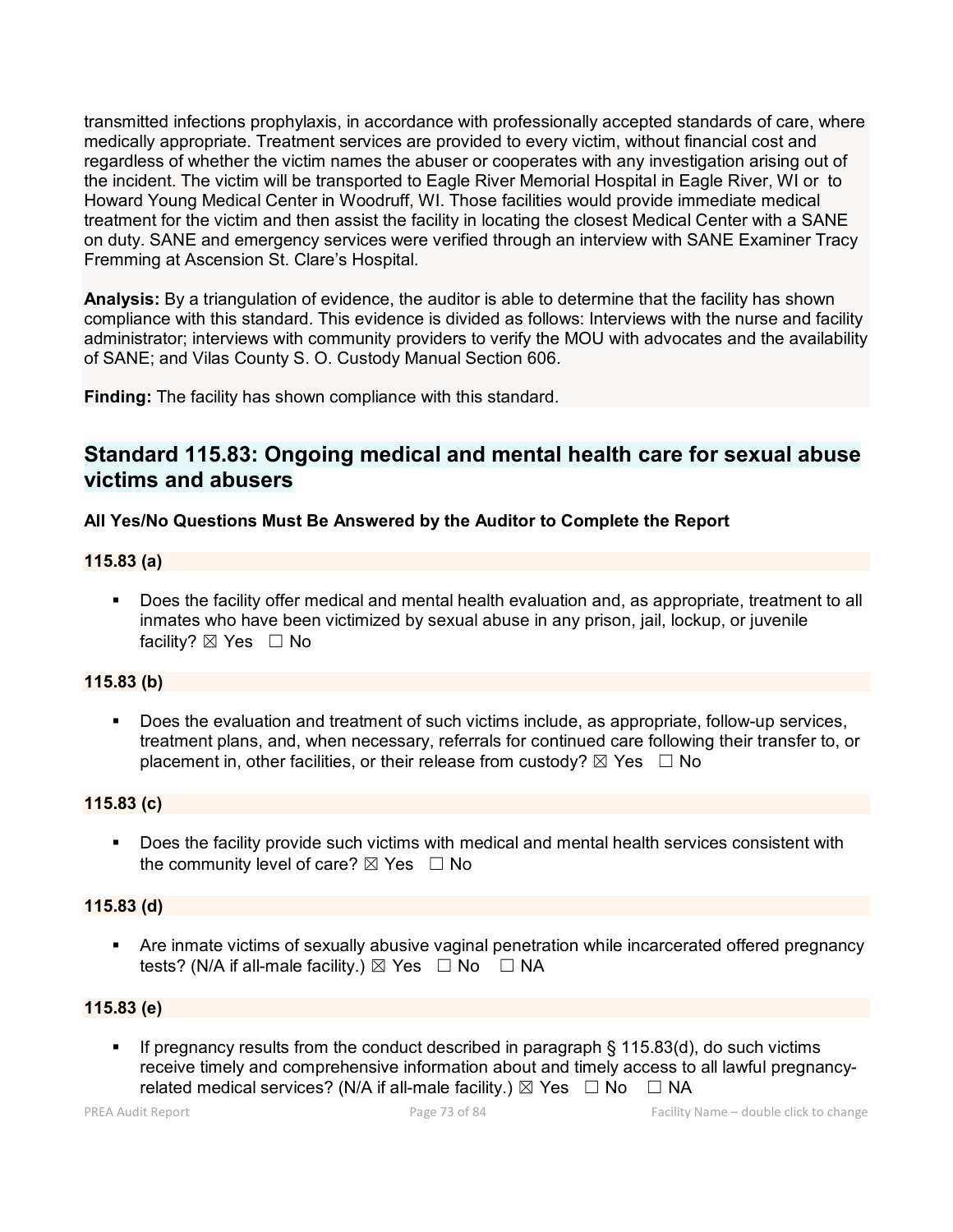transmitted infections prophylaxis, in accordance with professionally accepted standards of care, where medically appropriate. Treatment services are provided to every victim, without financial cost and regardless of whether the victim names the abuser or cooperates with any investigation arising out of the incident. The victim will be transported to Eagle River Memorial Hospital in Eagle River, WI or to Howard Young Medical Center in Woodruff, WI. Those facilities would provide immediate medical treatment for the victim and then assist the facility in locating the closest Medical Center with a SANE on duty. SANE and emergency services were verified through an interview with SANE Examiner Tracy Fremming at Ascension St. Clare's Hospital.

**Analysis:** By a triangulation of evidence, the auditor is able to determine that the facility has shown compliance with this standard. This evidence is divided as follows: Interviews with the nurse and facility administrator; interviews with community providers to verify the MOU with advocates and the availability of SANE; and Vilas County S. O. Custody Manual Section 606.

**Finding:** The facility has shown compliance with this standard.

## Standard 115.83: Ongoing medical and mental health care for sexual abuse victims and abusers

**All Yes/No Questions Must Be Answered by the Auditor to Complete the Report**

**115.83 (a)**

- Does the facility offer medical and mental health evaluation and, as appropriate, treatment to all inmates who have been victimized by sexual abuse in any prison, jail, lockup, or juvenile facility? ☒ Yes ☐ No

**115.83 (b)**

- Does the evaluation and treatment of such victims include, as appropriate, follow-up services, treatment plans, and, when necessary, referrals for continued care following their transfer to, or placement in, other facilities, or their release from custody? ☒ Yes ☐ No

**115.83 (c)**

- Does the facility provide such victims with medical and mental health services consistent with the community level of care? ☒ Yes ☐ No

**115.83 (d)**

- Are inmate victims of sexually abusive vaginal penetration while incarcerated offered pregnancy tests? (N/A if all-male facility.) ☒ Yes ☐ No ☐ NA

**115.83 (e)**

- If pregnancy results from the conduct described in paragraph § 115.83(d), do such victims receive timely and comprehensive information about and timely access to all lawful pregnancy-related medical services? (N/A if all-male facility.) ☒ Yes ☐ No ☐ NA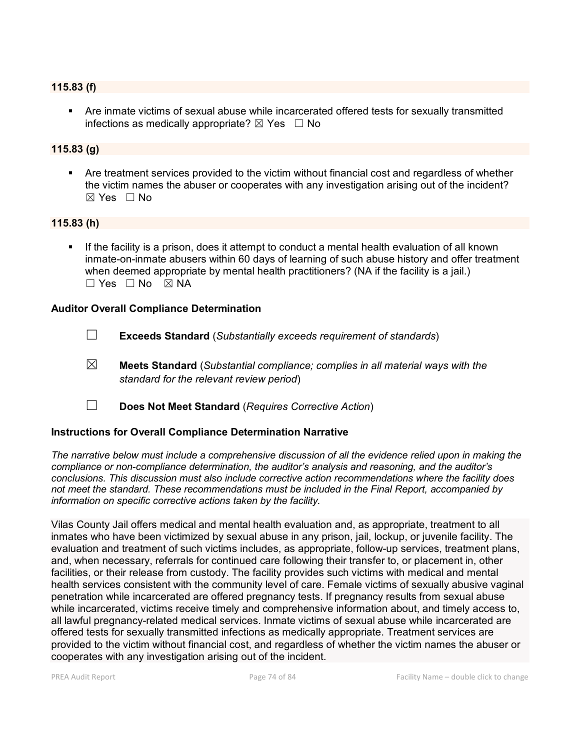**115.83 (f)**

- Are inmate victims of sexual abuse while incarcerated offered tests for sexually transmitted infections as medically appropriate? ☒ Yes ☐ No

**115.83 (g)**

- Are treatment services provided to the victim without financial cost and regardless of whether the victim names the abuser or cooperates with any investigation arising out of the incident? ☒ Yes ☐ No

**115.83 (h)**

- If the facility is a prison, does it attempt to conduct a mental health evaluation of all known inmate-on-inmate abusers within 60 days of learning of such abuse history and offer treatment when deemed appropriate by mental health practitioners? (NA if the facility is a jail.) ☐ Yes ☐ No ☒ NA

**Auditor Overall Compliance Determination**

☐ **Exceeds Standard** (*Substantially exceeds requirement of standards*)

☒ **Meets Standard** (*Substantial compliance; complies in all material ways with the standard for the relevant review period*)

☐ **Does Not Meet Standard** (*Requires Corrective Action*)

**Instructions for Overall Compliance Determination Narrative**

*The narrative below must include a comprehensive discussion of all the evidence relied upon in making the compliance or non-compliance determination, the auditor's analysis and reasoning, and the auditor's conclusions. This discussion must also include corrective action recommendations where the facility does not meet the standard. These recommendations must be included in the Final Report, accompanied by information on specific corrective actions taken by the facility.*

Vilas County Jail offers medical and mental health evaluation and, as appropriate, treatment to all inmates who have been victimized by sexual abuse in any prison, jail, lockup, or juvenile facility. The evaluation and treatment of such victims includes, as appropriate, follow-up services, treatment plans, and, when necessary, referrals for continued care following their transfer to, or placement in, other facilities, or their release from custody. The facility provides such victims with medical and mental health services consistent with the community level of care. Female victims of sexually abusive vaginal penetration while incarcerated are offered pregnancy tests. If pregnancy results from sexual abuse while incarcerated, victims receive timely and comprehensive information about, and timely access to, all lawful pregnancy-related medical services. Inmate victims of sexual abuse while incarcerated are offered tests for sexually transmitted infections as medically appropriate. Treatment services are provided to the victim without financial cost, and regardless of whether the victim names the abuser or cooperates with any investigation arising out of the incident.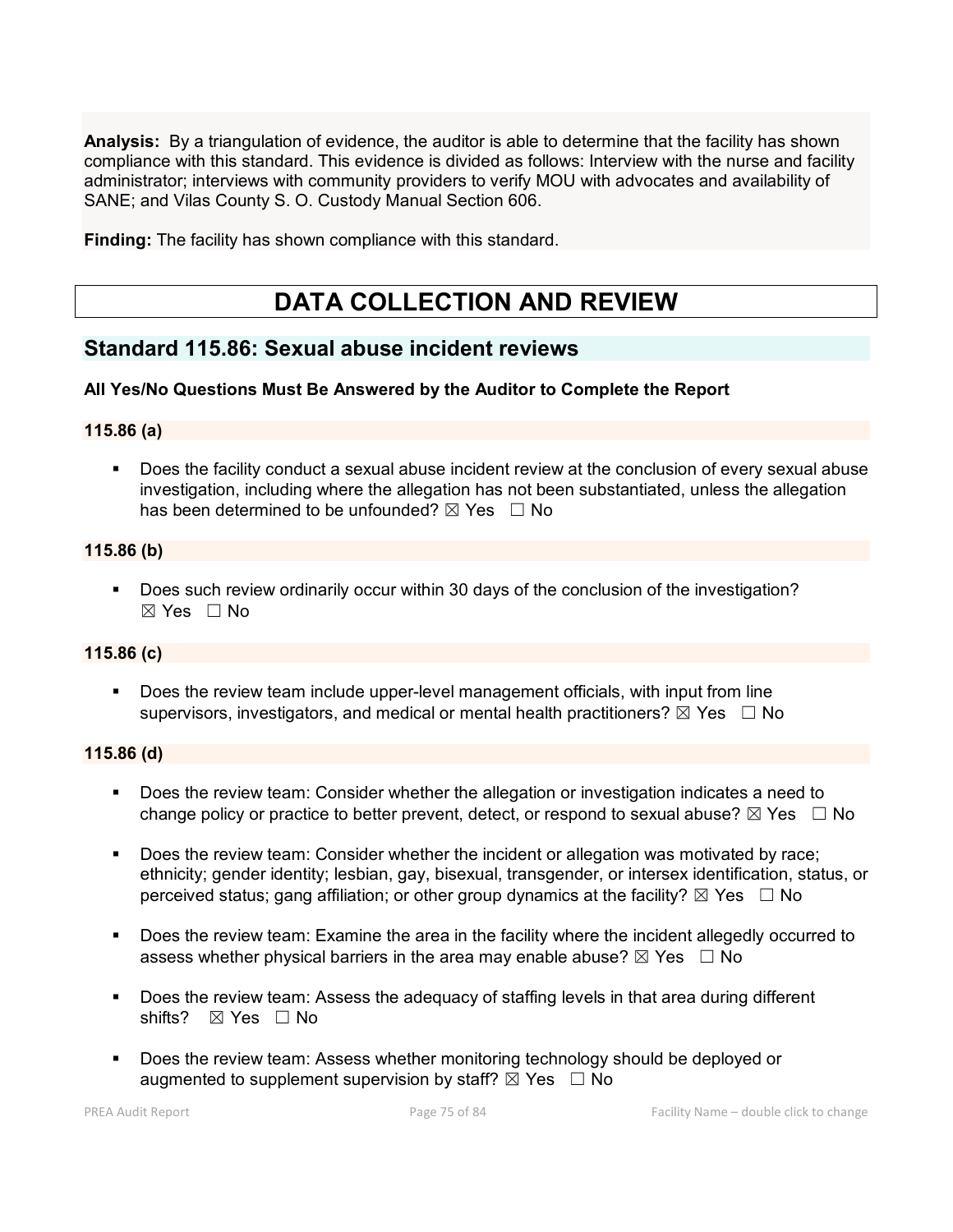**Analysis:** By a triangulation of evidence, the auditor is able to determine that the facility has shown compliance with this standard. This evidence is divided as follows: Interview with the nurse and facility administrator; interviews with community providers to verify MOU with advocates and availability of SANE; and Vilas County S. O. Custody Manual Section 606.

**Finding:** The facility has shown compliance with this standard.

# DATA COLLECTION AND REVIEW

## Standard 115.86: Sexual abuse incident reviews

**All Yes/No Questions Must Be Answered by the Auditor to Complete the Report**

### 115.86 (a)

- Does the facility conduct a sexual abuse incident review at the conclusion of every sexual abuse investigation, including where the allegation has not been substantiated, unless the allegation has been determined to be unfounded? ☒ Yes ☐ No

### 115.86 (b)

- Does such review ordinarily occur within 30 days of the conclusion of the investigation? ☒ Yes ☐ No

### 115.86 (c)

- Does the review team include upper-level management officials, with input from line supervisors, investigators, and medical or mental health practitioners? ☒ Yes ☐ No

### 115.86 (d)

- Does the review team: Consider whether the allegation or investigation indicates a need to change policy or practice to better prevent, detect, or respond to sexual abuse? ☒ Yes ☐ No
- Does the review team: Consider whether the incident or allegation was motivated by race; ethnicity; gender identity; lesbian, gay, bisexual, transgender, or intersex identification, status, or perceived status; gang affiliation; or other group dynamics at the facility? ☒ Yes ☐ No
- Does the review team: Examine the area in the facility where the incident allegedly occurred to assess whether physical barriers in the area may enable abuse? ☒ Yes ☐ No
- Does the review team: Assess the adequacy of staffing levels in that area during different shifts? ☒ Yes ☐ No
- Does the review team: Assess whether monitoring technology should be deployed or augmented to supplement supervision by staff? ☒ Yes ☐ No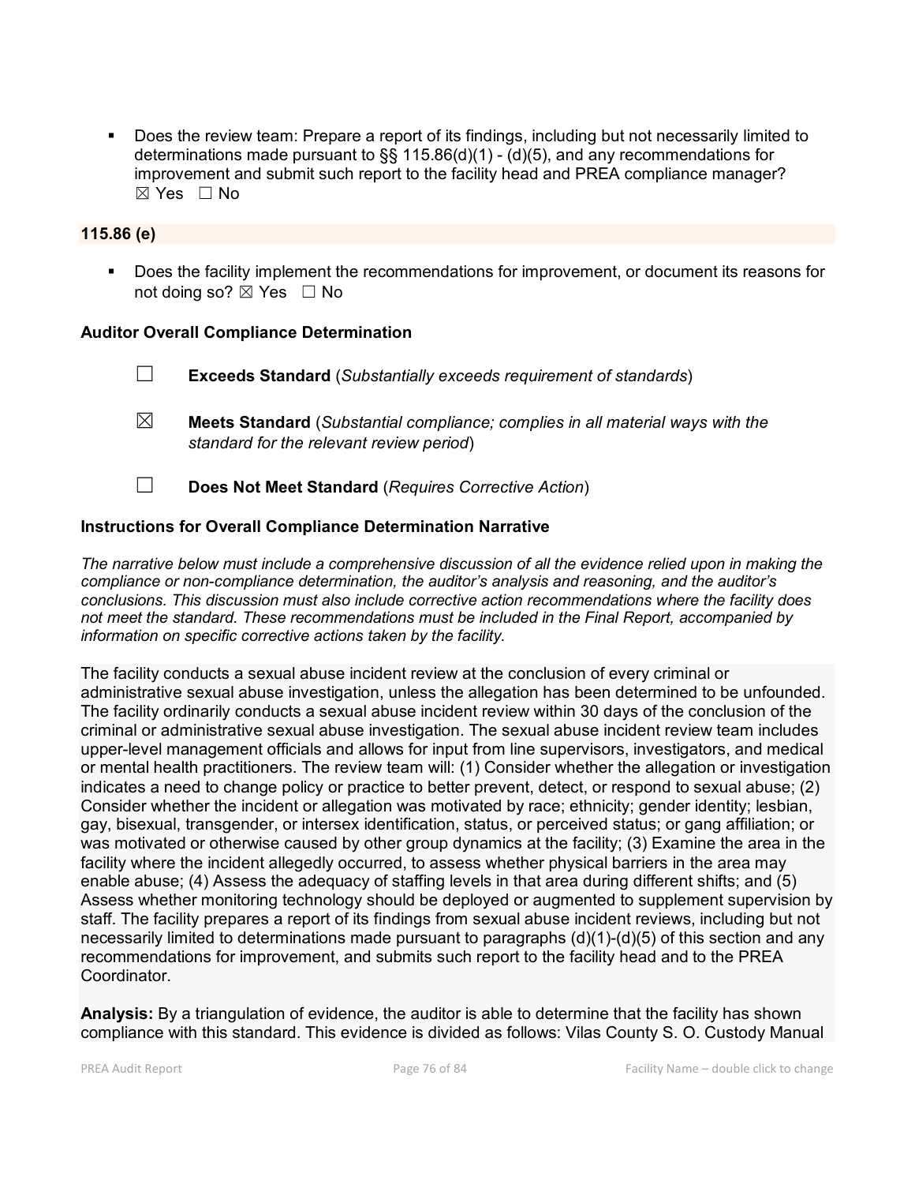- Does the review team: Prepare a report of its findings, including but not necessarily limited to determinations made pursuant to §§ 115.86(d)(1) - (d)(5), and any recommendations for improvement and submit such report to the facility head and PREA compliance manager? ☒ Yes ☐ No

### 115.86 (e)

- Does the facility implement the recommendations for improvement, or document its reasons for not doing so? ☒ Yes ☐ No

### Auditor Overall Compliance Determination

☐ **Exceeds Standard** (*Substantially exceeds requirement of standards*)

☒ **Meets Standard** (*Substantial compliance; complies in all material ways with the standard for the relevant review period*)

☐ **Does Not Meet Standard** (*Requires Corrective Action*)

### Instructions for Overall Compliance Determination Narrative

*The narrative below must include a comprehensive discussion of all the evidence relied upon in making the compliance or non-compliance determination, the auditor's analysis and reasoning, and the auditor's conclusions. This discussion must also include corrective action recommendations where the facility does not meet the standard. These recommendations must be included in the Final Report, accompanied by information on specific corrective actions taken by the facility.*

The facility conducts a sexual abuse incident review at the conclusion of every criminal or administrative sexual abuse investigation, unless the allegation has been determined to be unfounded. The facility ordinarily conducts a sexual abuse incident review within 30 days of the conclusion of the criminal or administrative sexual abuse investigation. The sexual abuse incident review team includes upper-level management officials and allows for input from line supervisors, investigators, and medical or mental health practitioners. The review team will: (1) Consider whether the allegation or investigation indicates a need to change policy or practice to better prevent, detect, or respond to sexual abuse; (2) Consider whether the incident or allegation was motivated by race; ethnicity; gender identity; lesbian, gay, bisexual, transgender, or intersex identification, status, or perceived status; or gang affiliation; or was motivated or otherwise caused by other group dynamics at the facility; (3) Examine the area in the facility where the incident allegedly occurred, to assess whether physical barriers in the area may enable abuse; (4) Assess the adequacy of staffing levels in that area during different shifts; and (5) Assess whether monitoring technology should be deployed or augmented to supplement supervision by staff. The facility prepares a report of its findings from sexual abuse incident reviews, including but not necessarily limited to determinations made pursuant to paragraphs (d)(1)-(d)(5) of this section and any recommendations for improvement, and submits such report to the facility head and to the PREA Coordinator.

**Analysis:** By a triangulation of evidence, the auditor is able to determine that the facility has shown compliance with this standard. This evidence is divided as follows: Vilas County S. O. Custody Manual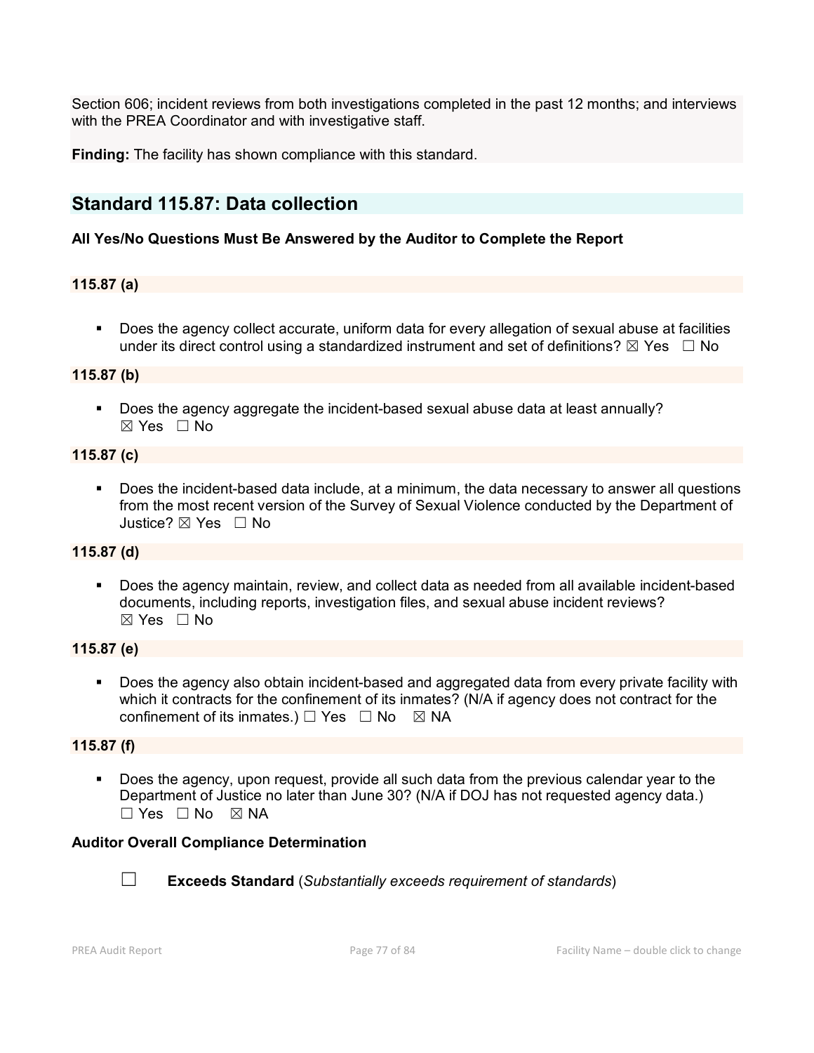Section 606; incident reviews from both investigations completed in the past 12 months; and interviews with the PREA Coordinator and with investigative staff.

**Finding:** The facility has shown compliance with this standard.

## Standard 115.87: Data collection

**All Yes/No Questions Must Be Answered by the Auditor to Complete the Report**

### 115.87 (a)

- Does the agency collect accurate, uniform data for every allegation of sexual abuse at facilities under its direct control using a standardized instrument and set of definitions? ☒ Yes ☐ No

### 115.87 (b)

- Does the agency aggregate the incident-based sexual abuse data at least annually? ☒ Yes ☐ No

### 115.87 (c)

- Does the incident-based data include, at a minimum, the data necessary to answer all questions from the most recent version of the Survey of Sexual Violence conducted by the Department of Justice? ☒ Yes ☐ No

### 115.87 (d)

- Does the agency maintain, review, and collect data as needed from all available incident-based documents, including reports, investigation files, and sexual abuse incident reviews? ☒ Yes ☐ No

### 115.87 (e)

- Does the agency also obtain incident-based and aggregated data from every private facility with which it contracts for the confinement of its inmates? (N/A if agency does not contract for the confinement of its inmates.) ☐ Yes ☐ No ☒ NA

### 115.87 (f)

- Does the agency, upon request, provide all such data from the previous calendar year to the Department of Justice no later than June 30? (N/A if DOJ has not requested agency data.) ☐ Yes ☐ No ☒ NA

**Auditor Overall Compliance Determination**

☐ **Exceeds Standard** (*Substantially exceeds requirement of standards*)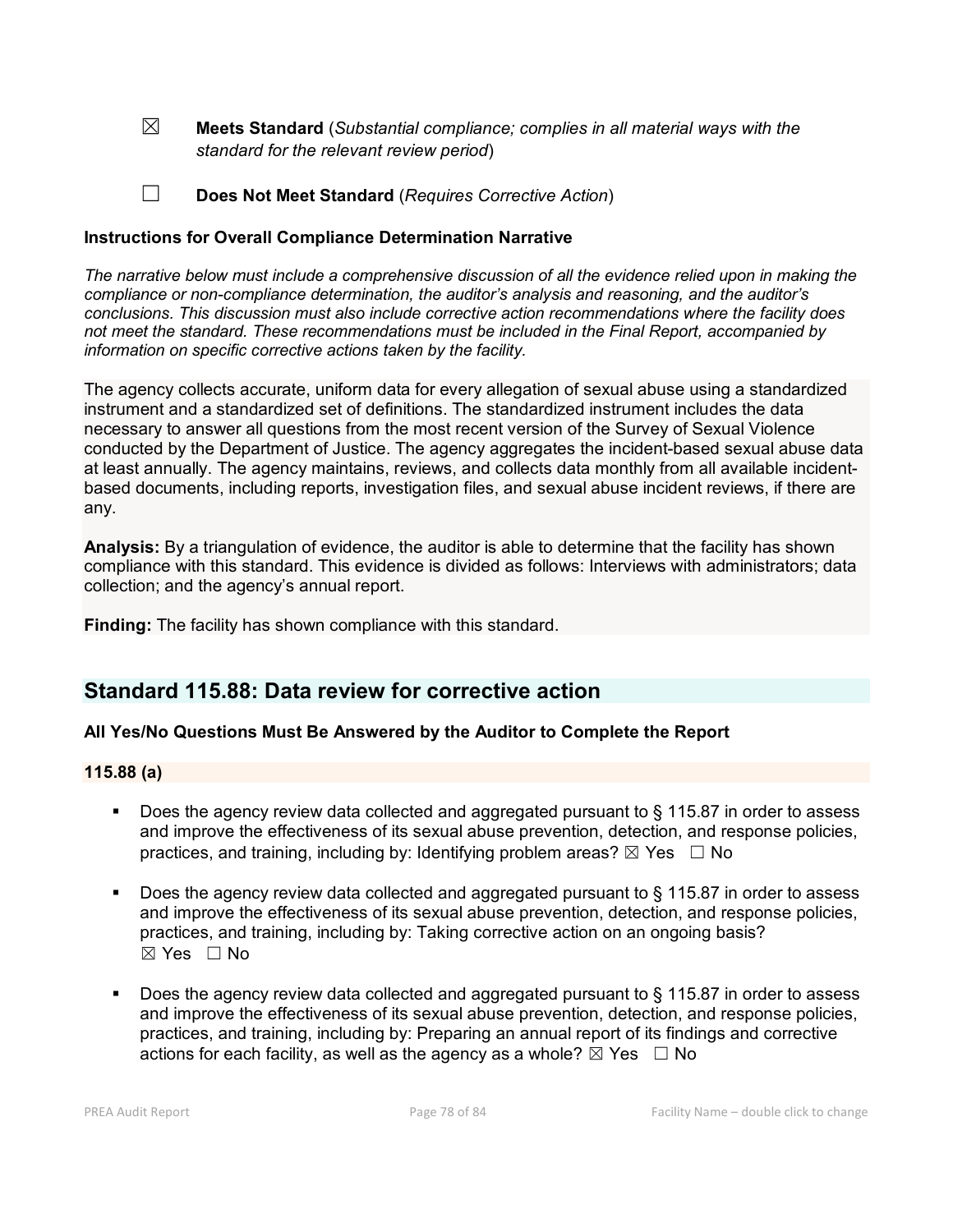☒ **Meets Standard** (*Substantial compliance; complies in all material ways with the standard for the relevant review period*)

☐ **Does Not Meet Standard** (*Requires Corrective Action*)

**Instructions for Overall Compliance Determination Narrative**

*The narrative below must include a comprehensive discussion of all the evidence relied upon in making the compliance or non-compliance determination, the auditor's analysis and reasoning, and the auditor's conclusions. This discussion must also include corrective action recommendations where the facility does not meet the standard. These recommendations must be included in the Final Report, accompanied by information on specific corrective actions taken by the facility.*

The agency collects accurate, uniform data for every allegation of sexual abuse using a standardized instrument and a standardized set of definitions. The standardized instrument includes the data necessary to answer all questions from the most recent version of the Survey of Sexual Violence conducted by the Department of Justice. The agency aggregates the incident-based sexual abuse data at least annually. The agency maintains, reviews, and collects data monthly from all available incident-based documents, including reports, investigation files, and sexual abuse incident reviews, if there are any.

**Analysis:** By a triangulation of evidence, the auditor is able to determine that the facility has shown compliance with this standard. This evidence is divided as follows: Interviews with administrators; data collection; and the agency's annual report.

**Finding:** The facility has shown compliance with this standard.

## Standard 115.88: Data review for corrective action

**All Yes/No Questions Must Be Answered by the Auditor to Complete the Report**

**115.88 (a)**

- Does the agency review data collected and aggregated pursuant to § 115.87 in order to assess and improve the effectiveness of its sexual abuse prevention, detection, and response policies, practices, and training, including by: Identifying problem areas? ☒ Yes ☐ No
- Does the agency review data collected and aggregated pursuant to § 115.87 in order to assess and improve the effectiveness of its sexual abuse prevention, detection, and response policies, practices, and training, including by: Taking corrective action on an ongoing basis? ☒ Yes ☐ No
- Does the agency review data collected and aggregated pursuant to § 115.87 in order to assess and improve the effectiveness of its sexual abuse prevention, detection, and response policies, practices, and training, including by: Preparing an annual report of its findings and corrective actions for each facility, as well as the agency as a whole? ☒ Yes ☐ No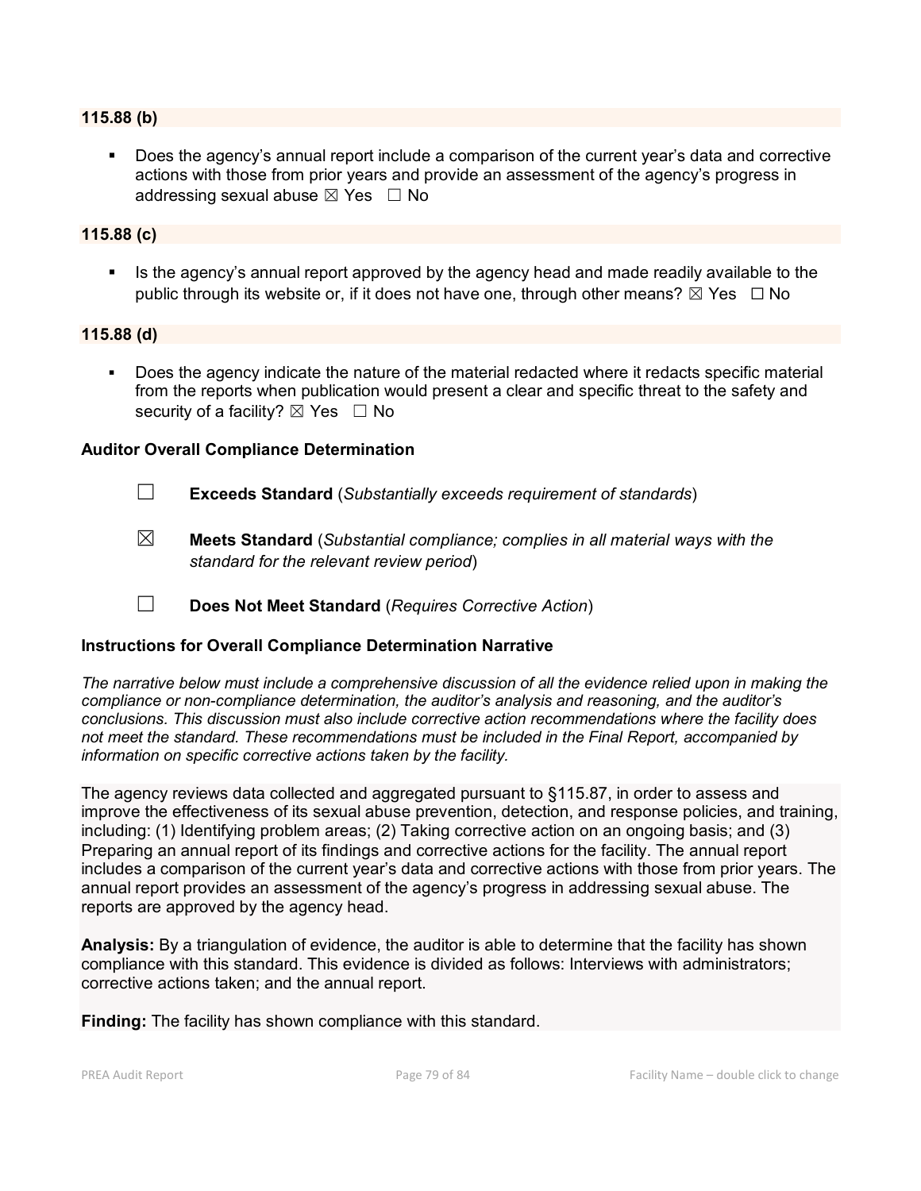**115.88 (b)**

- Does the agency's annual report include a comparison of the current year's data and corrective actions with those from prior years and provide an assessment of the agency's progress in addressing sexual abuse ☒ Yes ☐ No

**115.88 (c)**

- Is the agency's annual report approved by the agency head and made readily available to the public through its website or, if it does not have one, through other means? ☒ Yes ☐ No

**115.88 (d)**

- Does the agency indicate the nature of the material redacted where it redacts specific material from the reports when publication would present a clear and specific threat to the safety and security of a facility? ☒ Yes ☐ No

**Auditor Overall Compliance Determination**

☐ **Exceeds Standard** (*Substantially exceeds requirement of standards*)

☒ **Meets Standard** (*Substantial compliance; complies in all material ways with the standard for the relevant review period*)

☐ **Does Not Meet Standard** (*Requires Corrective Action*)

**Instructions for Overall Compliance Determination Narrative**

*The narrative below must include a comprehensive discussion of all the evidence relied upon in making the compliance or non-compliance determination, the auditor's analysis and reasoning, and the auditor's conclusions. This discussion must also include corrective action recommendations where the facility does not meet the standard. These recommendations must be included in the Final Report, accompanied by information on specific corrective actions taken by the facility.*

The agency reviews data collected and aggregated pursuant to §115.87, in order to assess and improve the effectiveness of its sexual abuse prevention, detection, and response policies, and training, including: (1) Identifying problem areas; (2) Taking corrective action on an ongoing basis; and (3) Preparing an annual report of its findings and corrective actions for the facility. The annual report includes a comparison of the current year's data and corrective actions with those from prior years. The annual report provides an assessment of the agency's progress in addressing sexual abuse. The reports are approved by the agency head.

**Analysis:** By a triangulation of evidence, the auditor is able to determine that the facility has shown compliance with this standard. This evidence is divided as follows: Interviews with administrators; corrective actions taken; and the annual report.

**Finding:** The facility has shown compliance with this standard.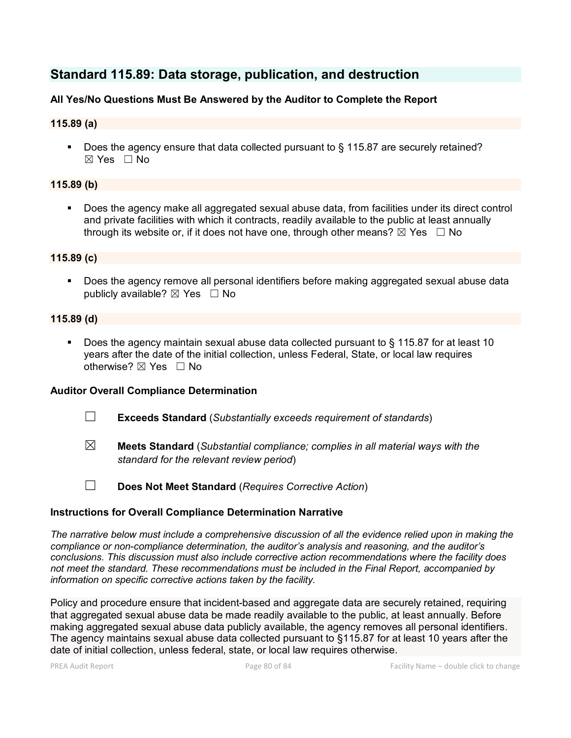## Standard 115.89: Data storage, publication, and destruction

**All Yes/No Questions Must Be Answered by the Auditor to Complete the Report**

**115.89 (a)**

- Does the agency ensure that data collected pursuant to § 115.87 are securely retained? ☒ Yes ☐ No

**115.89 (b)**

- Does the agency make all aggregated sexual abuse data, from facilities under its direct control and private facilities with which it contracts, readily available to the public at least annually through its website or, if it does not have one, through other means? ☒ Yes ☐ No

**115.89 (c)**

- Does the agency remove all personal identifiers before making aggregated sexual abuse data publicly available? ☒ Yes ☐ No

**115.89 (d)**

- Does the agency maintain sexual abuse data collected pursuant to § 115.87 for at least 10 years after the date of the initial collection, unless Federal, State, or local law requires otherwise? ☒ Yes ☐ No

**Auditor Overall Compliance Determination**

☐ **Exceeds Standard** (*Substantially exceeds requirement of standards*)

☒ **Meets Standard** (*Substantial compliance; complies in all material ways with the standard for the relevant review period*)

☐ **Does Not Meet Standard** (*Requires Corrective Action*)

**Instructions for Overall Compliance Determination Narrative**

*The narrative below must include a comprehensive discussion of all the evidence relied upon in making the compliance or non-compliance determination, the auditor's analysis and reasoning, and the auditor's conclusions. This discussion must also include corrective action recommendations where the facility does not meet the standard. These recommendations must be included in the Final Report, accompanied by information on specific corrective actions taken by the facility.*

Policy and procedure ensure that incident-based and aggregate data are securely retained, requiring that aggregated sexual abuse data be made readily available to the public, at least annually. Before making aggregated sexual abuse data publicly available, the agency removes all personal identifiers. The agency maintains sexual abuse data collected pursuant to §115.87 for at least 10 years after the date of initial collection, unless federal, state, or local law requires otherwise.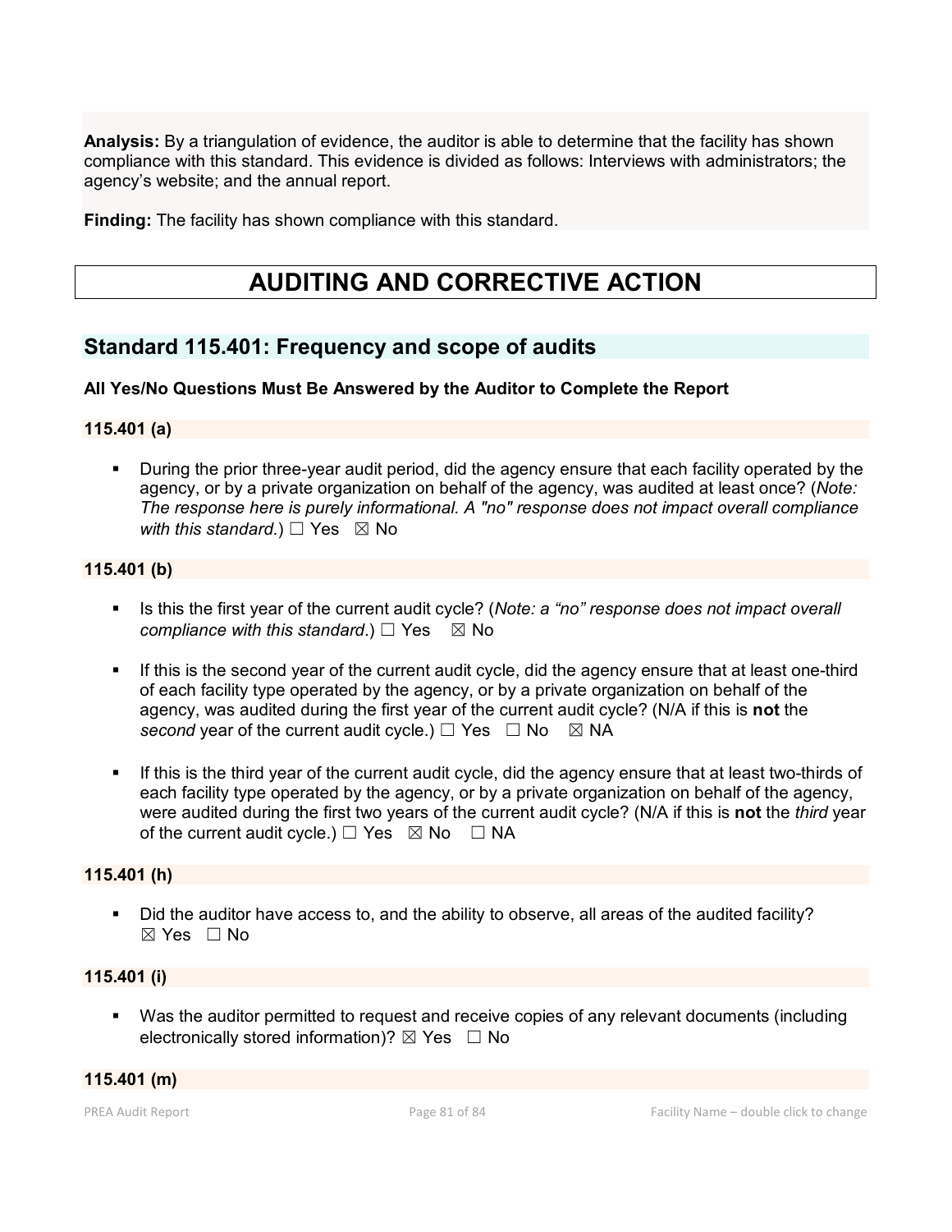**Analysis:** By a triangulation of evidence, the auditor is able to determine that the facility has shown compliance with this standard. This evidence is divided as follows: Interviews with administrators; the agency's website; and the annual report.

**Finding:** The facility has shown compliance with this standard.

# AUDITING AND CORRECTIVE ACTION

## Standard 115.401: Frequency and scope of audits

**All Yes/No Questions Must Be Answered by the Auditor to Complete the Report**

**115.401 (a)**

- During the prior three-year audit period, did the agency ensure that each facility operated by the agency, or by a private organization on behalf of the agency, was audited at least once? (*Note: The response here is purely informational. A "no" response does not impact overall compliance with this standard.*) ☐ Yes ☒ No

**115.401 (b)**

- Is this the first year of the current audit cycle? (*Note: a "no" response does not impact overall compliance with this standard*.) ☐ Yes ☒ No
- If this is the second year of the current audit cycle, did the agency ensure that at least one-third of each facility type operated by the agency, or by a private organization on behalf of the agency, was audited during the first year of the current audit cycle? (N/A if this is **not** the *second* year of the current audit cycle.) ☐ Yes ☐ No ☒ NA
- If this is the third year of the current audit cycle, did the agency ensure that at least two-thirds of each facility type operated by the agency, or by a private organization on behalf of the agency, were audited during the first two years of the current audit cycle? (N/A if this is **not** the *third* year of the current audit cycle.) ☐ Yes ☒ No ☐ NA

**115.401 (h)**

- Did the auditor have access to, and the ability to observe, all areas of the audited facility? ☒ Yes ☐ No

**115.401 (i)**

- Was the auditor permitted to request and receive copies of any relevant documents (including electronically stored information)? ☒ Yes ☐ No

**115.401 (m)**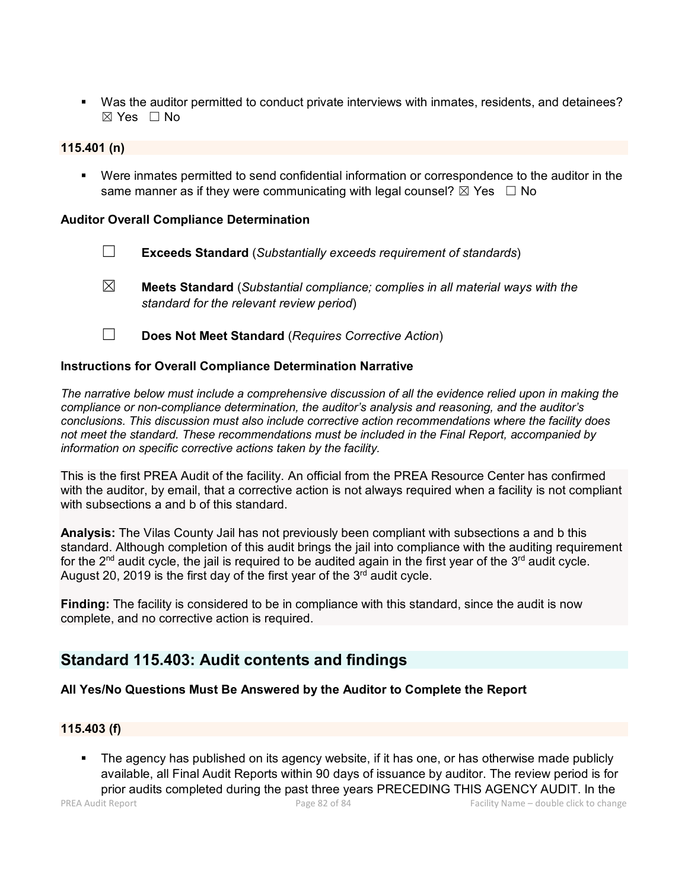- Was the auditor permitted to conduct private interviews with inmates, residents, and detainees? ☒ Yes ☐ No

**115.401 (n)**

- Were inmates permitted to send confidential information or correspondence to the auditor in the same manner as if they were communicating with legal counsel? ☒ Yes ☐ No

**Auditor Overall Compliance Determination**

☐ **Exceeds Standard** (*Substantially exceeds requirement of standards*)

☒ **Meets Standard** (*Substantial compliance; complies in all material ways with the standard for the relevant review period*)

☐ **Does Not Meet Standard** (*Requires Corrective Action*)

**Instructions for Overall Compliance Determination Narrative**

*The narrative below must include a comprehensive discussion of all the evidence relied upon in making the compliance or non-compliance determination, the auditor's analysis and reasoning, and the auditor's conclusions. This discussion must also include corrective action recommendations where the facility does not meet the standard. These recommendations must be included in the Final Report, accompanied by information on specific corrective actions taken by the facility.*

This is the first PREA Audit of the facility. An official from the PREA Resource Center has confirmed with the auditor, by email, that a corrective action is not always required when a facility is not compliant with subsections a and b of this standard.

**Analysis:** The Vilas County Jail has not previously been compliant with subsections a and b this standard. Although completion of this audit brings the jail into compliance with the auditing requirement for the 2nd audit cycle, the jail is required to be audited again in the first year of the 3rd audit cycle. August 20, 2019 is the first day of the first year of the 3rd audit cycle.

**Finding:** The facility is considered to be in compliance with this standard, since the audit is now complete, and no corrective action is required.

## Standard 115.403: Audit contents and findings

**All Yes/No Questions Must Be Answered by the Auditor to Complete the Report**

**115.403 (f)**

- The agency has published on its agency website, if it has one, or has otherwise made publicly available, all Final Audit Reports within 90 days of issuance by auditor. The review period is for prior audits completed during the past three years PRECEDING THIS AGENCY AUDIT. In the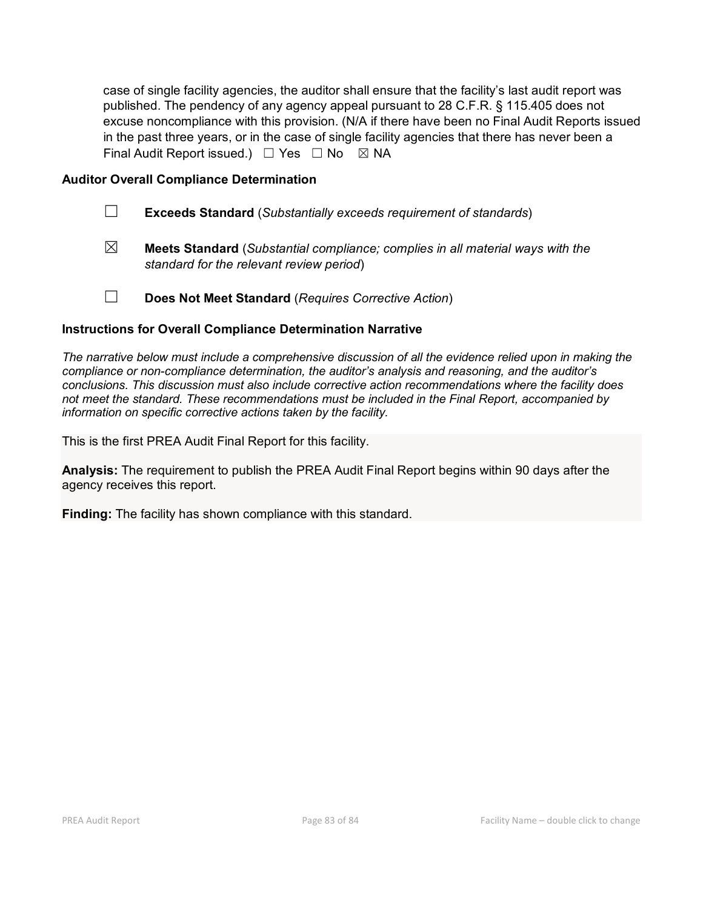case of single facility agencies, the auditor shall ensure that the facility's last audit report was published. The pendency of any agency appeal pursuant to 28 C.F.R. § 115.405 does not excuse noncompliance with this provision. (N/A if there have been no Final Audit Reports issued in the past three years, or in the case of single facility agencies that there has never been a Final Audit Report issued.) ☐ Yes ☐ No ☒ NA

**Auditor Overall Compliance Determination**

☐ **Exceeds Standard** (*Substantially exceeds requirement of standards*)

☒ **Meets Standard** (*Substantial compliance; complies in all material ways with the standard for the relevant review period*)

☐ **Does Not Meet Standard** (*Requires Corrective Action*)

**Instructions for Overall Compliance Determination Narrative**

*The narrative below must include a comprehensive discussion of all the evidence relied upon in making the compliance or non-compliance determination, the auditor's analysis and reasoning, and the auditor's conclusions. This discussion must also include corrective action recommendations where the facility does not meet the standard. These recommendations must be included in the Final Report, accompanied by information on specific corrective actions taken by the facility.*

This is the first PREA Audit Final Report for this facility.

**Analysis:** The requirement to publish the PREA Audit Final Report begins within 90 days after the agency receives this report.

**Finding:** The facility has shown compliance with this standard.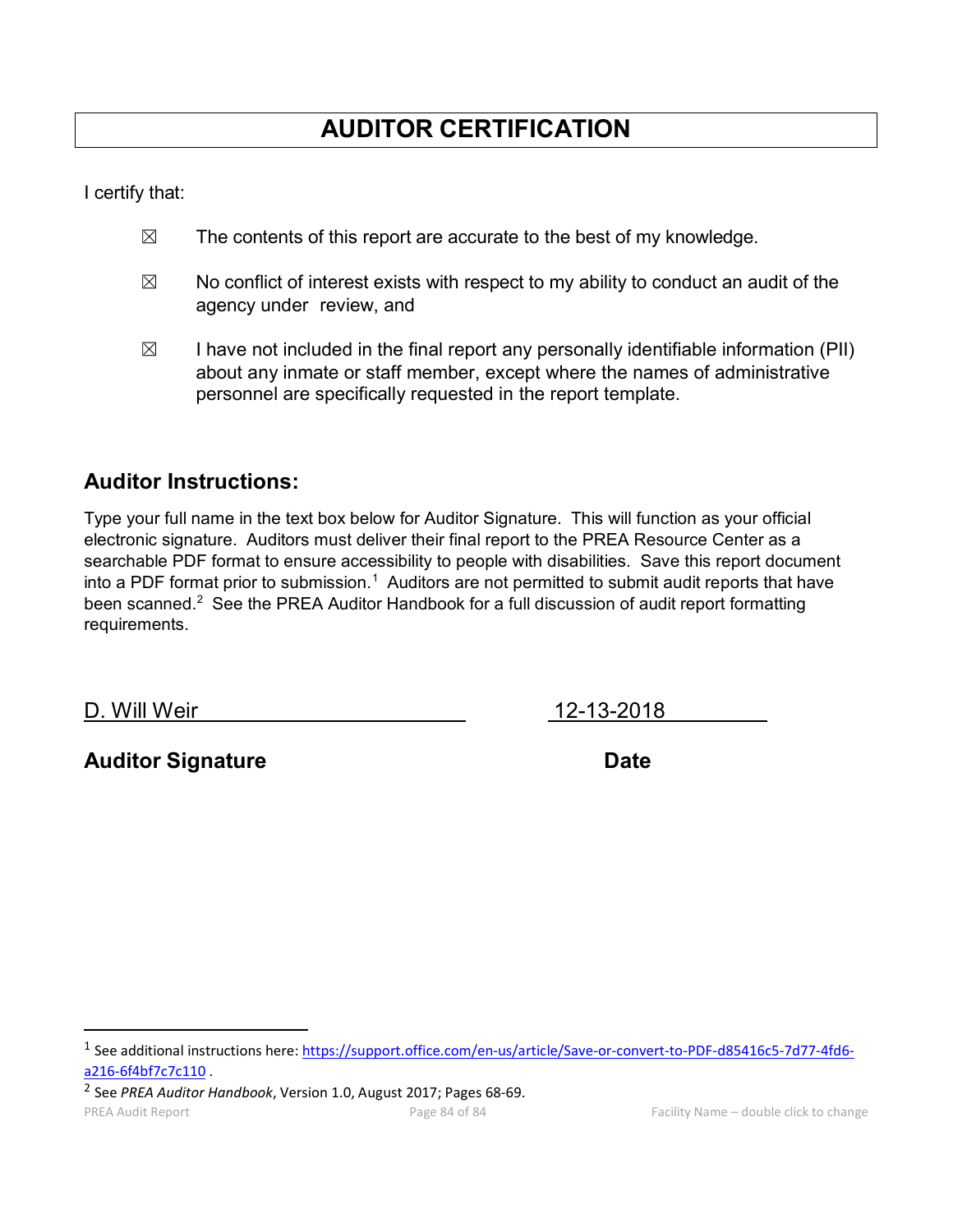# AUDITOR CERTIFICATION

I certify that:

☒ The contents of this report are accurate to the best of my knowledge.

☒ No conflict of interest exists with respect to my ability to conduct an audit of the agency under review, and

☒ I have not included in the final report any personally identifiable information (PII) about any inmate or staff member, except where the names of administrative personnel are specifically requested in the report template.

## Auditor Instructions:

Type your full name in the text box below for Auditor Signature. This will function as your official electronic signature. Auditors must deliver their final report to the PREA Resource Center as a searchable PDF format to ensure accessibility to people with disabilities. Save this report document into a PDF format prior to submission.[1] Auditors are not permitted to submit audit reports that have been scanned.[2] See the PREA Auditor Handbook for a full discussion of audit report formatting requirements.

D. Will Weir                                        12-13-2018

**Auditor Signature**                              **Date**

---

[1] See additional instructions here: https://support.office.com/en-us/article/Save-or-convert-to-PDF-d85416c5-7d77-4fd6-a216-6f4bf7c7c110 .

[2] See *PREA Auditor Handbook*, Version 1.0, August 2017; Pages 68-69.